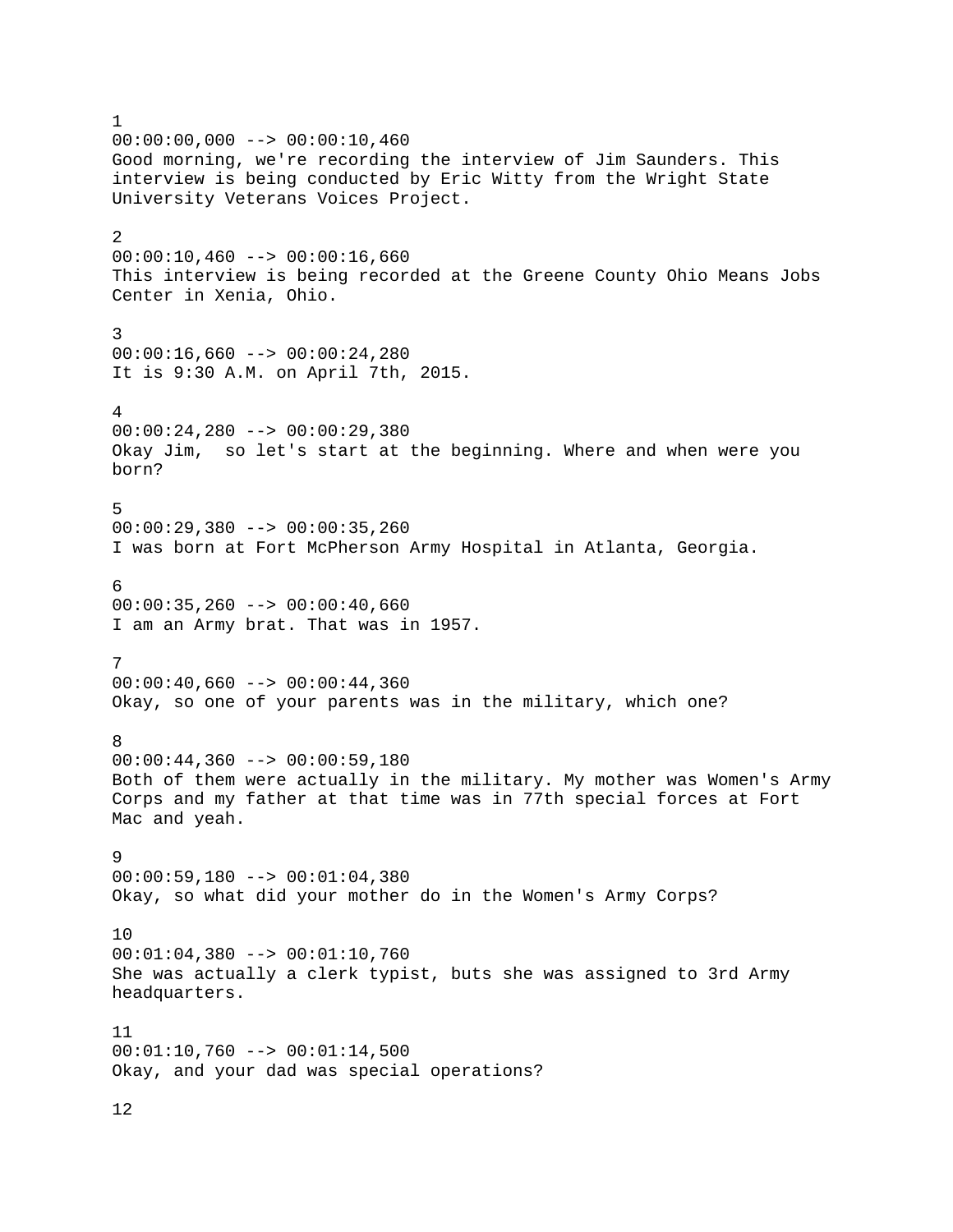1
00:00:00,000 --> 00:00:10,460
Good morning, we're recording the interview of Jim Saunders. This interview is being conducted by Eric Witty from the Wright State University Veterans Voices Project.

2
00:00:10,460 --> 00:00:16,660
This interview is being recorded at the Greene County Ohio Means Jobs Center in Xenia, Ohio.

3
00:00:16,660 --> 00:00:24,280
It is 9:30 A.M. on April 7th, 2015.

4
00:00:24,280 --> 00:00:29,380
Okay Jim,  so let's start at the beginning. Where and when were you born?

5
00:00:29,380 --> 00:00:35,260
I was born at Fort McPherson Army Hospital in Atlanta, Georgia.

6
00:00:35,260 --> 00:00:40,660
I am an Army brat. That was in 1957.

7
00:00:40,660 --> 00:00:44,360
Okay, so one of your parents was in the military, which one?

8
00:00:44,360 --> 00:00:59,180
Both of them were actually in the military. My mother was Women's Army Corps and my father at that time was in 77th special forces at Fort Mac and yeah.

9
00:00:59,180 --> 00:01:04,380
Okay, so what did your mother do in the Women's Army Corps?

10
00:01:04,380 --> 00:01:10,760
She was actually a clerk typist, buts she was assigned to 3rd Army headquarters.

11
00:01:10,760 --> 00:01:14,500
Okay, and your dad was special operations?

12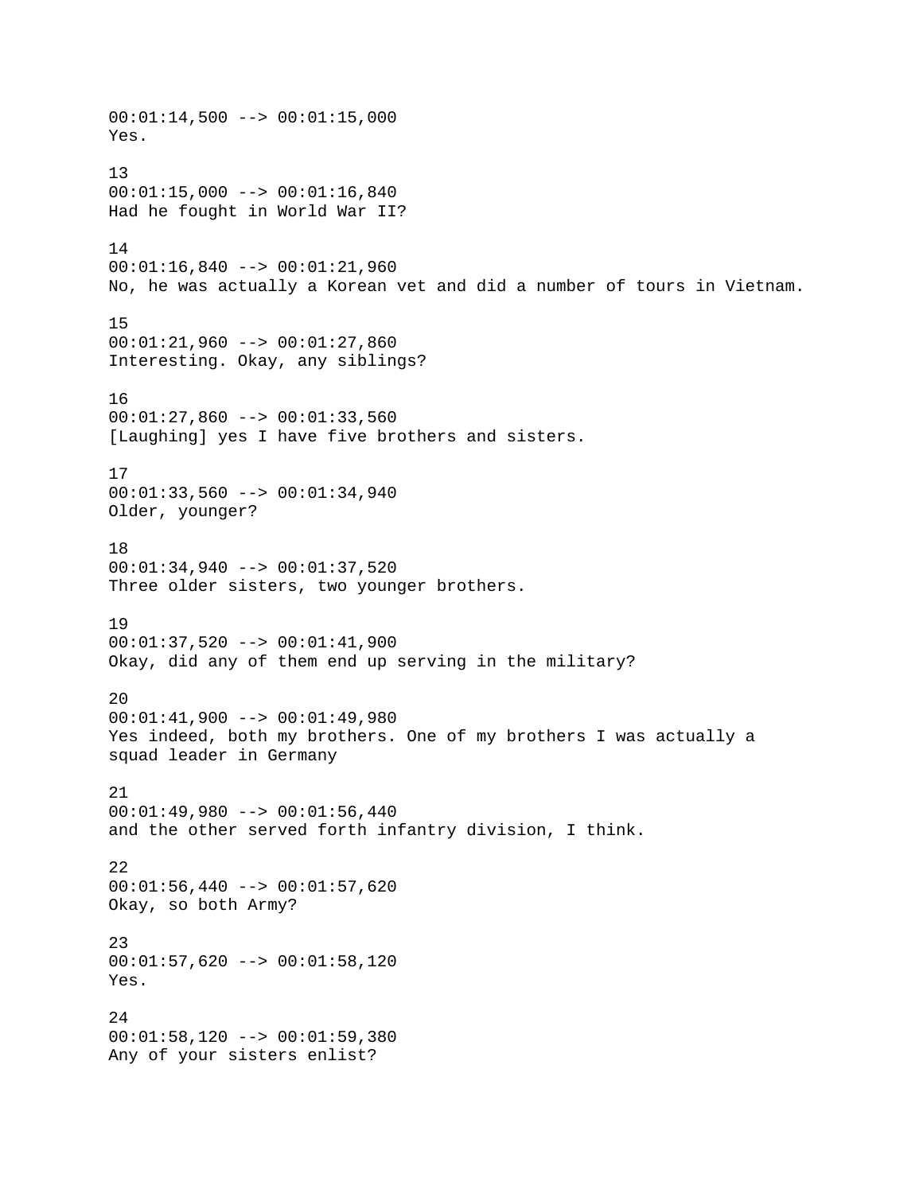00:01:14,500 --> 00:01:15,000
Yes.

13
00:01:15,000 --> 00:01:16,840
Had he fought in World War II?

14
00:01:16,840 --> 00:01:21,960
No, he was actually a Korean vet and did a number of tours in Vietnam.

15
00:01:21,960 --> 00:01:27,860
Interesting. Okay, any siblings?

16
00:01:27,860 --> 00:01:33,560
[Laughing] yes I have five brothers and sisters.

17
00:01:33,560 --> 00:01:34,940
Older, younger?

18
00:01:34,940 --> 00:01:37,520
Three older sisters, two younger brothers.

19
00:01:37,520 --> 00:01:41,900
Okay, did any of them end up serving in the military?

20
00:01:41,900 --> 00:01:49,980
Yes indeed, both my brothers. One of my brothers I was actually a squad leader in Germany

21
00:01:49,980 --> 00:01:56,440
and the other served forth infantry division, I think.

22
00:01:56,440 --> 00:01:57,620
Okay, so both Army?

23
00:01:57,620 --> 00:01:58,120
Yes.

24
00:01:58,120 --> 00:01:59,380
Any of your sisters enlist?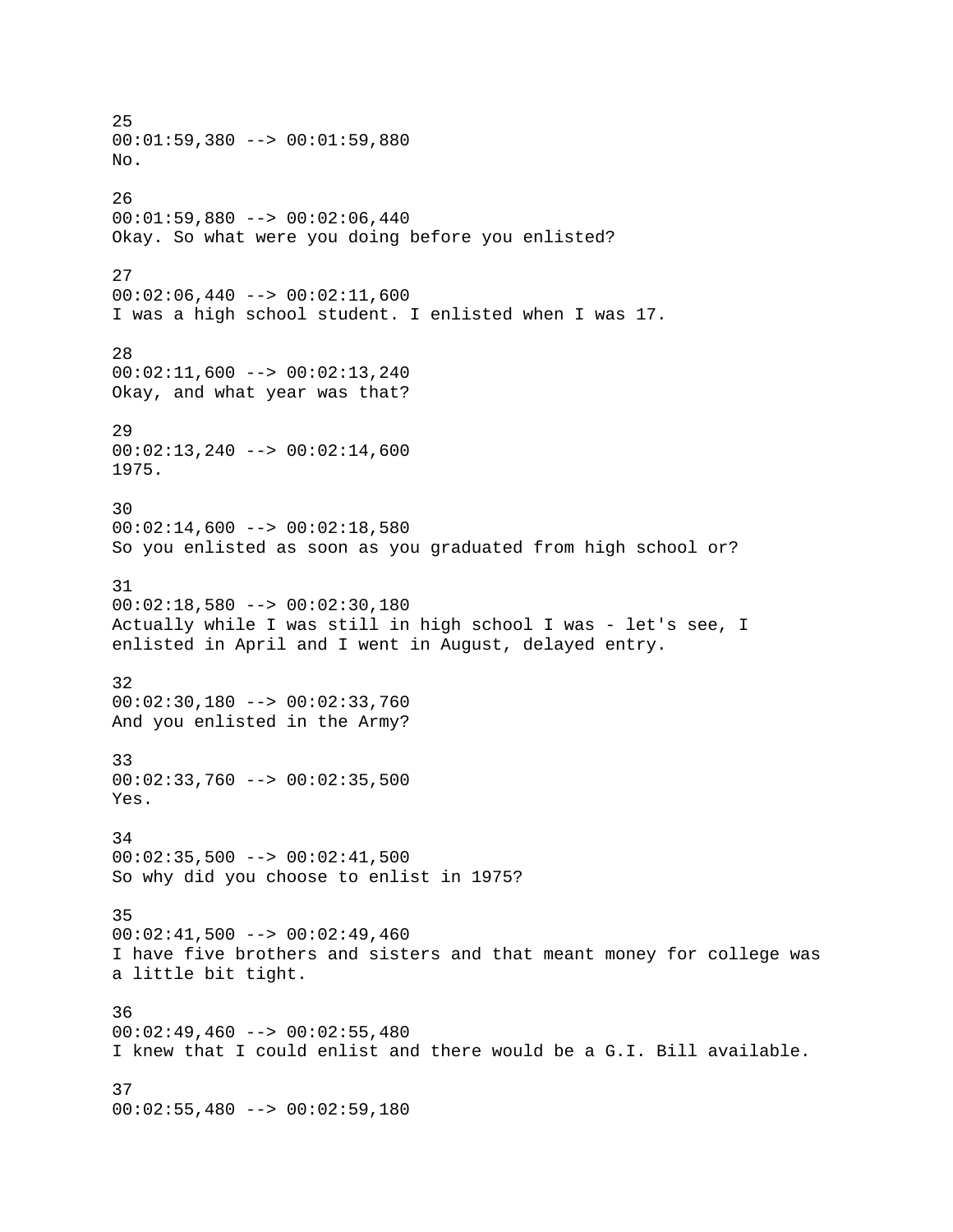25
00:01:59,380 --> 00:01:59,880
No.

26
00:01:59,880 --> 00:02:06,440
Okay. So what were you doing before you enlisted?

27
00:02:06,440 --> 00:02:11,600
I was a high school student. I enlisted when I was 17.

28
00:02:11,600 --> 00:02:13,240
Okay, and what year was that?

29
00:02:13,240 --> 00:02:14,600
1975.

30
00:02:14,600 --> 00:02:18,580
So you enlisted as soon as you graduated from high school or?

31
00:02:18,580 --> 00:02:30,180
Actually while I was still in high school I was - let's see, I enlisted in April and I went in August, delayed entry.

32
00:02:30,180 --> 00:02:33,760
And you enlisted in the Army?

33
00:02:33,760 --> 00:02:35,500
Yes.

34
00:02:35,500 --> 00:02:41,500
So why did you choose to enlist in 1975?

35
00:02:41,500 --> 00:02:49,460
I have five brothers and sisters and that meant money for college was a little bit tight.

36
00:02:49,460 --> 00:02:55,480
I knew that I could enlist and there would be a G.I. Bill available.

37
00:02:55,480 --> 00:02:59,180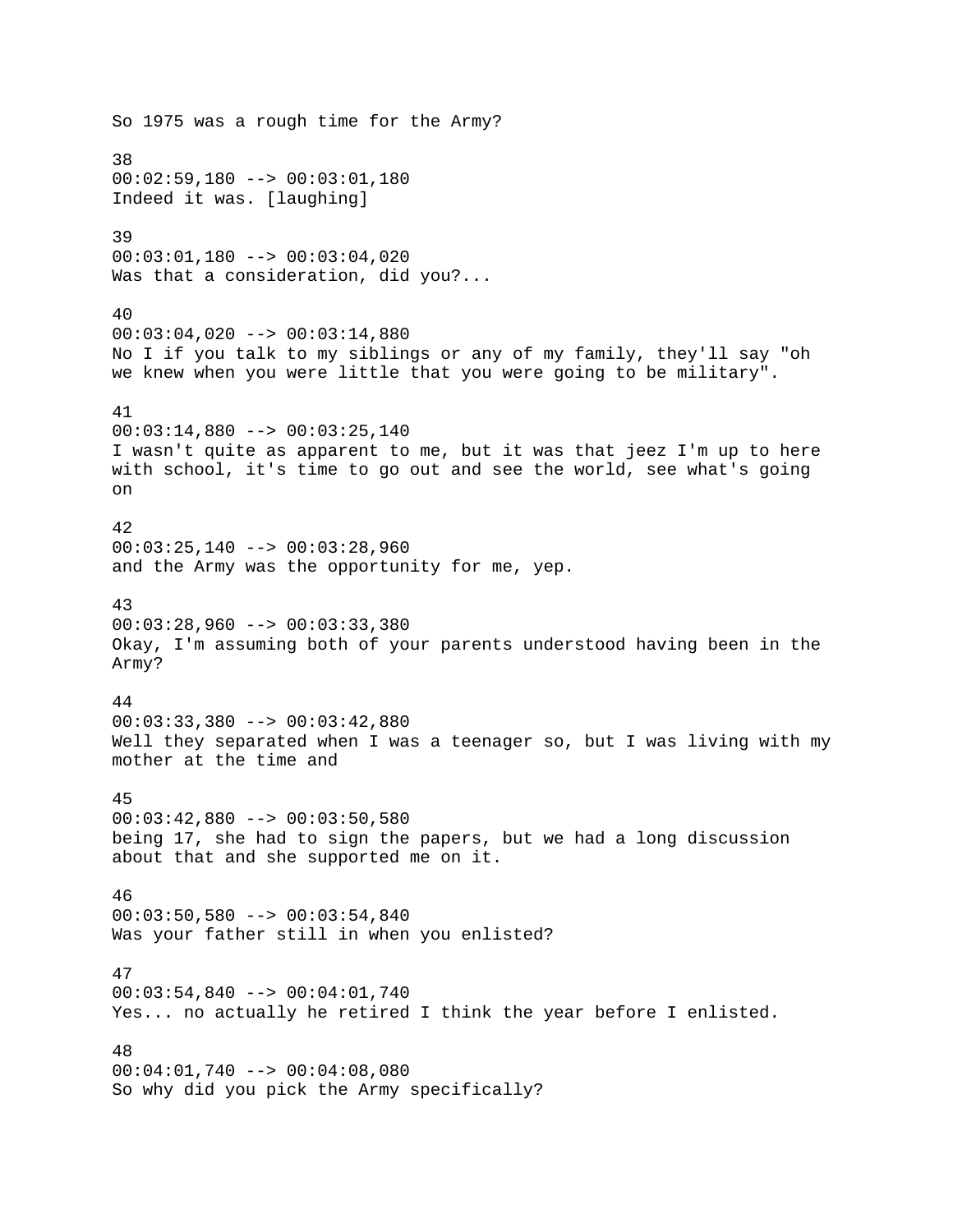So 1975 was a rough time for the Army?

38
00:02:59,180 --> 00:03:01,180
Indeed it was. [laughing]

39
00:03:01,180 --> 00:03:04,020
Was that a consideration, did you?...

40
00:03:04,020 --> 00:03:14,880
No I if you talk to my siblings or any of my family, they'll say "oh we knew when you were little that you were going to be military".

41
00:03:14,880 --> 00:03:25,140
I wasn't quite as apparent to me, but it was that jeez I'm up to here with school, it's time to go out and see the world, see what's going on

42
00:03:25,140 --> 00:03:28,960
and the Army was the opportunity for me, yep.

43
00:03:28,960 --> 00:03:33,380
Okay, I'm assuming both of your parents understood having been in the Army?

44
00:03:33,380 --> 00:03:42,880
Well they separated when I was a teenager so, but I was living with my mother at the time and

45
00:03:42,880 --> 00:03:50,580
being 17, she had to sign the papers, but we had a long discussion about that and she supported me on it.

46
00:03:50,580 --> 00:03:54,840
Was your father still in when you enlisted?

47
00:03:54,840 --> 00:04:01,740
Yes... no actually he retired I think the year before I enlisted.

48
00:04:01,740 --> 00:04:08,080
So why did you pick the Army specifically?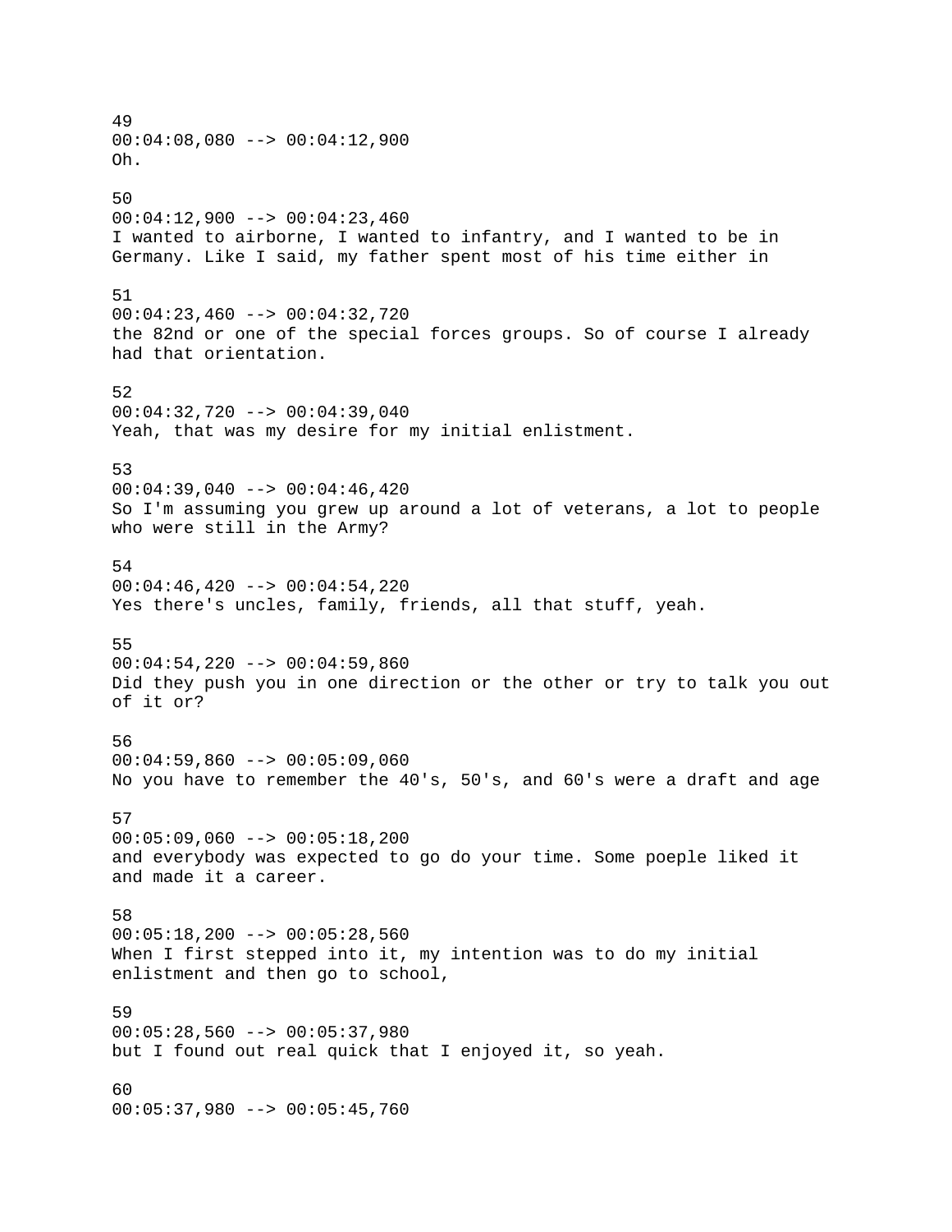49
00:04:08,080 --> 00:04:12,900
Oh.

50
00:04:12,900 --> 00:04:23,460
I wanted to airborne, I wanted to infantry, and I wanted to be in Germany. Like I said, my father spent most of his time either in

51
00:04:23,460 --> 00:04:32,720
the 82nd or one of the special forces groups. So of course I already had that orientation.

52
00:04:32,720 --> 00:04:39,040
Yeah, that was my desire for my initial enlistment.

53
00:04:39,040 --> 00:04:46,420
So I'm assuming you grew up around a lot of veterans, a lot to people who were still in the Army?

54
00:04:46,420 --> 00:04:54,220
Yes there's uncles, family, friends, all that stuff, yeah.

55
00:04:54,220 --> 00:04:59,860
Did they push you in one direction or the other or try to talk you out of it or?

56
00:04:59,860 --> 00:05:09,060
No you have to remember the 40's, 50's, and 60's were a draft and age

57
00:05:09,060 --> 00:05:18,200
and everybody was expected to go do your time. Some poeple liked it and made it a career.

58
00:05:18,200 --> 00:05:28,560
When I first stepped into it, my intention was to do my initial enlistment and then go to school,

59
00:05:28,560 --> 00:05:37,980
but I found out real quick that I enjoyed it, so yeah.

60
00:05:37,980 --> 00:05:45,760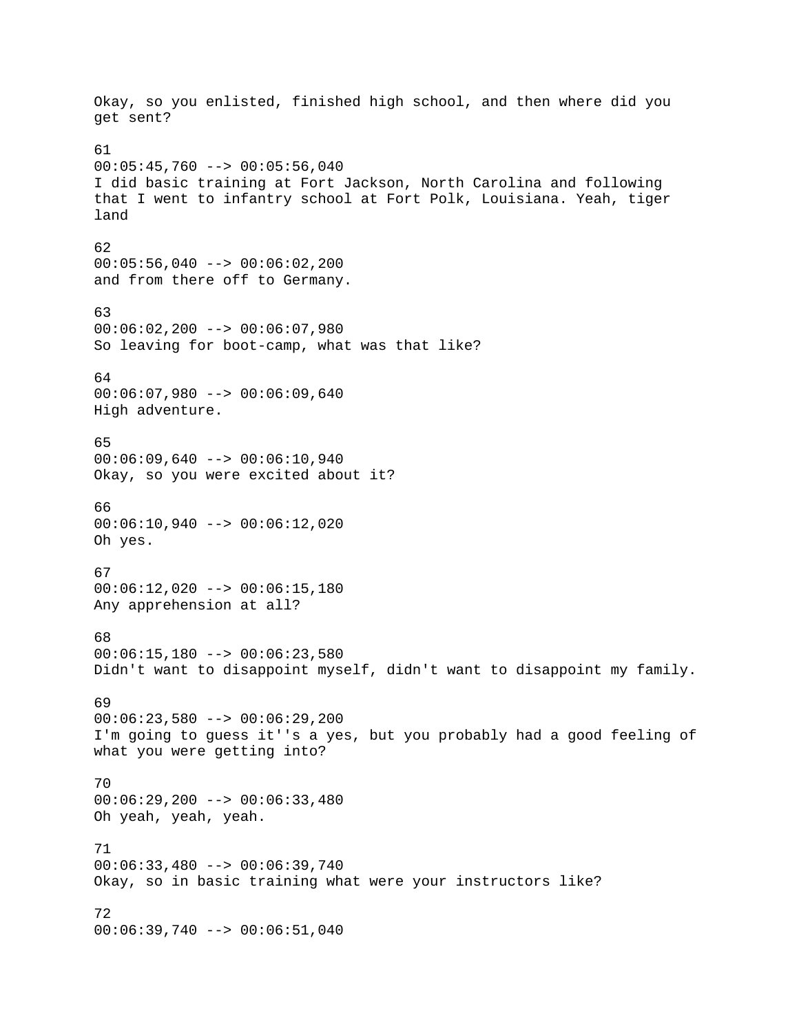Okay, so you enlisted, finished high school, and then where did you get sent?

61
00:05:45,760 --> 00:05:56,040
I did basic training at Fort Jackson, North Carolina and following that I went to infantry school at Fort Polk, Louisiana. Yeah, tiger land

62
00:05:56,040 --> 00:06:02,200
and from there off to Germany.

63
00:06:02,200 --> 00:06:07,980
So leaving for boot-camp, what was that like?

64
00:06:07,980 --> 00:06:09,640
High adventure.

65
00:06:09,640 --> 00:06:10,940
Okay, so you were excited about it?

66
00:06:10,940 --> 00:06:12,020
Oh yes.

67
00:06:12,020 --> 00:06:15,180
Any apprehension at all?

68
00:06:15,180 --> 00:06:23,580
Didn't want to disappoint myself, didn't want to disappoint my family.

69
00:06:23,580 --> 00:06:29,200
I'm going to guess it''s a yes, but you probably had a good feeling of what you were getting into?

70
00:06:29,200 --> 00:06:33,480
Oh yeah, yeah, yeah.

71
00:06:33,480 --> 00:06:39,740
Okay, so in basic training what were your instructors like?

72
00:06:39,740 --> 00:06:51,040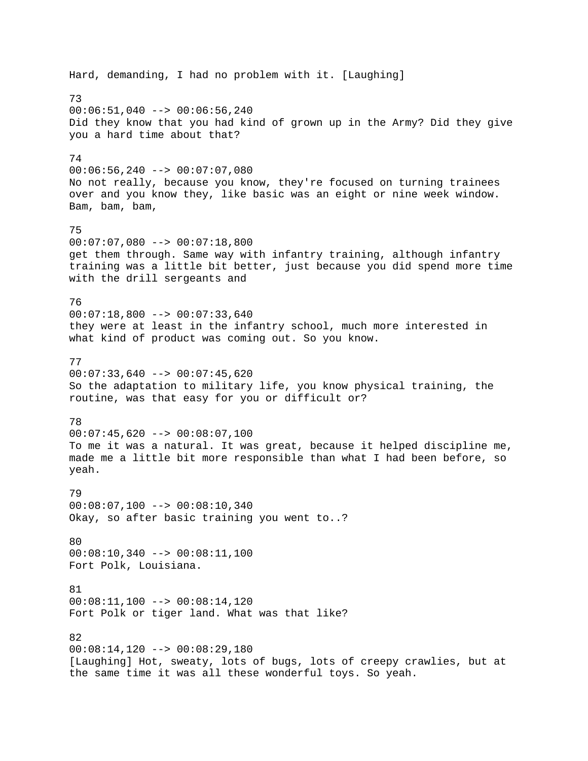Hard, demanding, I had no problem with it. [Laughing]

73
00:06:51,040 --> 00:06:56,240
Did they know that you had kind of grown up in the Army? Did they give you a hard time about that?

74
00:06:56,240 --> 00:07:07,080
No not really, because you know, they're focused on turning trainees over and you know they, like basic was an eight or nine week window. Bam, bam, bam,

75
00:07:07,080 --> 00:07:18,800
get them through. Same way with infantry training, although infantry training was a little bit better, just because you did spend more time with the drill sergeants and

76
00:07:18,800 --> 00:07:33,640
they were at least in the infantry school, much more interested in what kind of product was coming out. So you know.

77
00:07:33,640 --> 00:07:45,620
So the adaptation to military life, you know physical training, the routine, was that easy for you or difficult or?

78
00:07:45,620 --> 00:08:07,100
To me it was a natural. It was great, because it helped discipline me, made me a little bit more responsible than what I had been before, so yeah.

79
00:08:07,100 --> 00:08:10,340
Okay, so after basic training you went to..?

80
00:08:10,340 --> 00:08:11,100
Fort Polk, Louisiana.

81
00:08:11,100 --> 00:08:14,120
Fort Polk or tiger land. What was that like?

82
00:08:14,120 --> 00:08:29,180
[Laughing] Hot, sweaty, lots of bugs, lots of creepy crawlies, but at the same time it was all these wonderful toys. So yeah.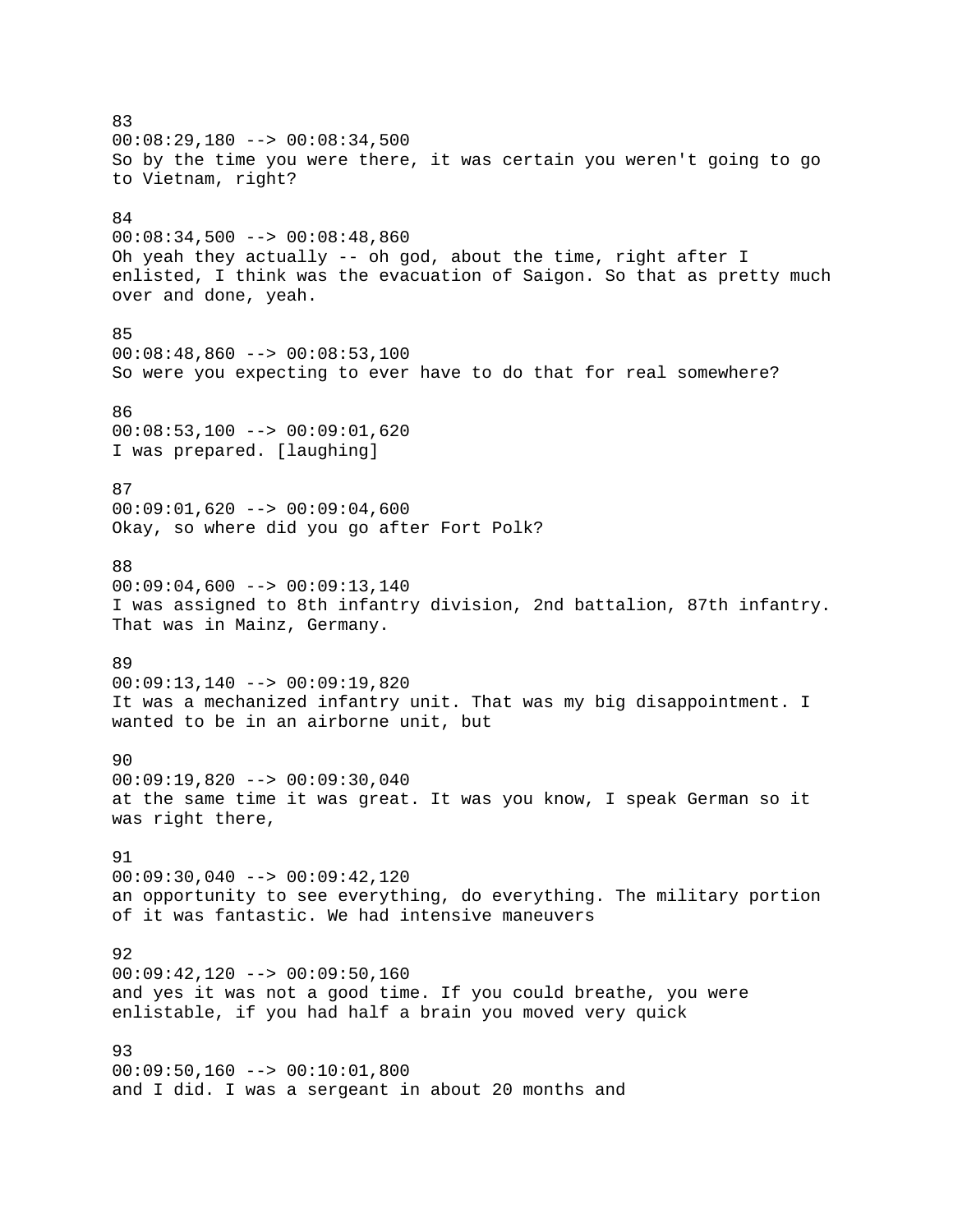83
00:08:29,180 --> 00:08:34,500
So by the time you were there, it was certain you weren't going to go to Vietnam, right?

84
00:08:34,500 --> 00:08:48,860
Oh yeah they actually -- oh god, about the time, right after I enlisted, I think was the evacuation of Saigon. So that as pretty much over and done, yeah.

85
00:08:48,860 --> 00:08:53,100
So were you expecting to ever have to do that for real somewhere?

86
00:08:53,100 --> 00:09:01,620
I was prepared. [laughing]

87
00:09:01,620 --> 00:09:04,600
Okay, so where did you go after Fort Polk?

88
00:09:04,600 --> 00:09:13,140
I was assigned to 8th infantry division, 2nd battalion, 87th infantry. That was in Mainz, Germany.

89
00:09:13,140 --> 00:09:19,820
It was a mechanized infantry unit. That was my big disappointment. I wanted to be in an airborne unit, but

90
00:09:19,820 --> 00:09:30,040
at the same time it was great. It was you know, I speak German so it was right there,

91
00:09:30,040 --> 00:09:42,120
an opportunity to see everything, do everything. The military portion of it was fantastic. We had intensive maneuvers

92
00:09:42,120 --> 00:09:50,160
and yes it was not a good time. If you could breathe, you were enlistable, if you had half a brain you moved very quick

93
00:09:50,160 --> 00:10:01,800
and I did. I was a sergeant in about 20 months and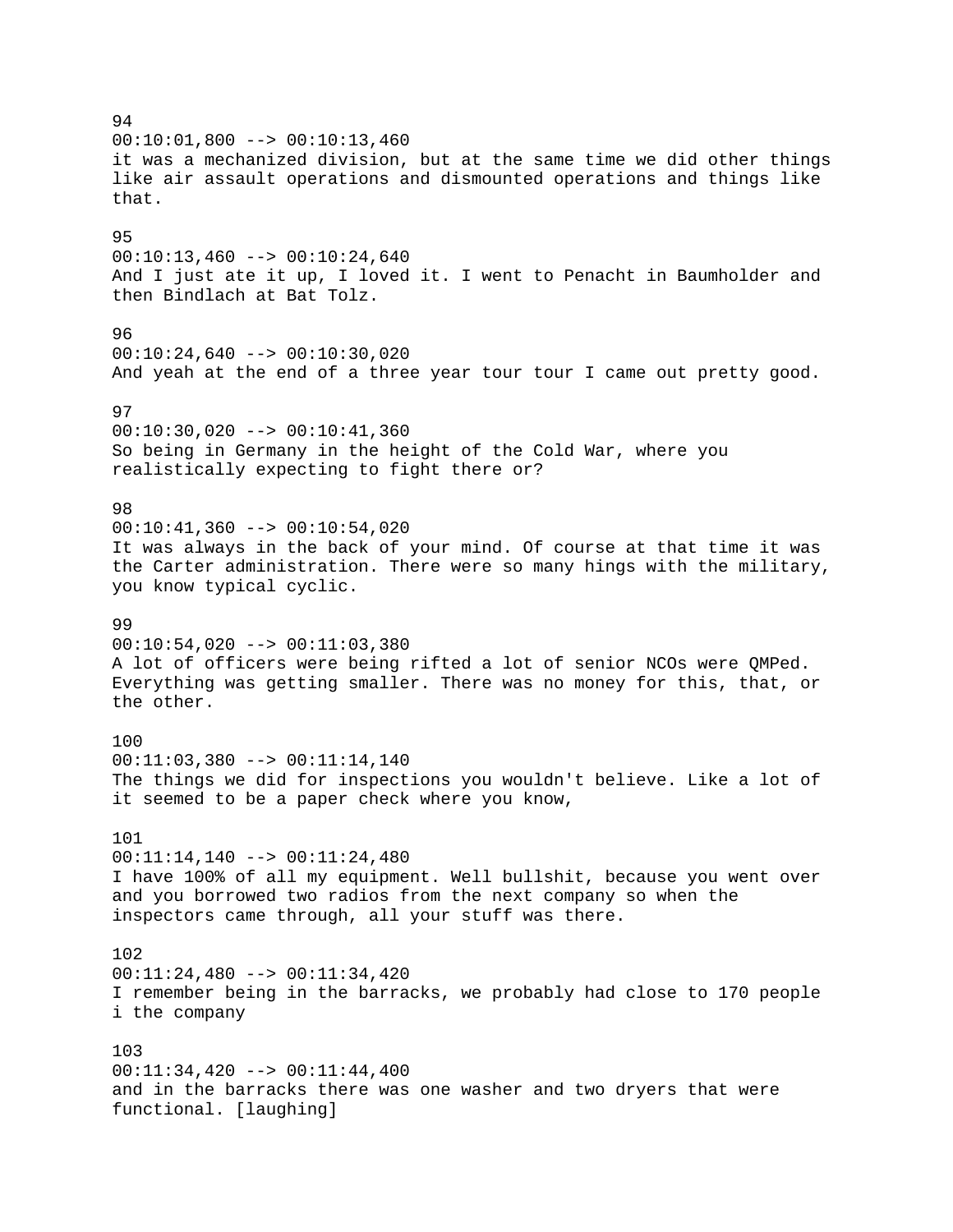94
00:10:01,800 --> 00:10:13,460
it was a mechanized division, but at the same time we did other things like air assault operations and dismounted operations and things like that.

95
00:10:13,460 --> 00:10:24,640
And I just ate it up, I loved it. I went to Penacht in Baumholder and then Bindlach at Bat Tolz.

96
00:10:24,640 --> 00:10:30,020
And yeah at the end of a three year tour tour I came out pretty good.

97
00:10:30,020 --> 00:10:41,360
So being in Germany in the height of the Cold War, where you realistically expecting to fight there or?

98
00:10:41,360 --> 00:10:54,020
It was always in the back of your mind. Of course at that time it was the Carter administration. There were so many hings with the military, you know typical cyclic.

99
00:10:54,020 --> 00:11:03,380
A lot of officers were being rifted a lot of senior NCOs were QMPed. Everything was getting smaller. There was no money for this, that, or the other.

100
00:11:03,380 --> 00:11:14,140
The things we did for inspections you wouldn't believe. Like a lot of it seemed to be a paper check where you know,

101
00:11:14,140 --> 00:11:24,480
I have 100% of all my equipment. Well bullshit, because you went over and you borrowed two radios from the next company so when the inspectors came through, all your stuff was there.

102
00:11:24,480 --> 00:11:34,420
I remember being in the barracks, we probably had close to 170 people i the company

103
00:11:34,420 --> 00:11:44,400
and in the barracks there was one washer and two dryers that were functional. [laughing]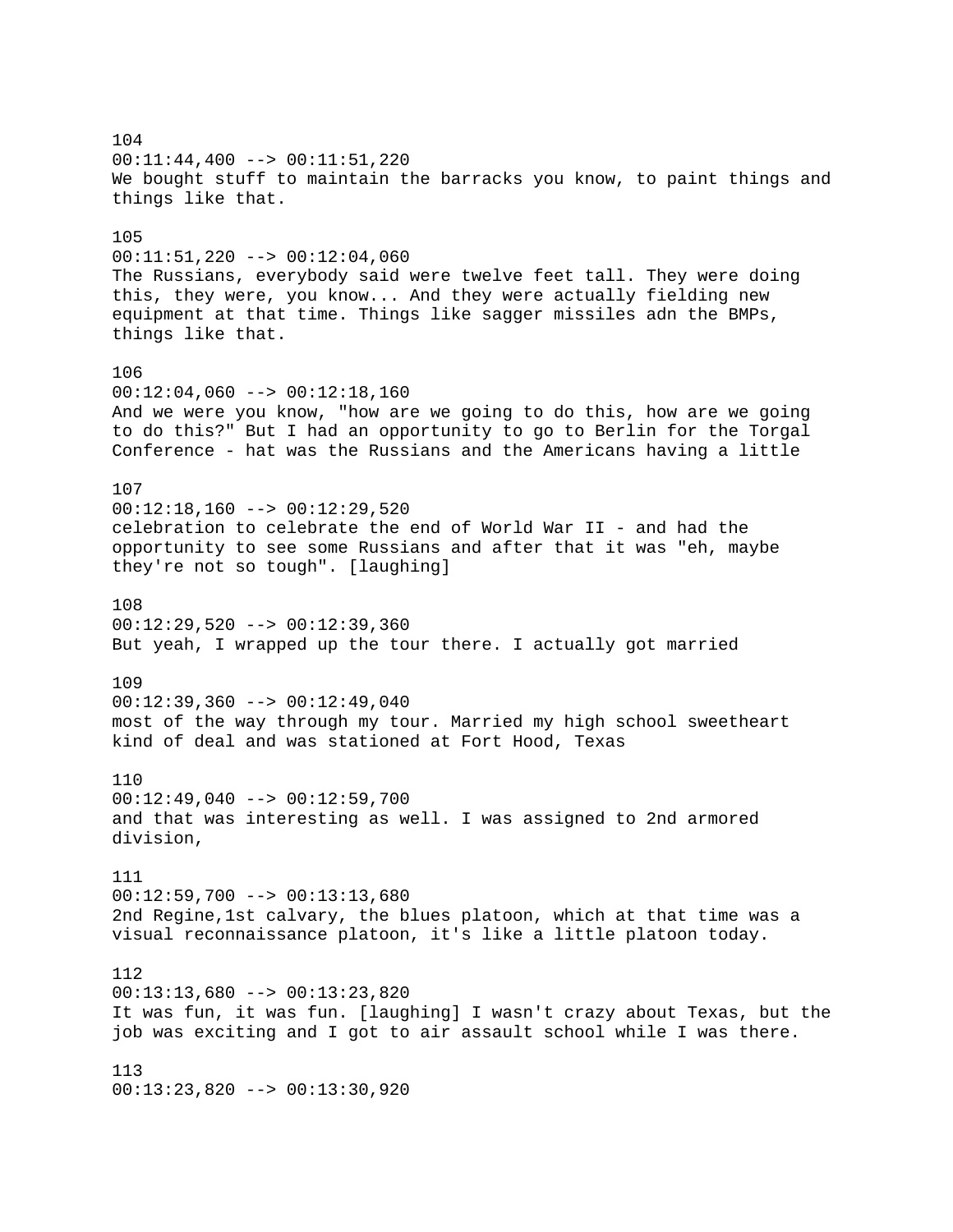104
00:11:44,400 --> 00:11:51,220
We bought stuff to maintain the barracks you know, to paint things and things like that.

105
00:11:51,220 --> 00:12:04,060
The Russians, everybody said were twelve feet tall. They were doing this, they were, you know... And they were actually fielding new equipment at that time. Things like sagger missiles adn the BMPs, things like that.

106
00:12:04,060 --> 00:12:18,160
And we were you know, "how are we going to do this, how are we going to do this?" But I had an opportunity to go to Berlin for the Torgal Conference - hat was the Russians and the Americans having a little

107
00:12:18,160 --> 00:12:29,520
celebration to celebrate the end of World War II - and had the opportunity to see some Russians and after that it was "eh, maybe they're not so tough". [laughing]

108
00:12:29,520 --> 00:12:39,360
But yeah, I wrapped up the tour there. I actually got married

109
00:12:39,360 --> 00:12:49,040
most of the way through my tour. Married my high school sweetheart kind of deal and was stationed at Fort Hood, Texas

110
00:12:49,040 --> 00:12:59,700
and that was interesting as well. I was assigned to 2nd armored division,

111
00:12:59,700 --> 00:13:13,680
2nd Regine,1st calvary, the blues platoon, which at that time was a visual reconnaissance platoon, it's like a little platoon today.

112
00:13:13,680 --> 00:13:23,820
It was fun, it was fun. [laughing] I wasn't crazy about Texas, but the job was exciting and I got to air assault school while I was there.

113
00:13:23,820 --> 00:13:30,920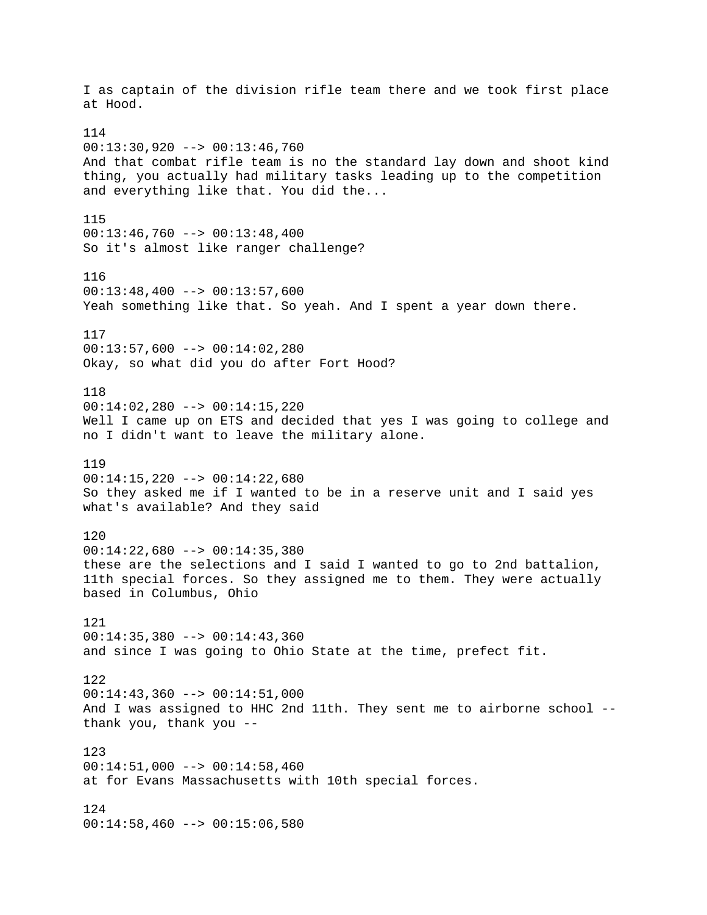I as captain of the division rifle team there and we took first place at Hood.

114
00:13:30,920 --> 00:13:46,760
And that combat rifle team is no the standard lay down and shoot kind thing, you actually had military tasks leading up to the competition and everything like that. You did the...

115
00:13:46,760 --> 00:13:48,400
So it's almost like ranger challenge?

116
00:13:48,400 --> 00:13:57,600
Yeah something like that. So yeah. And I spent a year down there.

117
00:13:57,600 --> 00:14:02,280
Okay, so what did you do after Fort Hood?

118
00:14:02,280 --> 00:14:15,220
Well I came up on ETS and decided that yes I was going to college and no I didn't want to leave the military alone.

119
00:14:15,220 --> 00:14:22,680
So they asked me if I wanted to be in a reserve unit and I said yes what's available? And they said

120
00:14:22,680 --> 00:14:35,380
these are the selections and I said I wanted to go to 2nd battalion, 11th special forces. So they assigned me to them. They were actually based in Columbus, Ohio

121
00:14:35,380 --> 00:14:43,360
and since I was going to Ohio State at the time, prefect fit.

122
00:14:43,360 --> 00:14:51,000
And I was assigned to HHC 2nd 11th. They sent me to airborne school -- thank you, thank you --

123
00:14:51,000 --> 00:14:58,460
at for Evans Massachusetts with 10th special forces.

124
00:14:58,460 --> 00:15:06,580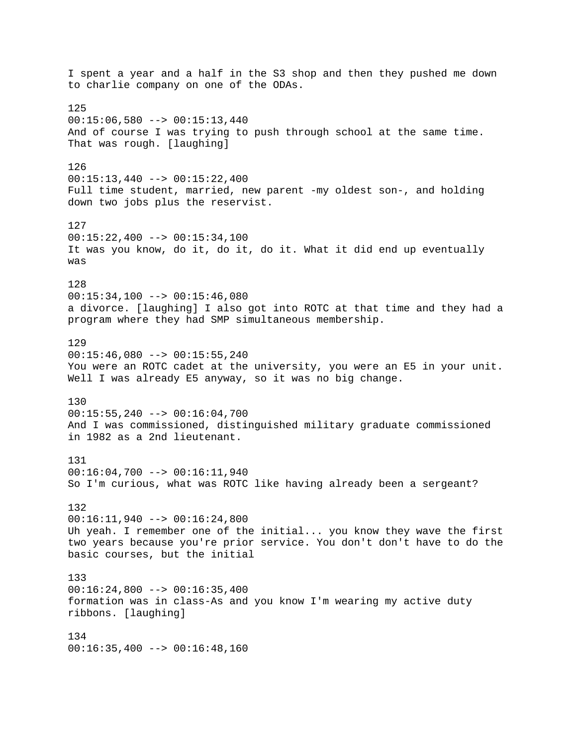I spent a year and a half in the S3 shop and then they pushed me down to charlie company on one of the ODAs.

125
00:15:06,580 --> 00:15:13,440
And of course I was trying to push through school at the same time. That was rough. [laughing]

126
00:15:13,440 --> 00:15:22,400
Full time student, married, new parent -my oldest son-, and holding down two jobs plus the reservist.

127
00:15:22,400 --> 00:15:34,100
It was you know, do it, do it, do it. What it did end up eventually was

128
00:15:34,100 --> 00:15:46,080
a divorce. [laughing] I also got into ROTC at that time and they had a program where they had SMP simultaneous membership.

129
00:15:46,080 --> 00:15:55,240
You were an ROTC cadet at the university, you were an E5 in your unit. Well I was already E5 anyway, so it was no big change.

130
00:15:55,240 --> 00:16:04,700
And I was commissioned, distinguished military graduate commissioned in 1982 as a 2nd lieutenant.

131
00:16:04,700 --> 00:16:11,940
So I'm curious, what was ROTC like having already been a sergeant?

132
00:16:11,940 --> 00:16:24,800
Uh yeah. I remember one of the initial... you know they wave the first two years because you're prior service. You don't don't have to do the basic courses, but the initial

133
00:16:24,800 --> 00:16:35,400
formation was in class-As and you know I'm wearing my active duty ribbons. [laughing]

134
00:16:35,400 --> 00:16:48,160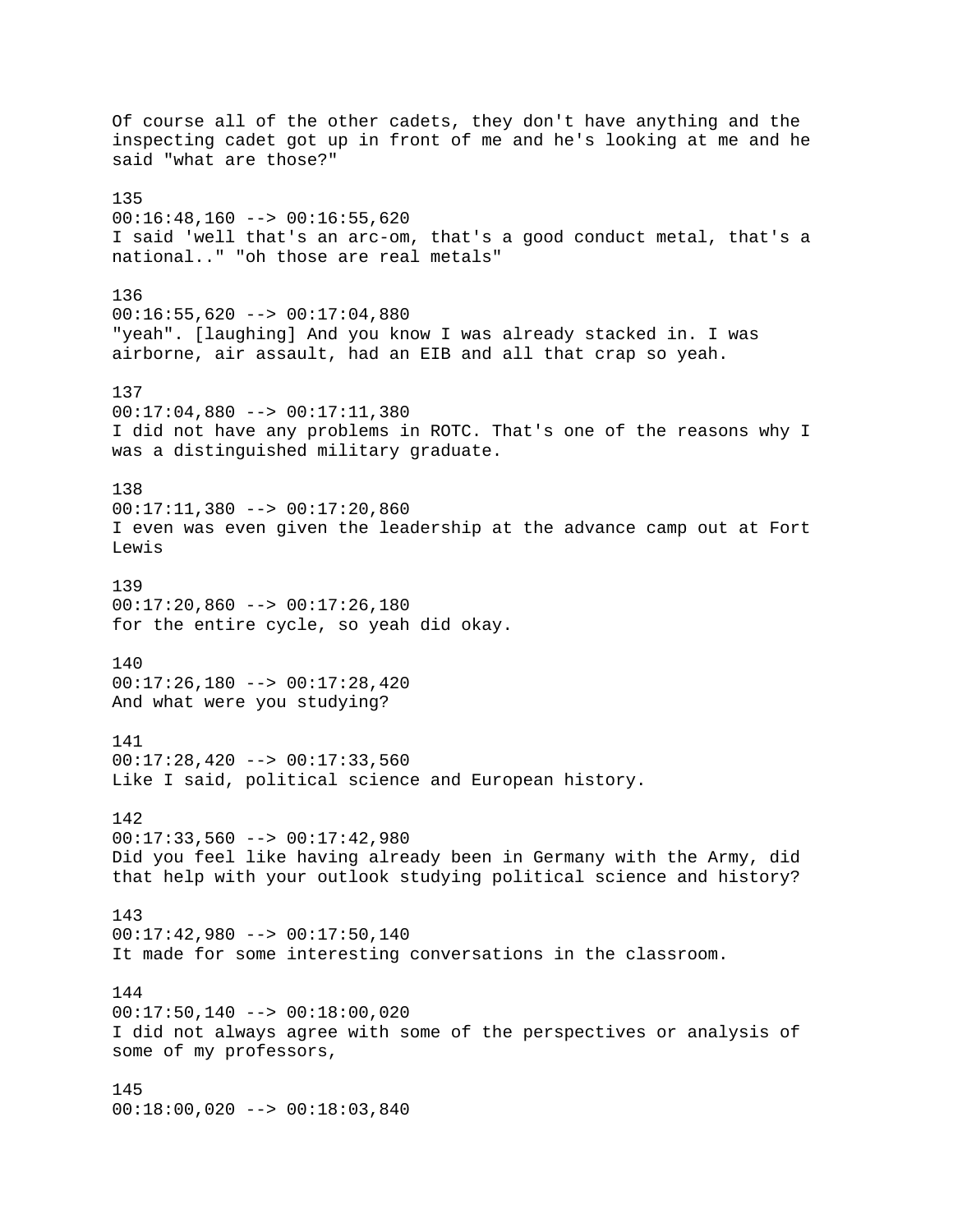Of course all of the other cadets, they don't have anything and the inspecting cadet got up in front of me and he's looking at me and he said "what are those?"

135
00:16:48,160 --> 00:16:55,620
I said 'well that's an arc-om, that's a good conduct metal, that's a national.." "oh those are real metals"

136
00:16:55,620 --> 00:17:04,880
"yeah". [laughing] And you know I was already stacked in. I was airborne, air assault, had an EIB and all that crap so yeah.

137
00:17:04,880 --> 00:17:11,380
I did not have any problems in ROTC. That's one of the reasons why I was a distinguished military graduate.

138
00:17:11,380 --> 00:17:20,860
I even was even given the leadership at the advance camp out at Fort Lewis

139
00:17:20,860 --> 00:17:26,180
for the entire cycle, so yeah did okay.

140
00:17:26,180 --> 00:17:28,420
And what were you studying?

141
00:17:28,420 --> 00:17:33,560
Like I said, political science and European history.

142
00:17:33,560 --> 00:17:42,980
Did you feel like having already been in Germany with the Army, did that help with your outlook studying political science and history?

143
00:17:42,980 --> 00:17:50,140
It made for some interesting conversations in the classroom.

144
00:17:50,140 --> 00:18:00,020
I did not always agree with some of the perspectives or analysis of some of my professors,

145
00:18:00,020 --> 00:18:03,840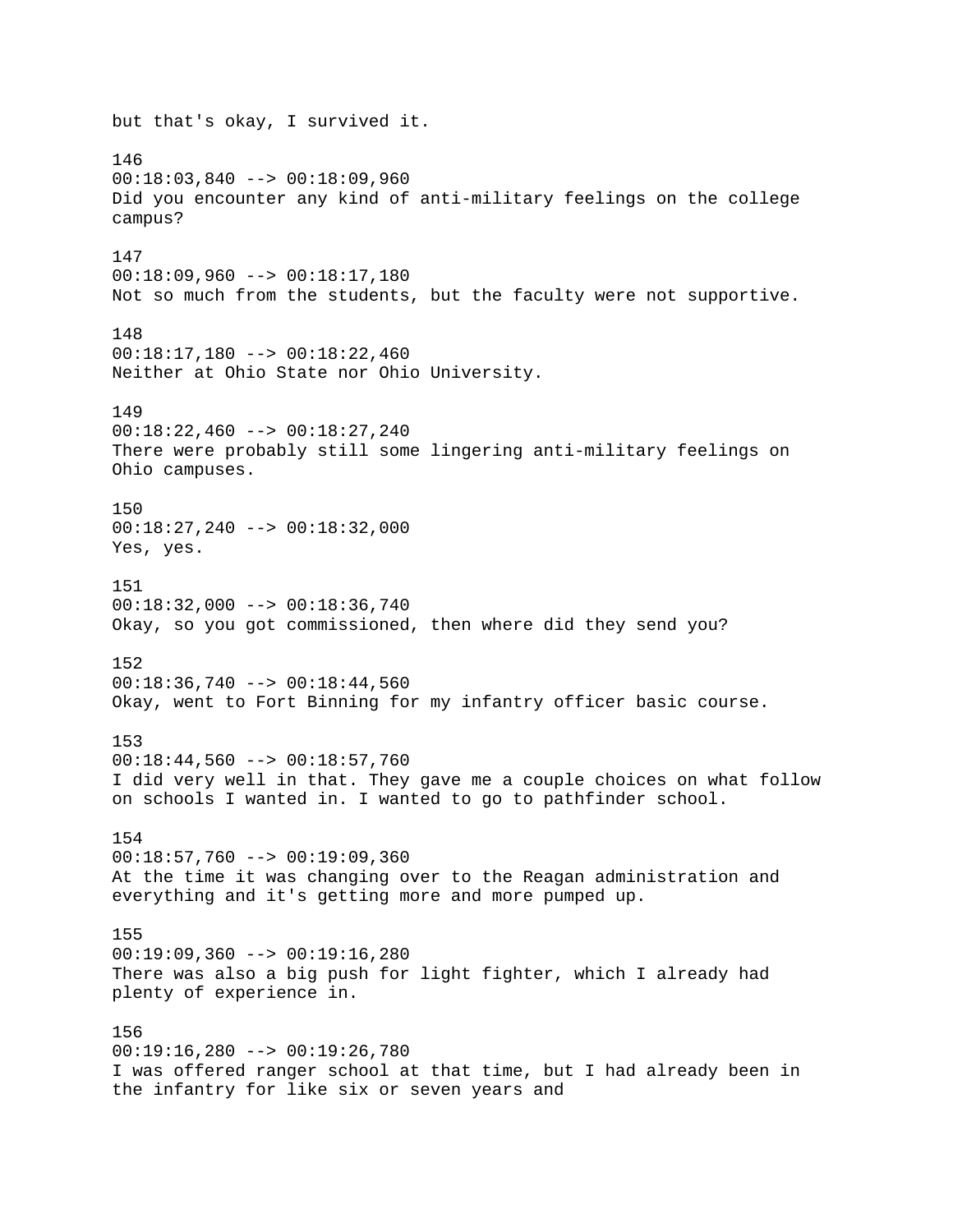but that's okay, I survived it.

146
00:18:03,840 --> 00:18:09,960
Did you encounter any kind of anti-military feelings on the college campus?

147
00:18:09,960 --> 00:18:17,180
Not so much from the students, but the faculty were not supportive.

148
00:18:17,180 --> 00:18:22,460
Neither at Ohio State nor Ohio University.

149
00:18:22,460 --> 00:18:27,240
There were probably still some lingering anti-military feelings on Ohio campuses.

150
00:18:27,240 --> 00:18:32,000
Yes, yes.

151
00:18:32,000 --> 00:18:36,740
Okay, so you got commissioned, then where did they send you?

152
00:18:36,740 --> 00:18:44,560
Okay, went to Fort Binning for my infantry officer basic course.

153
00:18:44,560 --> 00:18:57,760
I did very well in that. They gave me a couple choices on what follow on schools I wanted in. I wanted to go to pathfinder school.

154
00:18:57,760 --> 00:19:09,360
At the time it was changing over to the Reagan administration and everything and it's getting more and more pumped up.

155
00:19:09,360 --> 00:19:16,280
There was also a big push for light fighter, which I already had plenty of experience in.

156
00:19:16,280 --> 00:19:26,780
I was offered ranger school at that time, but I had already been in the infantry for like six or seven years and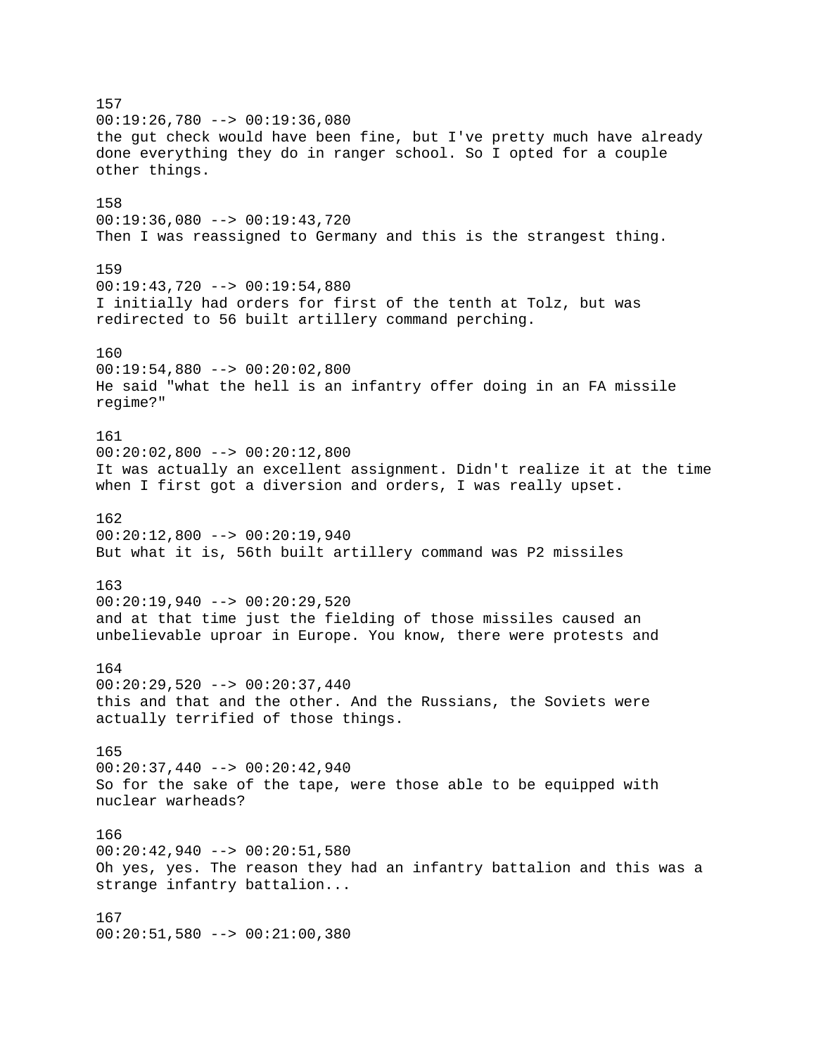157
00:19:26,780 --> 00:19:36,080
the gut check would have been fine, but I've pretty much have already done everything they do in ranger school. So I opted for a couple other things.

158
00:19:36,080 --> 00:19:43,720
Then I was reassigned to Germany and this is the strangest thing.

159
00:19:43,720 --> 00:19:54,880
I initially had orders for first of the tenth at Tolz, but was redirected to 56 built artillery command perching.

160
00:19:54,880 --> 00:20:02,800
He said "what the hell is an infantry offer doing in an FA missile regime?"

161
00:20:02,800 --> 00:20:12,800
It was actually an excellent assignment. Didn't realize it at the time when I first got a diversion and orders, I was really upset.

162
00:20:12,800 --> 00:20:19,940
But what it is, 56th built artillery command was P2 missiles

163
00:20:19,940 --> 00:20:29,520
and at that time just the fielding of those missiles caused an unbelievable uproar in Europe. You know, there were protests and

164
00:20:29,520 --> 00:20:37,440
this and that and the other. And the Russians, the Soviets were actually terrified of those things.

165
00:20:37,440 --> 00:20:42,940
So for the sake of the tape, were those able to be equipped with nuclear warheads?

166
00:20:42,940 --> 00:20:51,580
Oh yes, yes. The reason they had an infantry battalion and this was a strange infantry battalion...

167
00:20:51,580 --> 00:21:00,380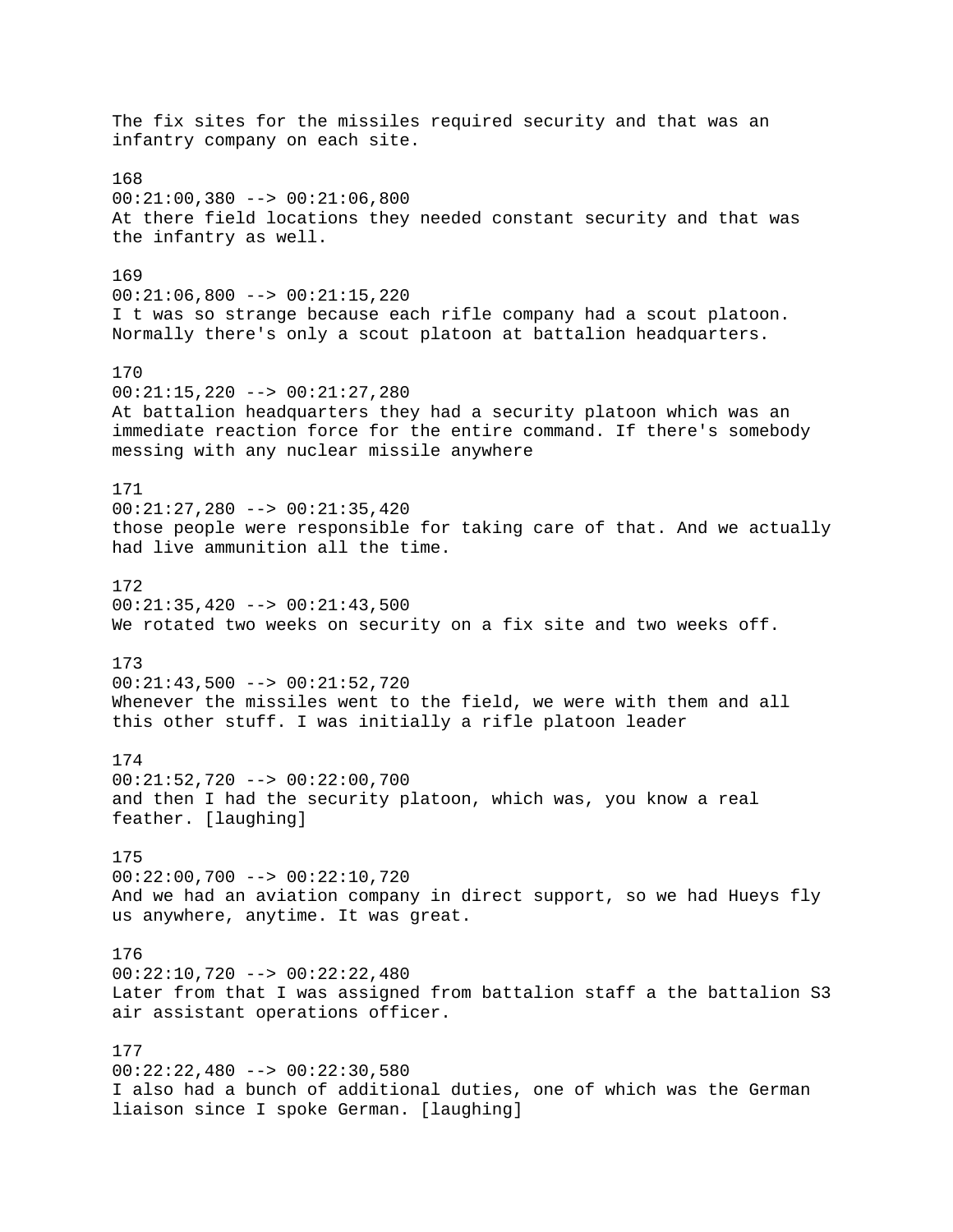The fix sites for the missiles required security and that was an infantry company on each site.

168
00:21:00,380 --> 00:21:06,800
At there field locations they needed constant security and that was the infantry as well.

169
00:21:06,800 --> 00:21:15,220
I t was so strange because each rifle company had a scout platoon. Normally there's only a scout platoon at battalion headquarters.

170
00:21:15,220 --> 00:21:27,280
At battalion headquarters they had a security platoon which was an immediate reaction force for the entire command. If there's somebody messing with any nuclear missile anywhere

171
00:21:27,280 --> 00:21:35,420
those people were responsible for taking care of that. And we actually had live ammunition all the time.

172
00:21:35,420 --> 00:21:43,500
We rotated two weeks on security on a fix site and two weeks off.

173
00:21:43,500 --> 00:21:52,720
Whenever the missiles went to the field, we were with them and all this other stuff. I was initially a rifle platoon leader

174
00:21:52,720 --> 00:22:00,700
and then I had the security platoon, which was, you know a real feather. [laughing]

175
00:22:00,700 --> 00:22:10,720
And we had an aviation company in direct support, so we had Hueys fly us anywhere, anytime. It was great.

176
00:22:10,720 --> 00:22:22,480
Later from that I was assigned from battalion staff a the battalion S3 air assistant operations officer.

177
00:22:22,480 --> 00:22:30,580
I also had a bunch of additional duties, one of which was the German liaison since I spoke German. [laughing]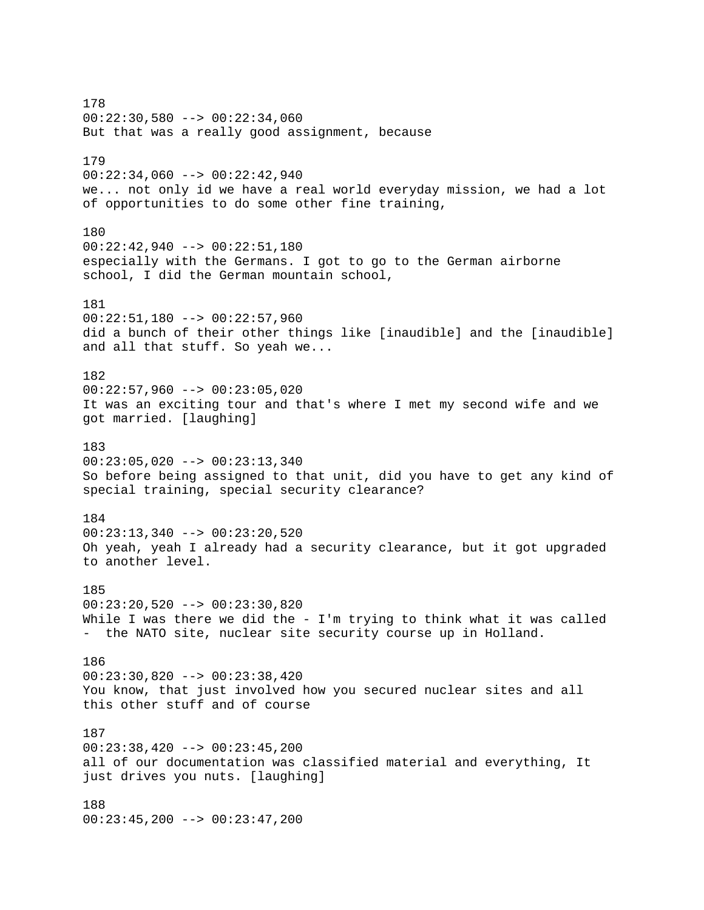178
00:22:30,580 --> 00:22:34,060
But that was a really good assignment, because

179
00:22:34,060 --> 00:22:42,940
we... not only id we have a real world everyday mission, we had a lot of opportunities to do some other fine training,

180
00:22:42,940 --> 00:22:51,180
especially with the Germans. I got to go to the German airborne school, I did the German mountain school,

181
00:22:51,180 --> 00:22:57,960
did a bunch of their other things like [inaudible] and the [inaudible] and all that stuff. So yeah we...

182
00:22:57,960 --> 00:23:05,020
It was an exciting tour and that's where I met my second wife and we got married. [laughing]

183
00:23:05,020 --> 00:23:13,340
So before being assigned to that unit, did you have to get any kind of special training, special security clearance?

184
00:23:13,340 --> 00:23:20,520
Oh yeah, yeah I already had a security clearance, but it got upgraded to another level.

185
00:23:20,520 --> 00:23:30,820
While I was there we did the - I'm trying to think what it was called - the NATO site, nuclear site security course up in Holland.

186
00:23:30,820 --> 00:23:38,420
You know, that just involved how you secured nuclear sites and all this other stuff and of course

187
00:23:38,420 --> 00:23:45,200
all of our documentation was classified material and everything, It just drives you nuts. [laughing]

188
00:23:45,200 --> 00:23:47,200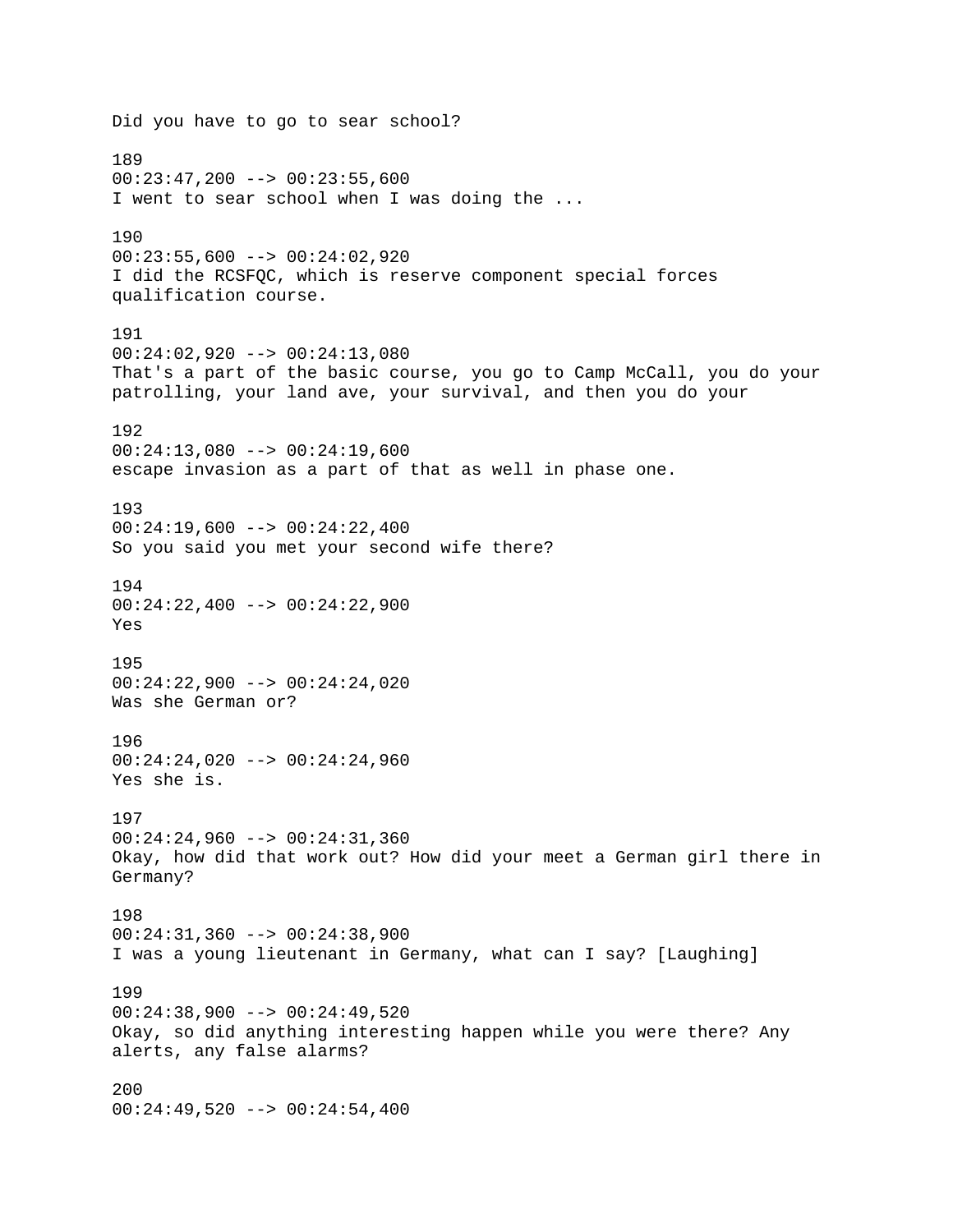Did you have to go to sear school?

189
00:23:47,200 --> 00:23:55,600
I went to sear school when I was doing the ...

190
00:23:55,600 --> 00:24:02,920
I did the RCSFQC, which is reserve component special forces qualification course.

191
00:24:02,920 --> 00:24:13,080
That's a part of the basic course, you go to Camp McCall, you do your patrolling, your land ave, your survival, and then you do your

192
00:24:13,080 --> 00:24:19,600
escape invasion as a part of that as well in phase one.

193
00:24:19,600 --> 00:24:22,400
So you said you met your second wife there?

194
00:24:22,400 --> 00:24:22,900
Yes

195
00:24:22,900 --> 00:24:24,020
Was she German or?

196
00:24:24,020 --> 00:24:24,960
Yes she is.

197
00:24:24,960 --> 00:24:31,360
Okay, how did that work out? How did your meet a German girl there in Germany?

198
00:24:31,360 --> 00:24:38,900
I was a young lieutenant in Germany, what can I say? [Laughing]

199
00:24:38,900 --> 00:24:49,520
Okay, so did anything interesting happen while you were there? Any alerts, any false alarms?

200
00:24:49,520 --> 00:24:54,400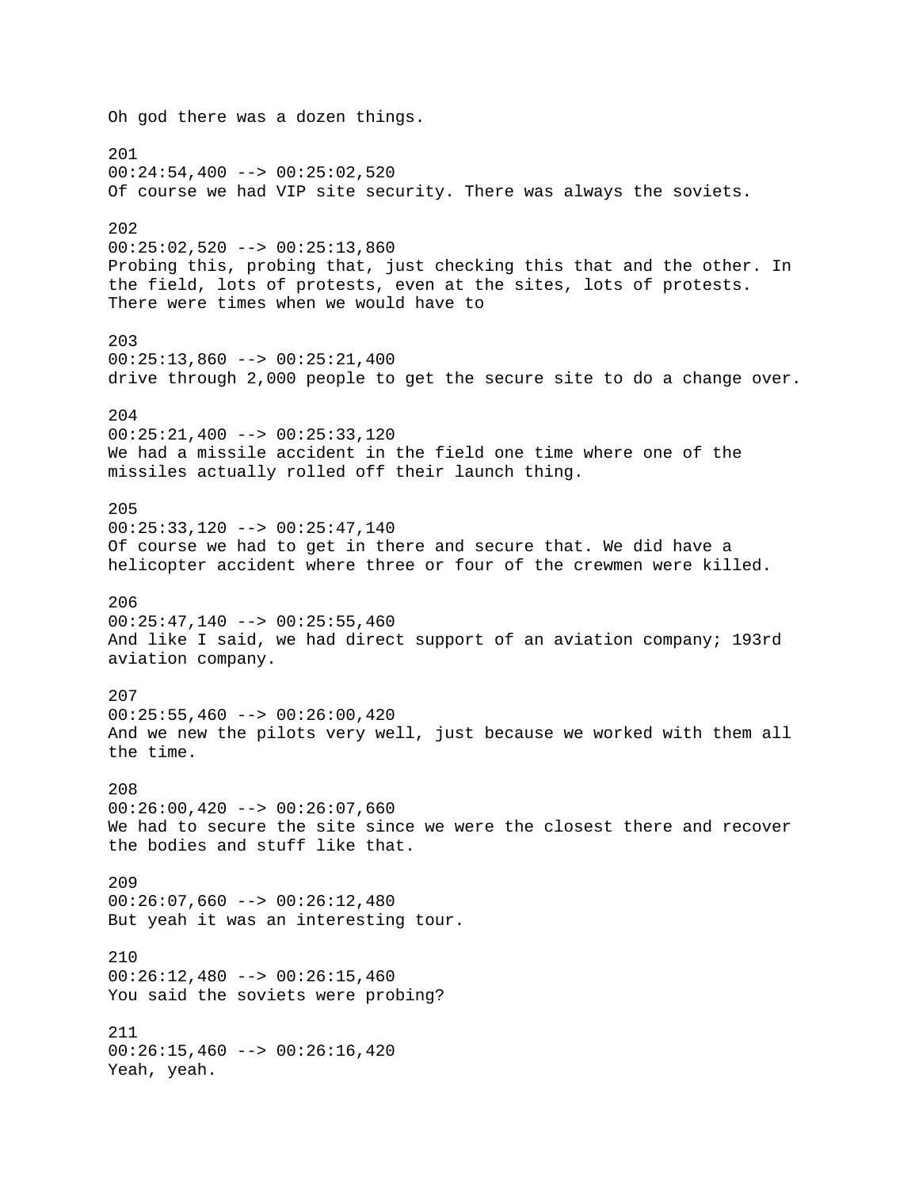Oh god there was a dozen things.

201
00:24:54,400 --> 00:25:02,520
Of course we had VIP site security. There was always the soviets.

202
00:25:02,520 --> 00:25:13,860
Probing this, probing that, just checking this that and the other. In the field, lots of protests, even at the sites, lots of protests. There were times when we would have to

203
00:25:13,860 --> 00:25:21,400
drive through 2,000 people to get the secure site to do a change over.

204
00:25:21,400 --> 00:25:33,120
We had a missile accident in the field one time where one of the missiles actually rolled off their launch thing.

205
00:25:33,120 --> 00:25:47,140
Of course we had to get in there and secure that. We did have a helicopter accident where three or four of the crewmen were killed.

206
00:25:47,140 --> 00:25:55,460
And like I said, we had direct support of an aviation company; 193rd aviation company.

207
00:25:55,460 --> 00:26:00,420
And we new the pilots very well, just because we worked with them all the time.

208
00:26:00,420 --> 00:26:07,660
We had to secure the site since we were the closest there and recover the bodies and stuff like that.

209
00:26:07,660 --> 00:26:12,480
But yeah it was an interesting tour.

210
00:26:12,480 --> 00:26:15,460
You said the soviets were probing?

211
00:26:15,460 --> 00:26:16,420
Yeah, yeah.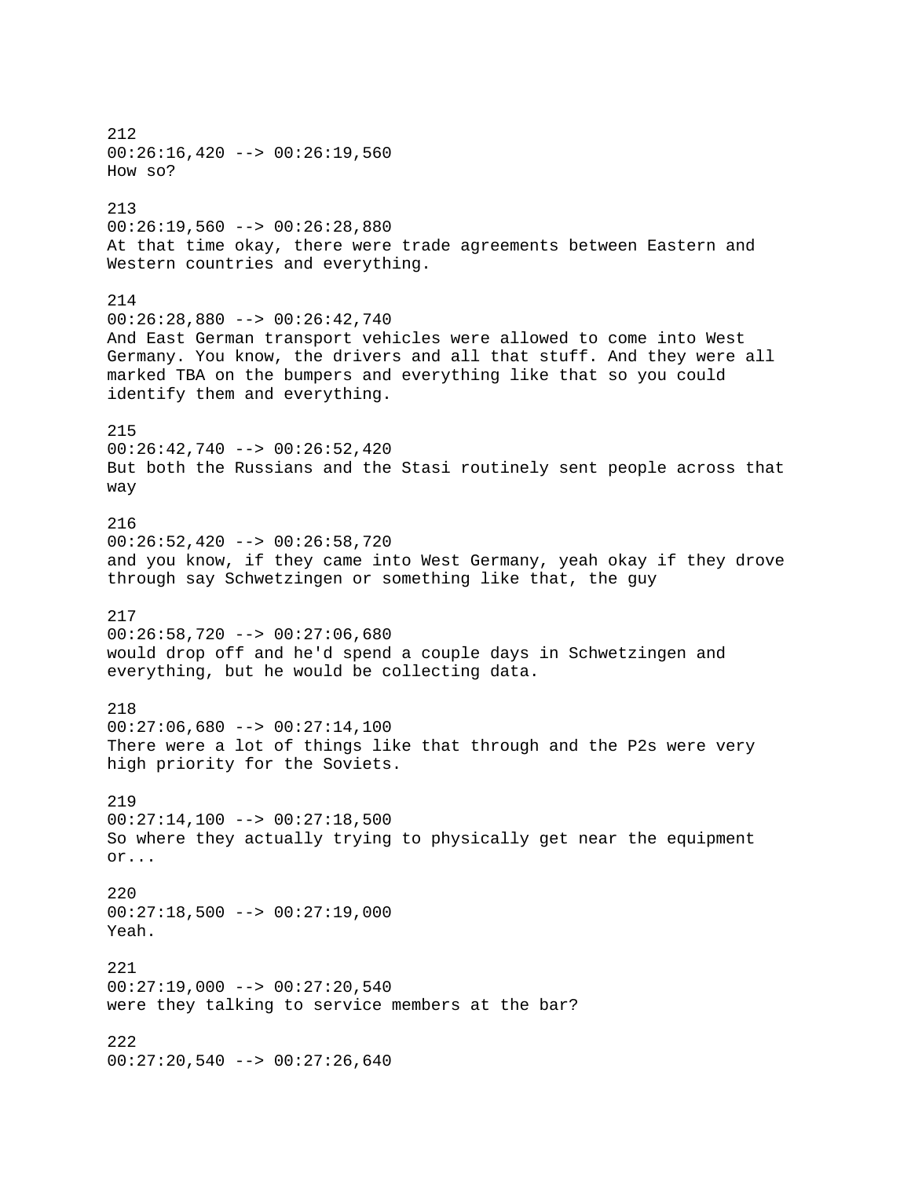212
00:26:16,420 --> 00:26:19,560
How so?

213
00:26:19,560 --> 00:26:28,880
At that time okay, there were trade agreements between Eastern and Western countries and everything.

214
00:26:28,880 --> 00:26:42,740
And East German transport vehicles were allowed to come into West Germany. You know, the drivers and all that stuff. And they were all marked TBA on the bumpers and everything like that so you could identify them and everything.

215
00:26:42,740 --> 00:26:52,420
But both the Russians and the Stasi routinely sent people across that way

216
00:26:52,420 --> 00:26:58,720
and you know, if they came into West Germany, yeah okay if they drove through say Schwetzingen or something like that, the guy

217
00:26:58,720 --> 00:27:06,680
would drop off and he'd spend a couple days in Schwetzingen and everything, but he would be collecting data.

218
00:27:06,680 --> 00:27:14,100
There were a lot of things like that through and the P2s were very high priority for the Soviets.

219
00:27:14,100 --> 00:27:18,500
So where they actually trying to physically get near the equipment or...

220
00:27:18,500 --> 00:27:19,000
Yeah.

221
00:27:19,000 --> 00:27:20,540
were they talking to service members at the bar?

222
00:27:20,540 --> 00:27:26,640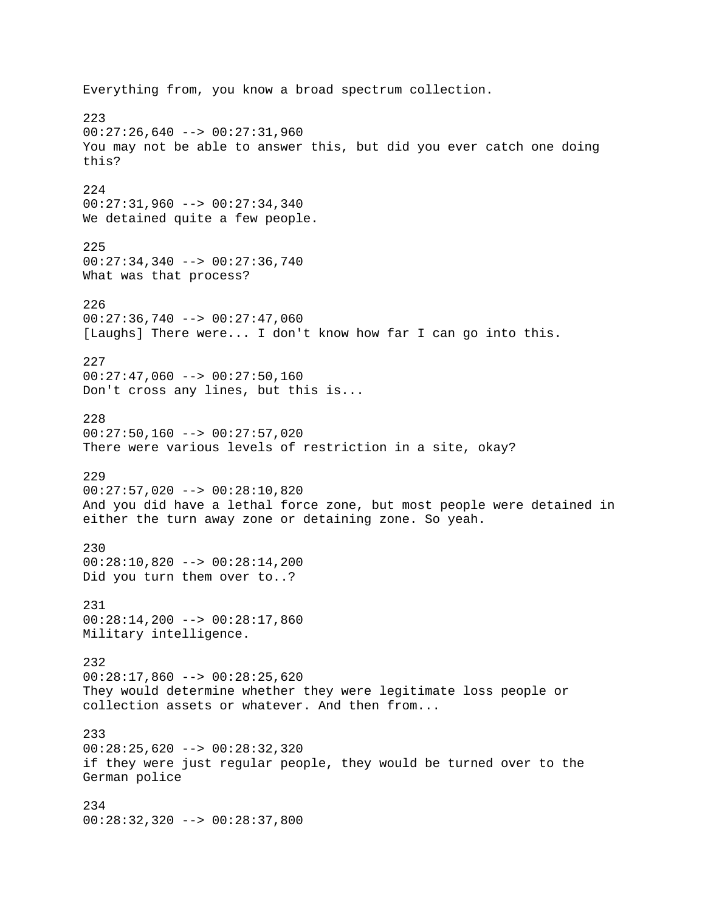Everything from, you know a broad spectrum collection.

223
00:27:26,640 --> 00:27:31,960
You may not be able to answer this, but did you ever catch one doing this?

224
00:27:31,960 --> 00:27:34,340
We detained quite a few people.

225
00:27:34,340 --> 00:27:36,740
What was that process?

226
00:27:36,740 --> 00:27:47,060
[Laughs] There were... I don't know how far I can go into this.

227
00:27:47,060 --> 00:27:50,160
Don't cross any lines, but this is...

228
00:27:50,160 --> 00:27:57,020
There were various levels of restriction in a site, okay?

229
00:27:57,020 --> 00:28:10,820
And you did have a lethal force zone, but most people were detained in either the turn away zone or detaining zone. So yeah.

230
00:28:10,820 --> 00:28:14,200
Did you turn them over to..?

231
00:28:14,200 --> 00:28:17,860
Military intelligence.

232
00:28:17,860 --> 00:28:25,620
They would determine whether they were legitimate loss people or collection assets or whatever. And then from...

233
00:28:25,620 --> 00:28:32,320
if they were just regular people, they would be turned over to the German police

234
00:28:32,320 --> 00:28:37,800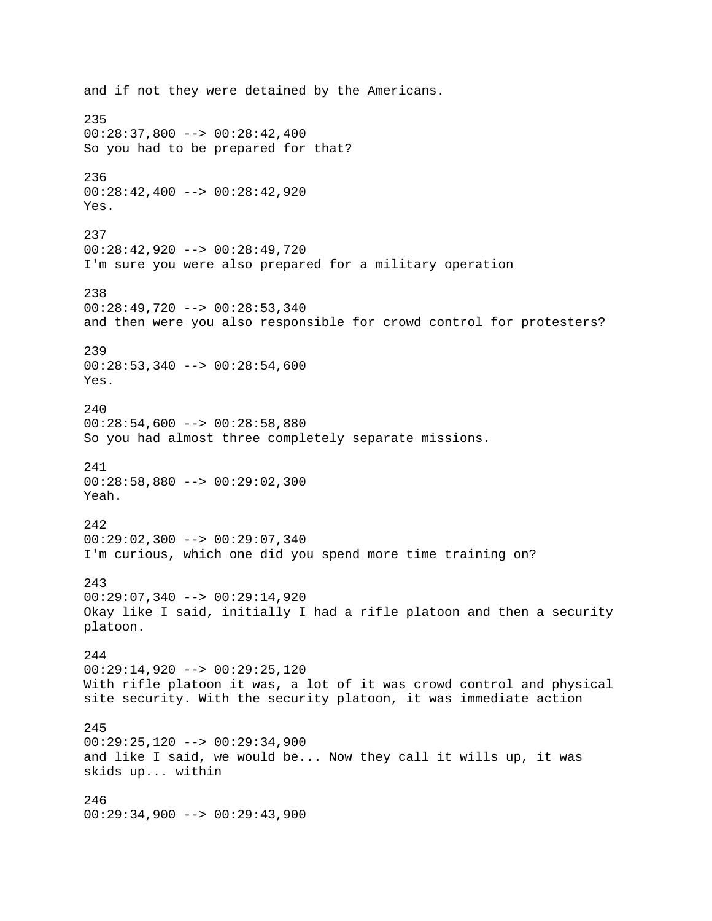and if not they were detained by the Americans.

235
00:28:37,800 --> 00:28:42,400
So you had to be prepared for that?

236
00:28:42,400 --> 00:28:42,920
Yes.

237
00:28:42,920 --> 00:28:49,720
I'm sure you were also prepared for a military operation

238
00:28:49,720 --> 00:28:53,340
and then were you also responsible for crowd control for protesters?

239
00:28:53,340 --> 00:28:54,600
Yes.

240
00:28:54,600 --> 00:28:58,880
So you had almost three completely separate missions.

241
00:28:58,880 --> 00:29:02,300
Yeah.

242
00:29:02,300 --> 00:29:07,340
I'm curious, which one did you spend more time training on?

243
00:29:07,340 --> 00:29:14,920
Okay like I said, initially I had a rifle platoon and then a security platoon.

244
00:29:14,920 --> 00:29:25,120
With rifle platoon it was, a lot of it was crowd control and physical site security. With the security platoon, it was immediate action

245
00:29:25,120 --> 00:29:34,900
and like I said, we would be... Now they call it wills up, it was skids up... within

246
00:29:34,900 --> 00:29:43,900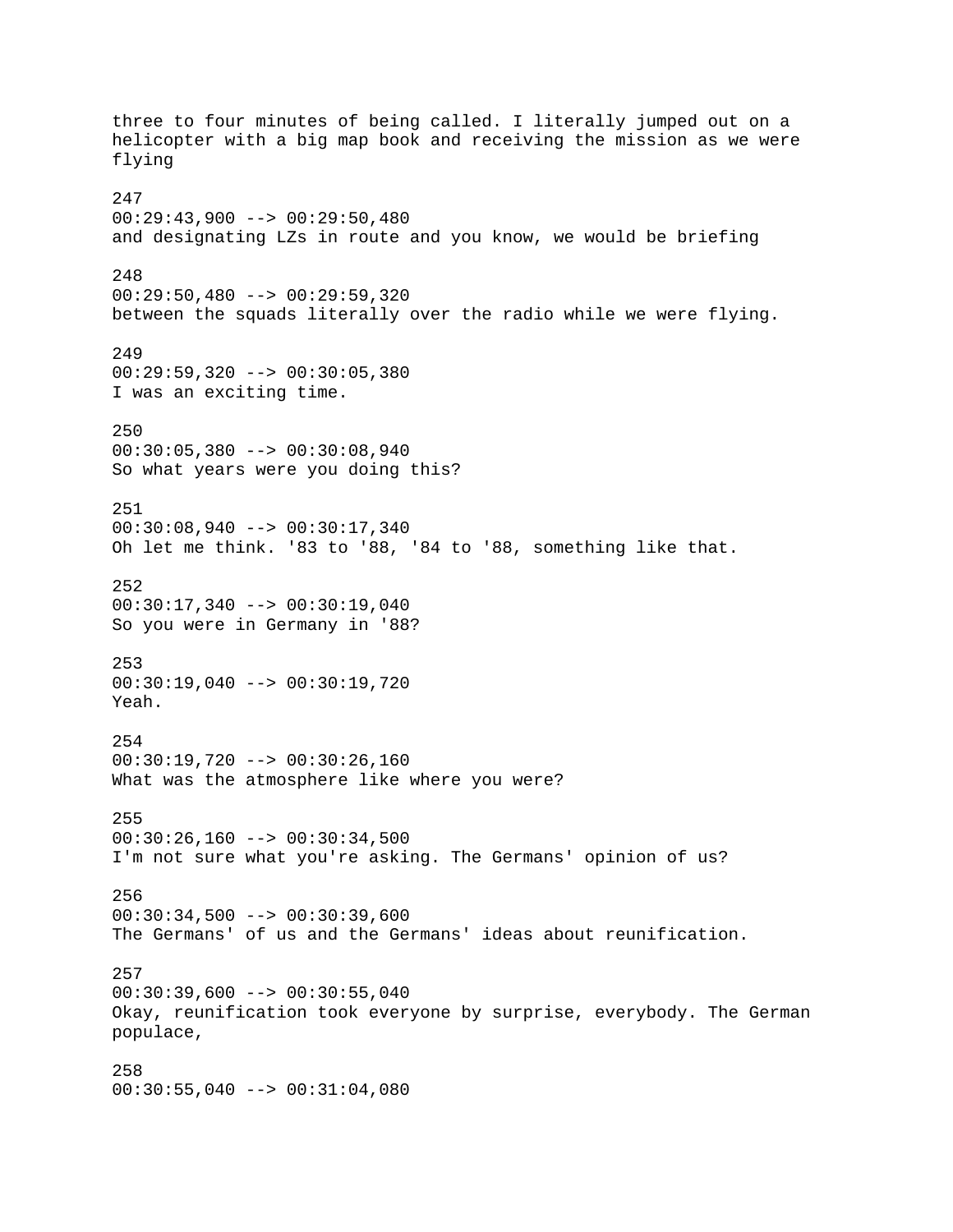three to four minutes of being called. I literally jumped out on a helicopter with a big map book and receiving the mission as we were flying

247
00:29:43,900 --> 00:29:50,480
and designating LZs in route and you know, we would be briefing

248
00:29:50,480 --> 00:29:59,320
between the squads literally over the radio while we were flying.

249
00:29:59,320 --> 00:30:05,380
I was an exciting time.

250
00:30:05,380 --> 00:30:08,940
So what years were you doing this?

251
00:30:08,940 --> 00:30:17,340
Oh let me think. '83 to '88, '84 to '88, something like that.

252
00:30:17,340 --> 00:30:19,040
So you were in Germany in '88?

253
00:30:19,040 --> 00:30:19,720
Yeah.

254
00:30:19,720 --> 00:30:26,160
What was the atmosphere like where you were?

255
00:30:26,160 --> 00:30:34,500
I'm not sure what you're asking. The Germans' opinion of us?

256
00:30:34,500 --> 00:30:39,600
The Germans' of us and the Germans' ideas about reunification.

257
00:30:39,600 --> 00:30:55,040
Okay, reunification took everyone by surprise, everybody. The German populace,

258
00:30:55,040 --> 00:31:04,080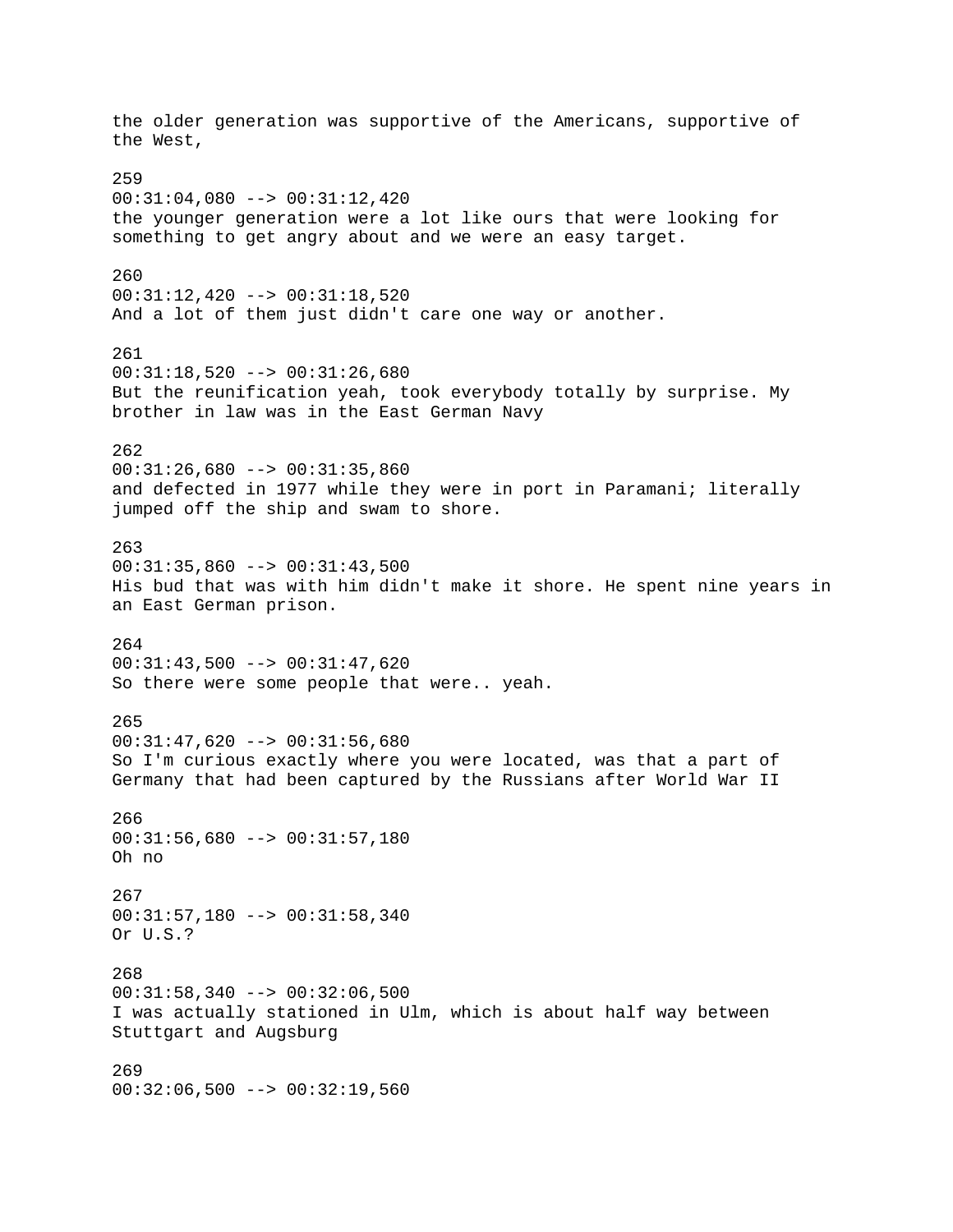the older generation was supportive of the Americans, supportive of the West,

259
00:31:04,080 --> 00:31:12,420
the younger generation were a lot like ours that were looking for something to get angry about and we were an easy target.

260
00:31:12,420 --> 00:31:18,520
And a lot of them just didn't care one way or another.

261
00:31:18,520 --> 00:31:26,680
But the reunification yeah, took everybody totally by surprise. My brother in law was in the East German Navy

262
00:31:26,680 --> 00:31:35,860
and defected in 1977 while they were in port in Paramani; literally jumped off the ship and swam to shore.

263
00:31:35,860 --> 00:31:43,500
His bud that was with him didn't make it shore. He spent nine years in an East German prison.

264
00:31:43,500 --> 00:31:47,620
So there were some people that were.. yeah.

265
00:31:47,620 --> 00:31:56,680
So I'm curious exactly where you were located, was that a part of Germany that had been captured by the Russians after World War II

266
00:31:56,680 --> 00:31:57,180
Oh no

267
00:31:57,180 --> 00:31:58,340
Or U.S.?

268
00:31:58,340 --> 00:32:06,500
I was actually stationed in Ulm, which is about half way between Stuttgart and Augsburg

269
00:32:06,500 --> 00:32:19,560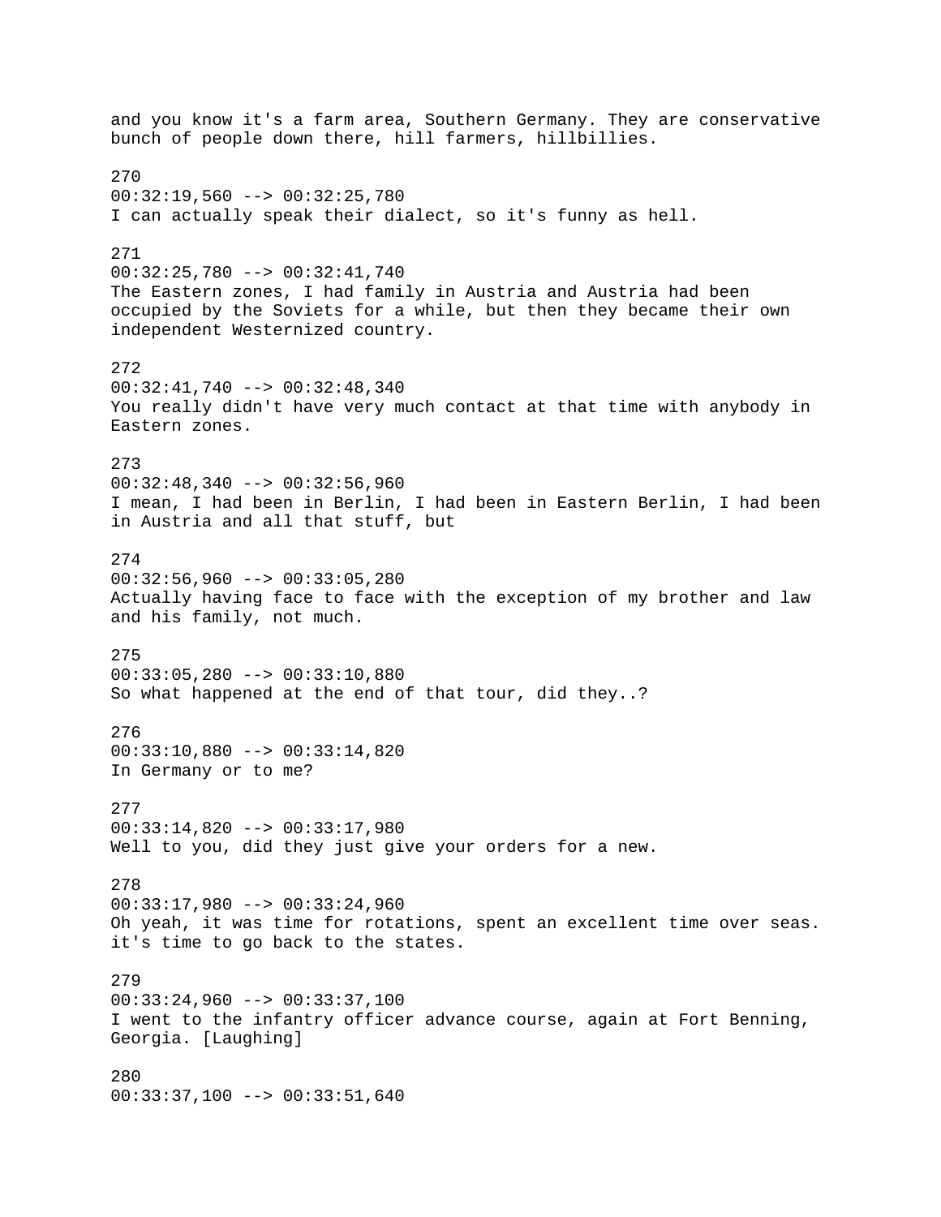and you know it's a farm area, Southern Germany. They are conservative bunch of people down there, hill farmers, hillbillies.

270
00:32:19,560 --> 00:32:25,780
I can actually speak their dialect, so it's funny as hell.

271
00:32:25,780 --> 00:32:41,740
The Eastern zones, I had family in Austria and Austria had been occupied by the Soviets for a while, but then they became their own independent Westernized country.

272
00:32:41,740 --> 00:32:48,340
You really didn't have very much contact at that time with anybody in Eastern zones.

273
00:32:48,340 --> 00:32:56,960
I mean, I had been in Berlin, I had been in Eastern Berlin, I had been in Austria and all that stuff, but

274
00:32:56,960 --> 00:33:05,280
Actually having face to face with the exception of my brother and law and his family, not much.

275
00:33:05,280 --> 00:33:10,880
So what happened at the end of that tour, did they..?

276
00:33:10,880 --> 00:33:14,820
In Germany or to me?

277
00:33:14,820 --> 00:33:17,980
Well to you, did they just give your orders for a new.

278
00:33:17,980 --> 00:33:24,960
Oh yeah, it was time for rotations, spent an excellent time over seas. it's time to go back to the states.

279
00:33:24,960 --> 00:33:37,100
I went to the infantry officer advance course, again at Fort Benning, Georgia. [Laughing]

280
00:33:37,100 --> 00:33:51,640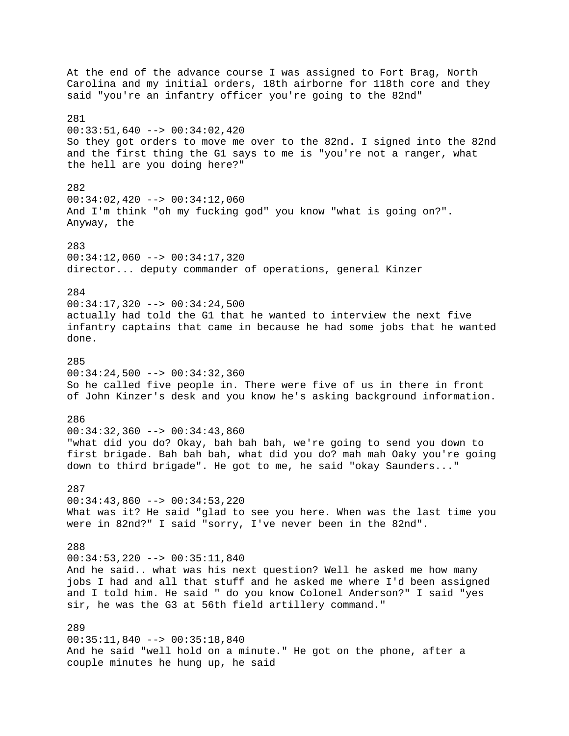At the end of the advance course I was assigned to Fort Brag, North Carolina and my initial orders, 18th airborne for 118th core and they said "you're an infantry officer you're going to the 82nd"

281
00:33:51,640 --> 00:34:02,420
So they got orders to move me over to the 82nd. I signed into the 82nd and the first thing the G1 says to me is "you're not a ranger, what the hell are you doing here?"

282
00:34:02,420 --> 00:34:12,060
And I'm think "oh my fucking god" you know "what is going on?". Anyway, the

283
00:34:12,060 --> 00:34:17,320
director... deputy commander of operations, general Kinzer

284
00:34:17,320 --> 00:34:24,500
actually had told the G1 that he wanted to interview the next five infantry captains that came in because he had some jobs that he wanted done.

285
00:34:24,500 --> 00:34:32,360
So he called five people in. There were five of us in there in front of John Kinzer's desk and you know he's asking background information.

286
00:34:32,360 --> 00:34:43,860
"what did you do? Okay, bah bah bah, we're going to send you down to first brigade. Bah bah bah, what did you do? mah mah Oaky you're going down to third brigade". He got to me, he said "okay Saunders..."

287
00:34:43,860 --> 00:34:53,220
What was it? He said "glad to see you here. When was the last time you were in 82nd?" I said "sorry, I've never been in the 82nd".

288
00:34:53,220 --> 00:35:11,840
And he said.. what was his next question? Well he asked me how many jobs I had and all that stuff and he asked me where I'd been assigned and I told him. He said " do you know Colonel Anderson?" I said "yes sir, he was the G3 at 56th field artillery command."

289
00:35:11,840 --> 00:35:18,840
And he said "well hold on a minute." He got on the phone, after a couple minutes he hung up, he said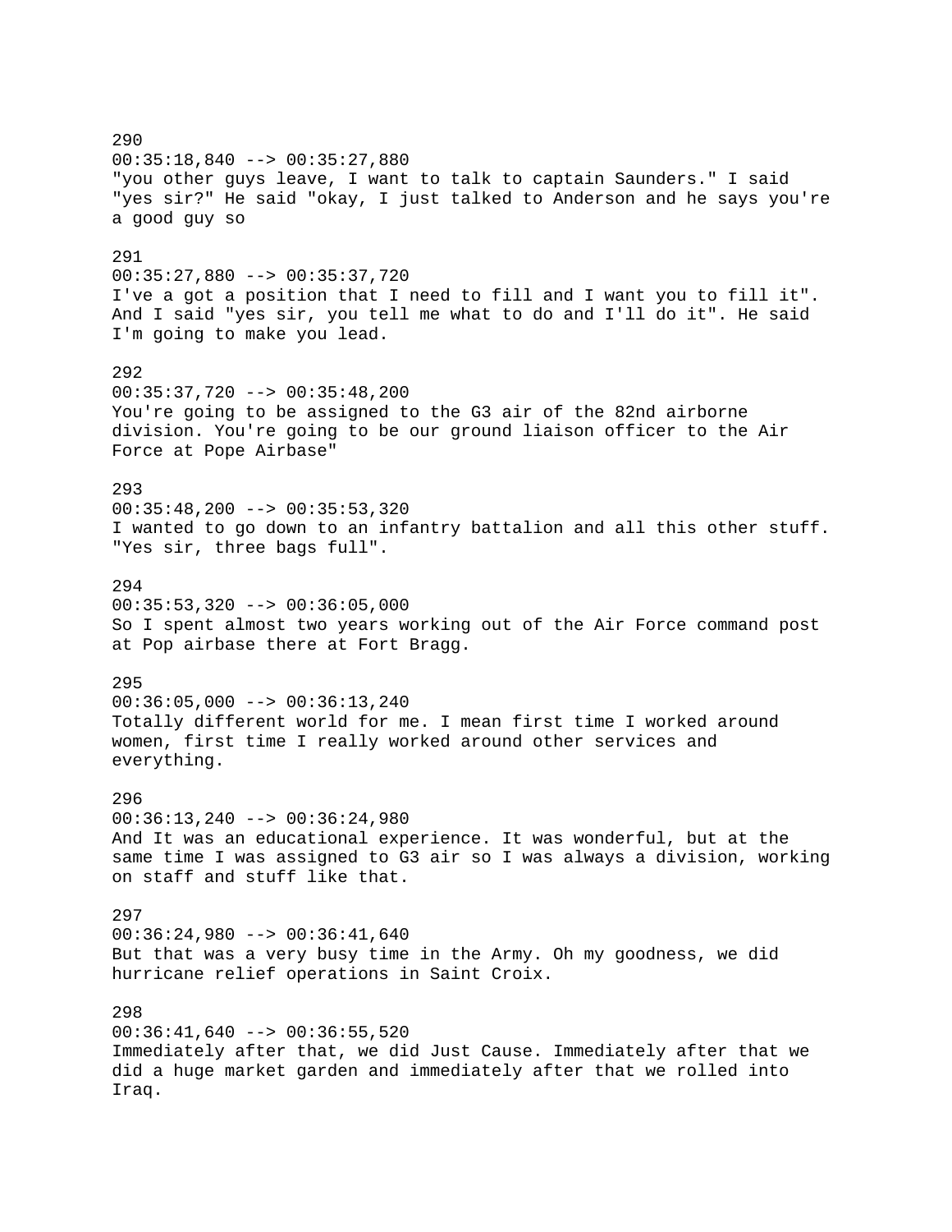290
00:35:18,840 --> 00:35:27,880
"you other guys leave, I want to talk to captain Saunders." I said "yes sir?" He said "okay, I just talked to Anderson and he says you're a good guy so

291
00:35:27,880 --> 00:35:37,720
I've a got a position that I need to fill and I want you to fill it". And I said "yes sir, you tell me what to do and I'll do it". He said I'm going to make you lead.

292
00:35:37,720 --> 00:35:48,200
You're going to be assigned to the G3 air of the 82nd airborne division. You're going to be our ground liaison officer to the Air Force at Pope Airbase"

293
00:35:48,200 --> 00:35:53,320
I wanted to go down to an infantry battalion and all this other stuff. "Yes sir, three bags full".

294
00:35:53,320 --> 00:36:05,000
So I spent almost two years working out of the Air Force command post at Pop airbase there at Fort Bragg.

295
00:36:05,000 --> 00:36:13,240
Totally different world for me. I mean first time I worked around women, first time I really worked around other services and everything.

296
00:36:13,240 --> 00:36:24,980
And It was an educational experience. It was wonderful, but at the same time I was assigned to G3 air so I was always a division, working on staff and stuff like that.

297
00:36:24,980 --> 00:36:41,640
But that was a very busy time in the Army. Oh my goodness, we did hurricane relief operations in Saint Croix.

298
00:36:41,640 --> 00:36:55,520
Immediately after that, we did Just Cause. Immediately after that we did a huge market garden and immediately after that we rolled into Iraq.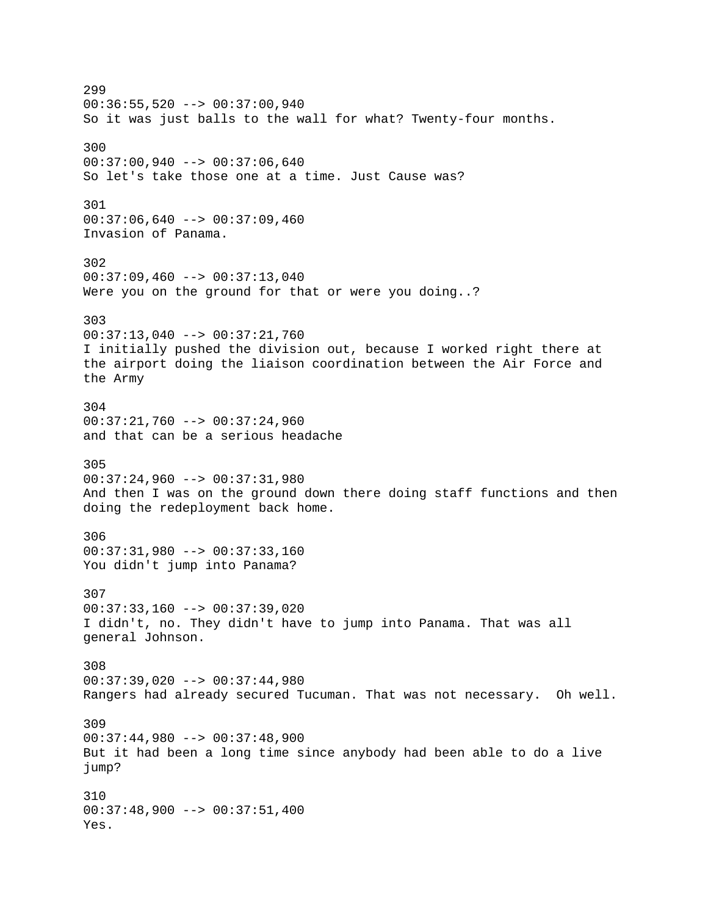299
00:36:55,520 --> 00:37:00,940
So it was just balls to the wall for what? Twenty-four months.

300
00:37:00,940 --> 00:37:06,640
So let's take those one at a time. Just Cause was?

301
00:37:06,640 --> 00:37:09,460
Invasion of Panama.

302
00:37:09,460 --> 00:37:13,040
Were you on the ground for that or were you doing..?

303
00:37:13,040 --> 00:37:21,760
I initially pushed the division out, because I worked right there at the airport doing the liaison coordination between the Air Force and the Army

304
00:37:21,760 --> 00:37:24,960
and that can be a serious headache

305
00:37:24,960 --> 00:37:31,980
And then I was on the ground down there doing staff functions and then doing the redeployment back home.

306
00:37:31,980 --> 00:37:33,160
You didn't jump into Panama?

307
00:37:33,160 --> 00:37:39,020
I didn't, no. They didn't have to jump into Panama. That was all general Johnson.

308
00:37:39,020 --> 00:37:44,980
Rangers had already secured Tucuman. That was not necessary.  Oh well.

309
00:37:44,980 --> 00:37:48,900
But it had been a long time since anybody had been able to do a live jump?

310
00:37:48,900 --> 00:37:51,400
Yes.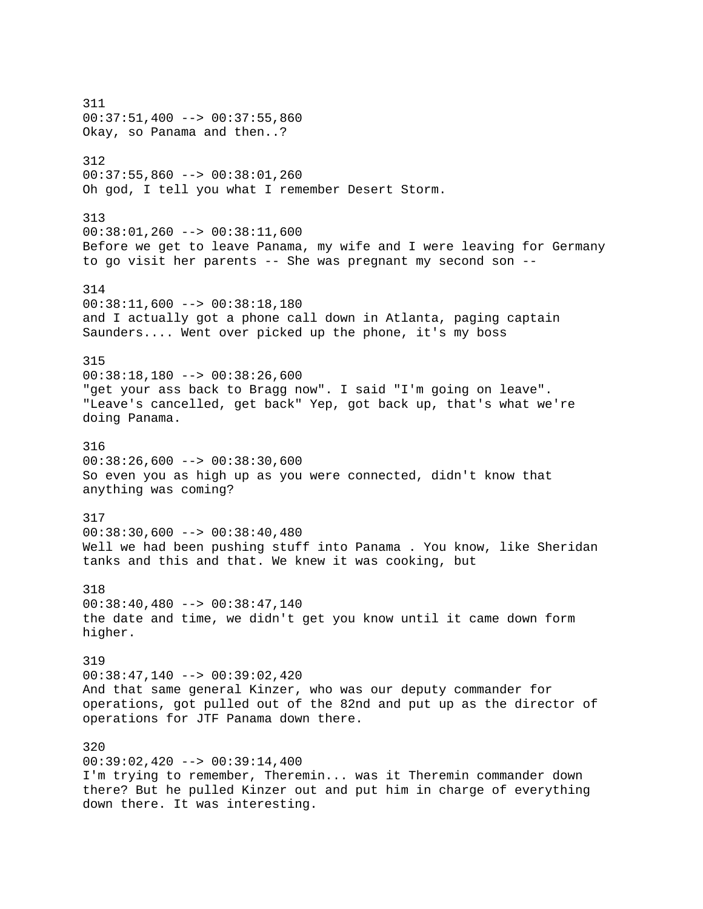311
00:37:51,400 --> 00:37:55,860
Okay, so Panama and then..?

312
00:37:55,860 --> 00:38:01,260
Oh god, I tell you what I remember Desert Storm.

313
00:38:01,260 --> 00:38:11,600
Before we get to leave Panama, my wife and I were leaving for Germany to go visit her parents -- She was pregnant my second son --

314
00:38:11,600 --> 00:38:18,180
and I actually got a phone call down in Atlanta, paging captain Saunders.... Went over picked up the phone, it's my boss

315
00:38:18,180 --> 00:38:26,600
"get your ass back to Bragg now". I said "I'm going on leave". "Leave's cancelled, get back" Yep, got back up, that's what we're doing Panama.

316
00:38:26,600 --> 00:38:30,600
So even you as high up as you were connected, didn't know that anything was coming?

317
00:38:30,600 --> 00:38:40,480
Well we had been pushing stuff into Panama . You know, like Sheridan tanks and this and that. We knew it was cooking, but

318
00:38:40,480 --> 00:38:47,140
the date and time, we didn't get you know until it came down form higher.

319
00:38:47,140 --> 00:39:02,420
And that same general Kinzer, who was our deputy commander for operations, got pulled out of the 82nd and put up as the director of operations for JTF Panama down there.

320
00:39:02,420 --> 00:39:14,400
I'm trying to remember, Theremin... was it Theremin commander down there? But he pulled Kinzer out and put him in charge of everything down there. It was interesting.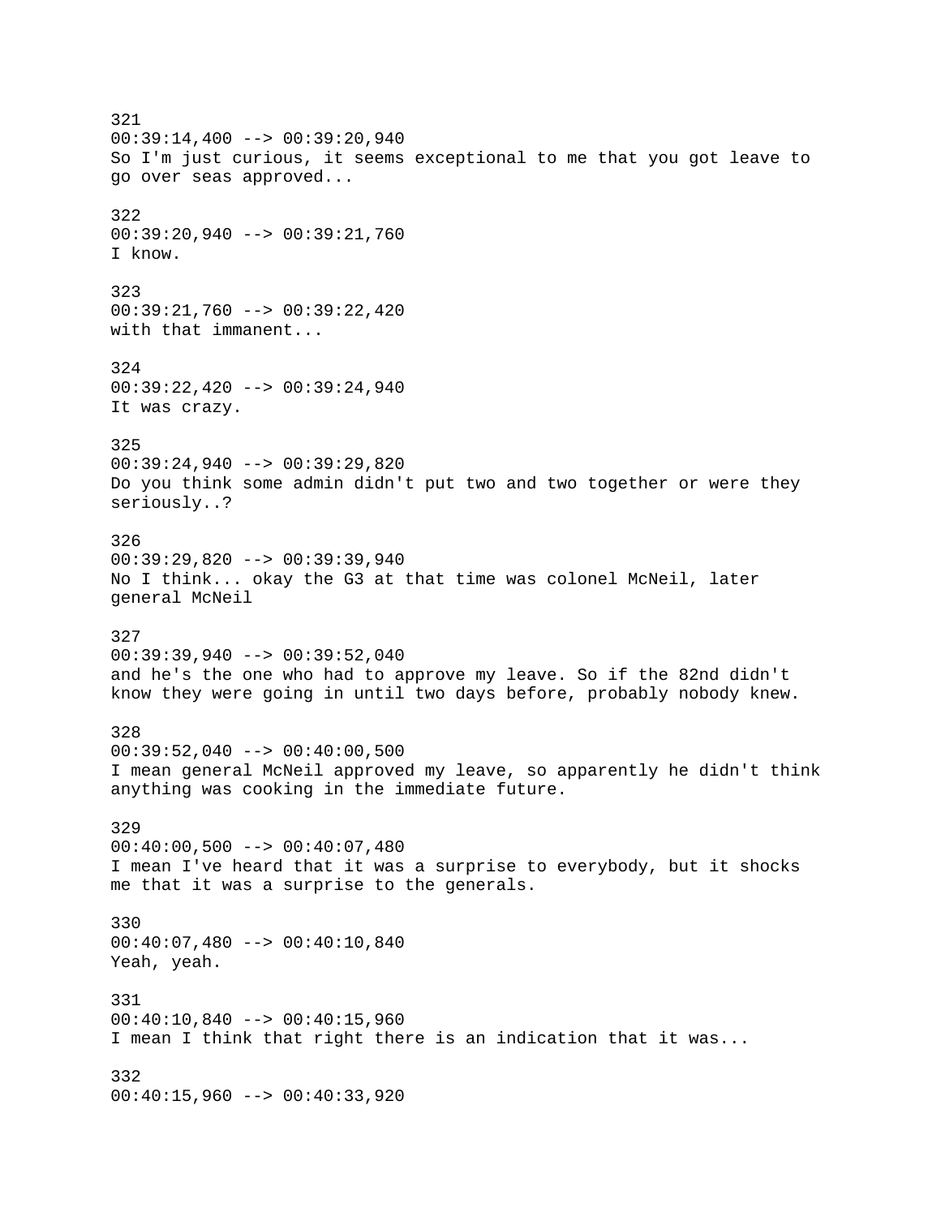321
00:39:14,400 --> 00:39:20,940
So I'm just curious, it seems exceptional to me that you got leave to go over seas approved...

322
00:39:20,940 --> 00:39:21,760
I know.

323
00:39:21,760 --> 00:39:22,420
with that immanent...

324
00:39:22,420 --> 00:39:24,940
It was crazy.

325
00:39:24,940 --> 00:39:29,820
Do you think some admin didn't put two and two together or were they seriously..?

326
00:39:29,820 --> 00:39:39,940
No I think... okay the G3 at that time was colonel McNeil, later general McNeil

327
00:39:39,940 --> 00:39:52,040
and he's the one who had to approve my leave. So if the 82nd didn't know they were going in until two days before, probably nobody knew.

328
00:39:52,040 --> 00:40:00,500
I mean general McNeil approved my leave, so apparently he didn't think anything was cooking in the immediate future.

329
00:40:00,500 --> 00:40:07,480
I mean I've heard that it was a surprise to everybody, but it shocks me that it was a surprise to the generals.

330
00:40:07,480 --> 00:40:10,840
Yeah, yeah.

331
00:40:10,840 --> 00:40:15,960
I mean I think that right there is an indication that it was...

332
00:40:15,960 --> 00:40:33,920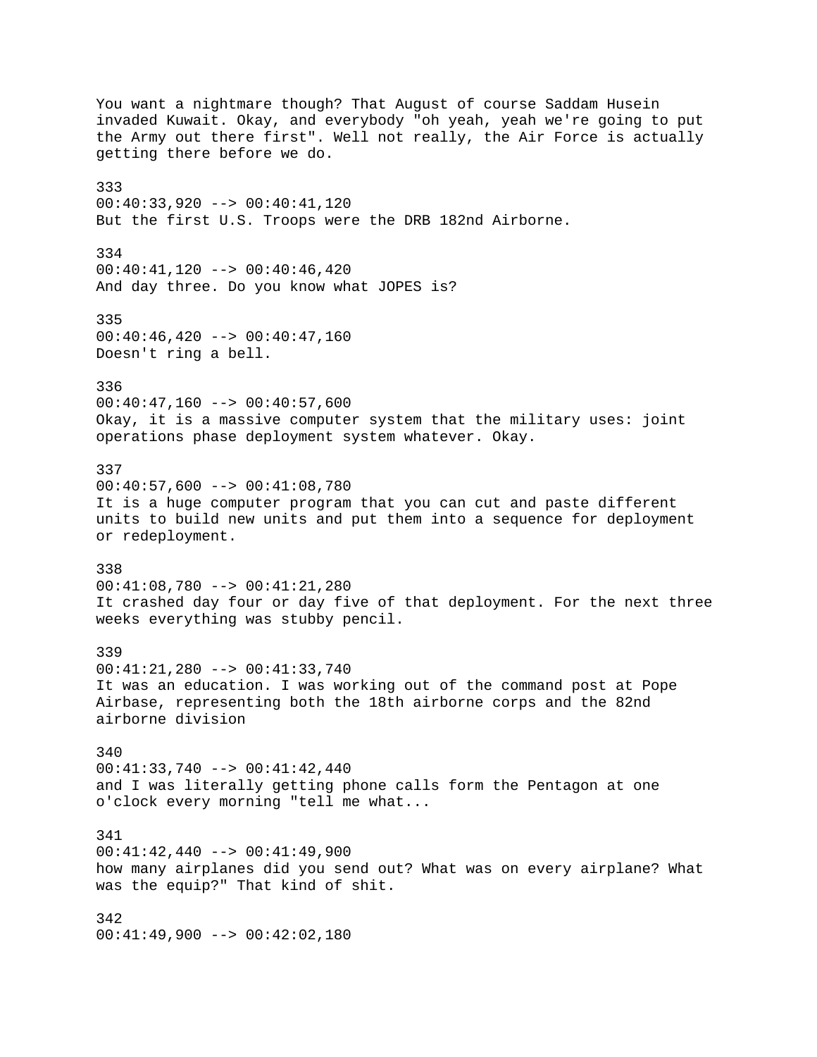You want a nightmare though? That August of course Saddam Husein invaded Kuwait. Okay, and everybody "oh yeah, yeah we're going to put the Army out there first". Well not really, the Air Force is actually getting there before we do.

333
00:40:33,920 --> 00:40:41,120
But the first U.S. Troops were the DRB 182nd Airborne.

334
00:40:41,120 --> 00:40:46,420
And day three. Do you know what JOPES is?

335
00:40:46,420 --> 00:40:47,160
Doesn't ring a bell.

336
00:40:47,160 --> 00:40:57,600
Okay, it is a massive computer system that the military uses: joint operations phase deployment system whatever. Okay.

337
00:40:57,600 --> 00:41:08,780
It is a huge computer program that you can cut and paste different units to build new units and put them into a sequence for deployment or redeployment.

338
00:41:08,780 --> 00:41:21,280
It crashed day four or day five of that deployment. For the next three weeks everything was stubby pencil.

339
00:41:21,280 --> 00:41:33,740
It was an education. I was working out of the command post at Pope Airbase, representing both the 18th airborne corps and the 82nd airborne division

340
00:41:33,740 --> 00:41:42,440
and I was literally getting phone calls form the Pentagon at one o'clock every morning "tell me what...

341
00:41:42,440 --> 00:41:49,900
how many airplanes did you send out? What was on every airplane? What was the equip?" That kind of shit.

342
00:41:49,900 --> 00:42:02,180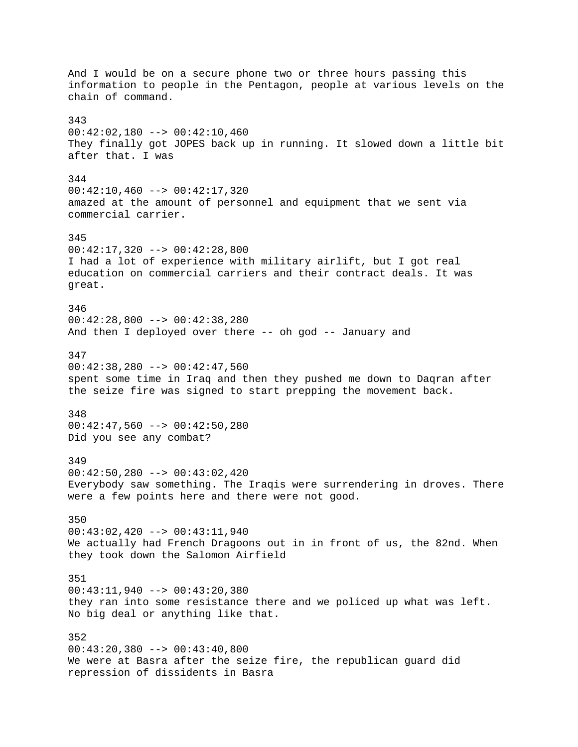And I would be on a secure phone two or three hours passing this information to people in the Pentagon, people at various levels on the chain of command.

343
00:42:02,180 --> 00:42:10,460
They finally got JOPES back up in running. It slowed down a little bit after that. I was

344
00:42:10,460 --> 00:42:17,320
amazed at the amount of personnel and equipment that we sent via commercial carrier.

345
00:42:17,320 --> 00:42:28,800
I had a lot of experience with military airlift, but I got real education on commercial carriers and their contract deals. It was great.

346
00:42:28,800 --> 00:42:38,280
And then I deployed over there -- oh god -- January and

347
00:42:38,280 --> 00:42:47,560
spent some time in Iraq and then they pushed me down to Daqran after the seize fire was signed to start prepping the movement back.

348
00:42:47,560 --> 00:42:50,280
Did you see any combat?

349
00:42:50,280 --> 00:43:02,420
Everybody saw something. The Iraqis were surrendering in droves. There were a few points here and there were not good.

350
00:43:02,420 --> 00:43:11,940
We actually had French Dragoons out in in front of us, the 82nd. When they took down the Salomon Airfield

351
00:43:11,940 --> 00:43:20,380
they ran into some resistance there and we policed up what was left. No big deal or anything like that.

352
00:43:20,380 --> 00:43:40,800
We were at Basra after the seize fire, the republican guard did repression of dissidents in Basra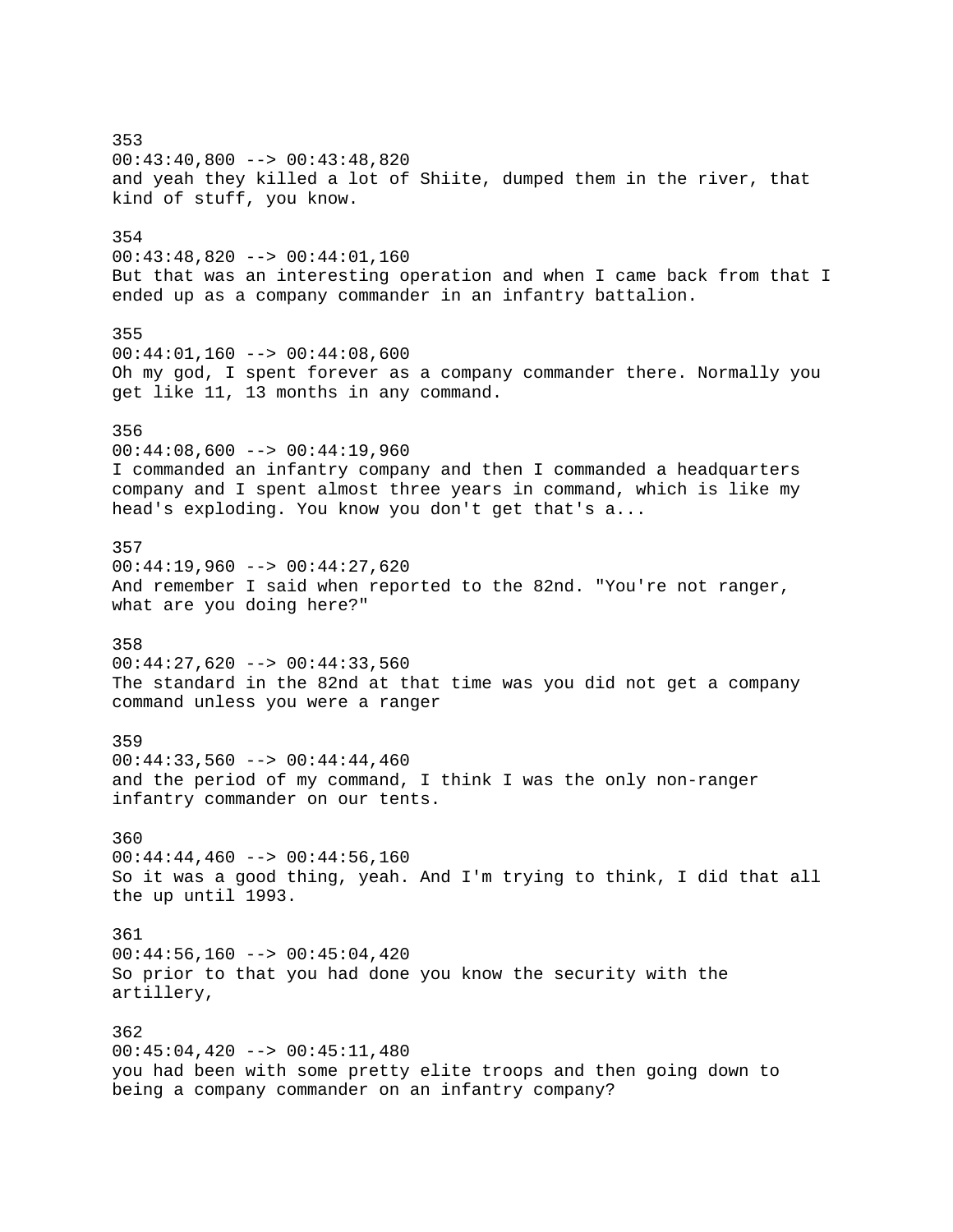353
00:43:40,800 --> 00:43:48,820
and yeah they killed a lot of Shiite, dumped them in the river, that kind of stuff, you know.

354
00:43:48,820 --> 00:44:01,160
But that was an interesting operation and when I came back from that I ended up as a company commander in an infantry battalion.

355
00:44:01,160 --> 00:44:08,600
Oh my god, I spent forever as a company commander there. Normally you get like 11, 13 months in any command.

356
00:44:08,600 --> 00:44:19,960
I commanded an infantry company and then I commanded a headquarters company and I spent almost three years in command, which is like my head's exploding. You know you don't get that's a...

357
00:44:19,960 --> 00:44:27,620
And remember I said when reported to the 82nd. "You're not ranger, what are you doing here?"

358
00:44:27,620 --> 00:44:33,560
The standard in the 82nd at that time was you did not get a company command unless you were a ranger

359
00:44:33,560 --> 00:44:44,460
and the period of my command, I think I was the only non-ranger infantry commander on our tents.

360
00:44:44,460 --> 00:44:56,160
So it was a good thing, yeah. And I'm trying to think, I did that all the up until 1993.

361
00:44:56,160 --> 00:45:04,420
So prior to that you had done you know the security with the artillery,

362
00:45:04,420 --> 00:45:11,480
you had been with some pretty elite troops and then going down to being a company commander on an infantry company?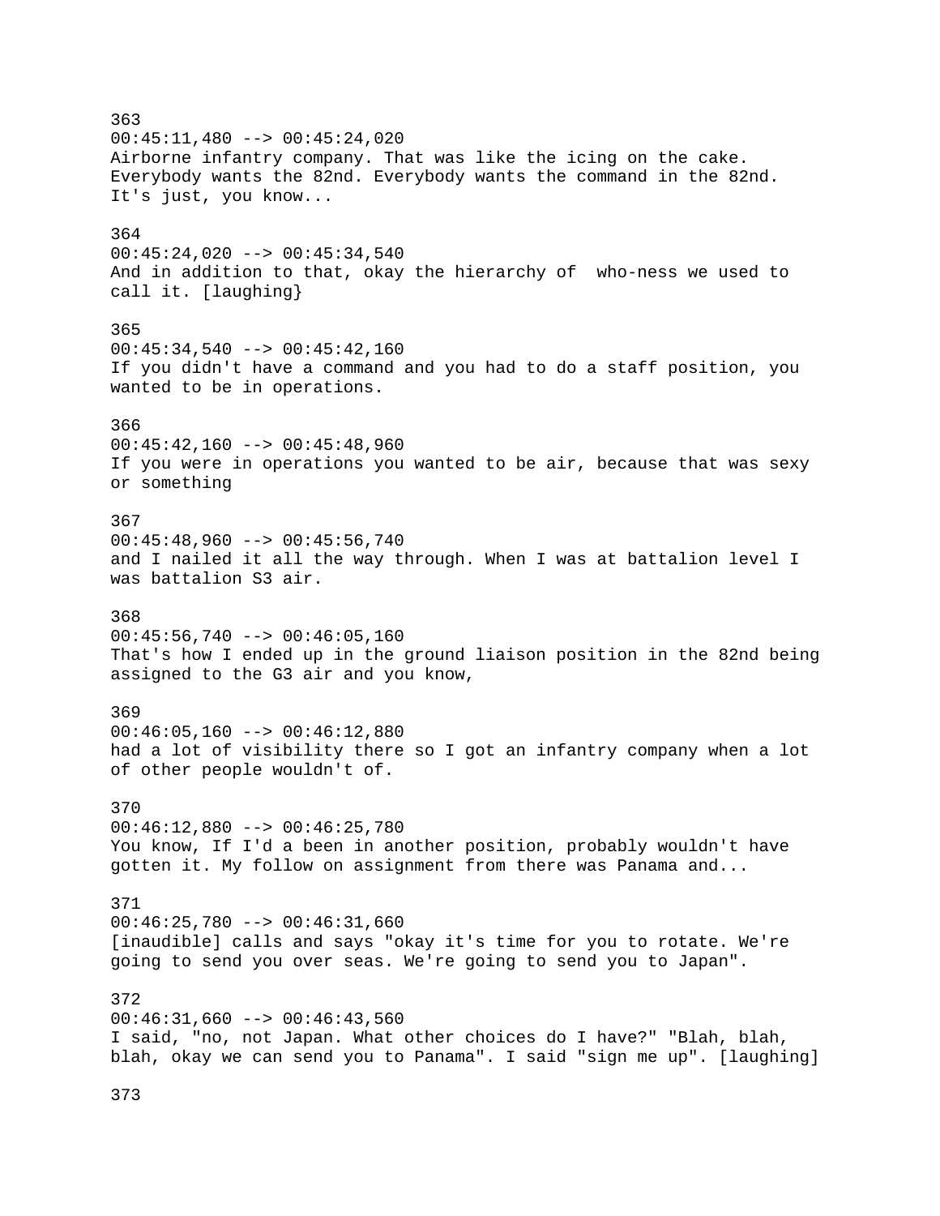363
00:45:11,480 --> 00:45:24,020
Airborne infantry company. That was like the icing on the cake. Everybody wants the 82nd. Everybody wants the command in the 82nd. It's just, you know...

364
00:45:24,020 --> 00:45:34,540
And in addition to that, okay the hierarchy of  who-ness we used to call it. [laughing}

365
00:45:34,540 --> 00:45:42,160
If you didn't have a command and you had to do a staff position, you wanted to be in operations.

366
00:45:42,160 --> 00:45:48,960
If you were in operations you wanted to be air, because that was sexy or something

367
00:45:48,960 --> 00:45:56,740
and I nailed it all the way through. When I was at battalion level I was battalion S3 air.

368
00:45:56,740 --> 00:46:05,160
That's how I ended up in the ground liaison position in the 82nd being assigned to the G3 air and you know,

369
00:46:05,160 --> 00:46:12,880
had a lot of visibility there so I got an infantry company when a lot of other people wouldn't of.

370
00:46:12,880 --> 00:46:25,780
You know, If I'd a been in another position, probably wouldn't have gotten it. My follow on assignment from there was Panama and...

371
00:46:25,780 --> 00:46:31,660
[inaudible] calls and says "okay it's time for you to rotate. We're going to send you over seas. We're going to send you to Japan".

372
00:46:31,660 --> 00:46:43,560
I said, "no, not Japan. What other choices do I have?" "Blah, blah, blah, okay we can send you to Panama". I said "sign me up". [laughing]

373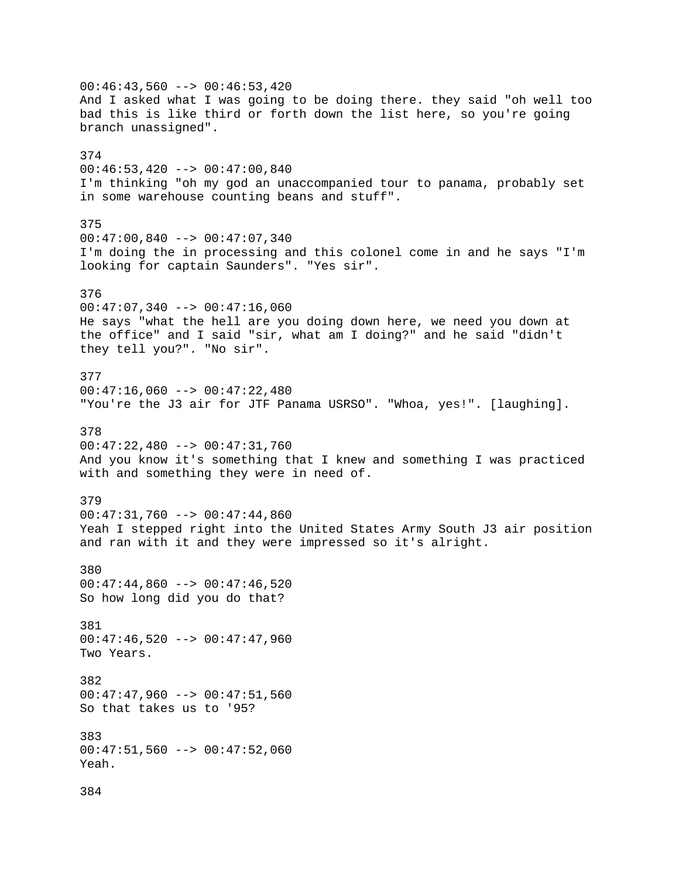00:46:43,560 --> 00:46:53,420
And I asked what I was going to be doing there. they said "oh well too bad this is like third or forth down the list here, so you're going branch unassigned".

374
00:46:53,420 --> 00:47:00,840
I'm thinking "oh my god an unaccompanied tour to panama, probably set in some warehouse counting beans and stuff".

375
00:47:00,840 --> 00:47:07,340
I'm doing the in processing and this colonel come in and he says "I'm looking for captain Saunders". "Yes sir".

376
00:47:07,340 --> 00:47:16,060
He says "what the hell are you doing down here, we need you down at the office" and I said "sir, what am I doing?" and he said "didn't they tell you?". "No sir".

377
00:47:16,060 --> 00:47:22,480
"You're the J3 air for JTF Panama USRSO". "Whoa, yes!". [laughing].

378
00:47:22,480 --> 00:47:31,760
And you know it's something that I knew and something I was practiced with and something they were in need of.

379
00:47:31,760 --> 00:47:44,860
Yeah I stepped right into the United States Army South J3 air position and ran with it and they were impressed so it's alright.

380
00:47:44,860 --> 00:47:46,520
So how long did you do that?

381
00:47:46,520 --> 00:47:47,960
Two Years.

382
00:47:47,960 --> 00:47:51,560
So that takes us to '95?

383
00:47:51,560 --> 00:47:52,060
Yeah.

384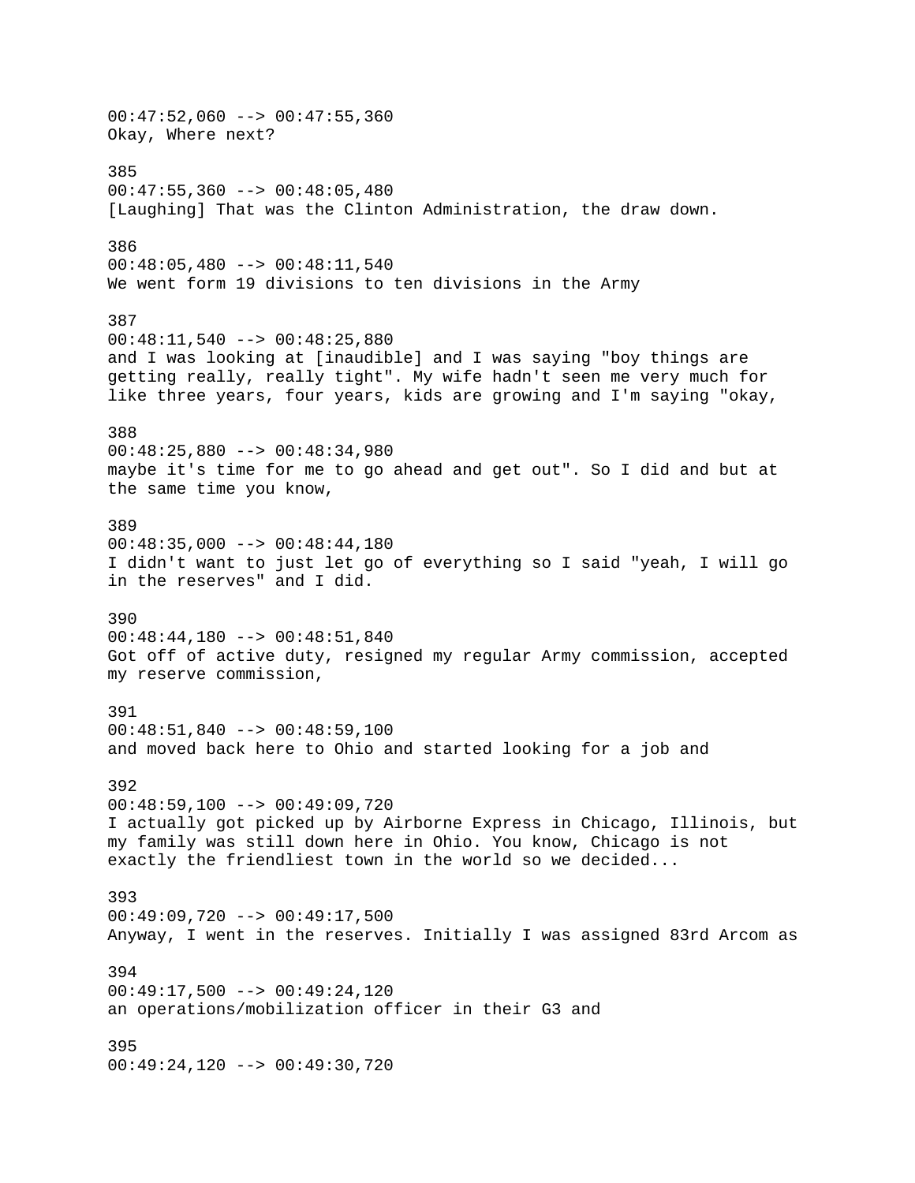00:47:52,060 --> 00:47:55,360
Okay, Where next?

385
00:47:55,360 --> 00:48:05,480
[Laughing] That was the Clinton Administration, the draw down.

386
00:48:05,480 --> 00:48:11,540
We went form 19 divisions to ten divisions in the Army

387
00:48:11,540 --> 00:48:25,880
and I was looking at [inaudible] and I was saying "boy things are getting really, really tight". My wife hadn't seen me very much for like three years, four years, kids are growing and I'm saying "okay,

388
00:48:25,880 --> 00:48:34,980
maybe it's time for me to go ahead and get out". So I did and but at the same time you know,

389
00:48:35,000 --> 00:48:44,180
I didn't want to just let go of everything so I said "yeah, I will go in the reserves" and I did.

390
00:48:44,180 --> 00:48:51,840
Got off of active duty, resigned my regular Army commission, accepted my reserve commission,

391
00:48:51,840 --> 00:48:59,100
and moved back here to Ohio and started looking for a job and

392
00:48:59,100 --> 00:49:09,720
I actually got picked up by Airborne Express in Chicago, Illinois, but my family was still down here in Ohio. You know, Chicago is not exactly the friendliest town in the world so we decided...

393
00:49:09,720 --> 00:49:17,500
Anyway, I went in the reserves. Initially I was assigned 83rd Arcom as

394
00:49:17,500 --> 00:49:24,120
an operations/mobilization officer in their G3 and

395
00:49:24,120 --> 00:49:30,720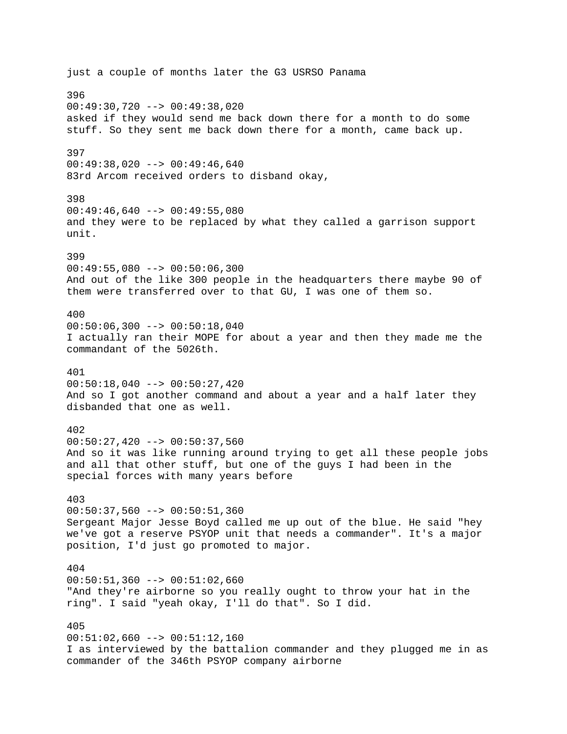just a couple of months later the G3 USRSO Panama

396
00:49:30,720 --> 00:49:38,020
asked if they would send me back down there for a month to do some stuff. So they sent me back down there for a month, came back up.

397
00:49:38,020 --> 00:49:46,640
83rd Arcom received orders to disband okay,

398
00:49:46,640 --> 00:49:55,080
and they were to be replaced by what they called a garrison support unit.

399
00:49:55,080 --> 00:50:06,300
And out of the like 300 people in the headquarters there maybe 90 of them were transferred over to that GU, I was one of them so.

400
00:50:06,300 --> 00:50:18,040
I actually ran their MOPE for about a year and then they made me the commandant of the 5026th.

401
00:50:18,040 --> 00:50:27,420
And so I got another command and about a year and a half later they disbanded that one as well.

402
00:50:27,420 --> 00:50:37,560
And so it was like running around trying to get all these people jobs and all that other stuff, but one of the guys I had been in the special forces with many years before

403
00:50:37,560 --> 00:50:51,360
Sergeant Major Jesse Boyd called me up out of the blue. He said "hey we've got a reserve PSYOP unit that needs a commander". It's a major position, I'd just go promoted to major.

404
00:50:51,360 --> 00:51:02,660
"And they're airborne so you really ought to throw your hat in the ring". I said "yeah okay, I'll do that". So I did.

405
00:51:02,660 --> 00:51:12,160
I as interviewed by the battalion commander and they plugged me in as commander of the 346th PSYOP company airborne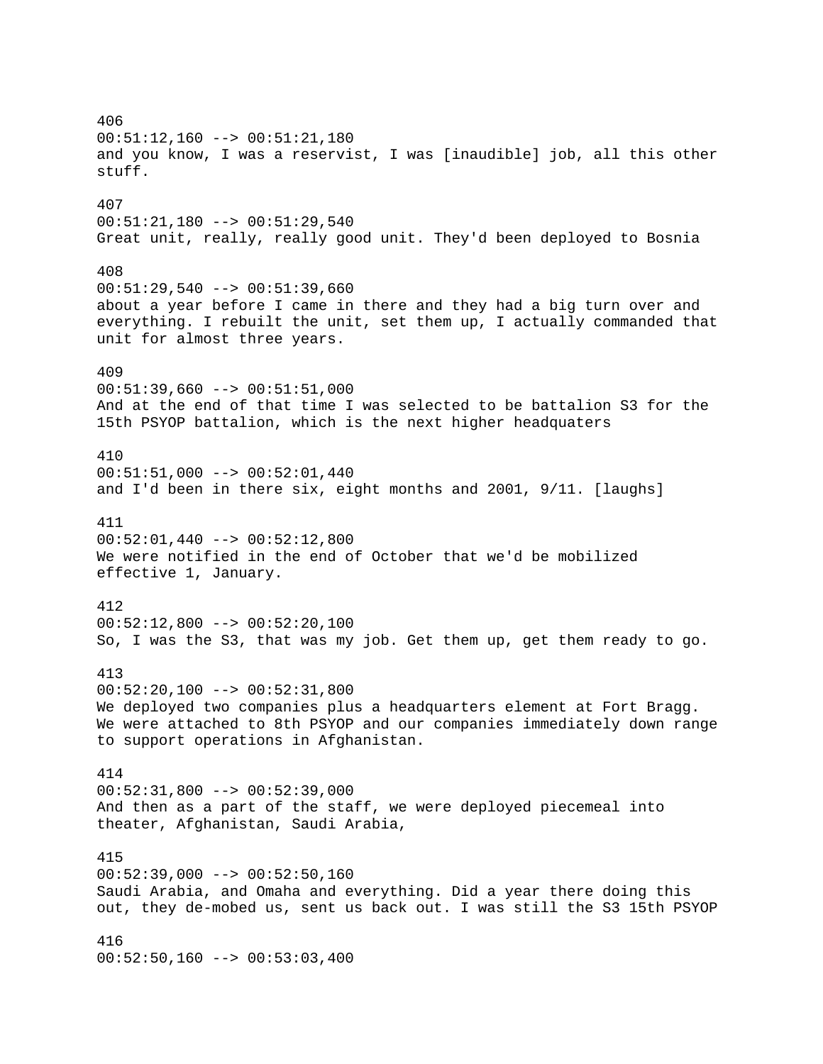406
00:51:12,160 --> 00:51:21,180
and you know, I was a reservist, I was [inaudible] job, all this other stuff.

407
00:51:21,180 --> 00:51:29,540
Great unit, really, really good unit. They'd been deployed to Bosnia

408
00:51:29,540 --> 00:51:39,660
about a year before I came in there and they had a big turn over and everything. I rebuilt the unit, set them up, I actually commanded that unit for almost three years.

409
00:51:39,660 --> 00:51:51,000
And at the end of that time I was selected to be battalion S3 for the 15th PSYOP battalion, which is the next higher headquaters

410
00:51:51,000 --> 00:52:01,440
and I'd been in there six, eight months and 2001, 9/11. [laughs]

411
00:52:01,440 --> 00:52:12,800
We were notified in the end of October that we'd be mobilized effective 1, January.

412
00:52:12,800 --> 00:52:20,100
So, I was the S3, that was my job. Get them up, get them ready to go.

413
00:52:20,100 --> 00:52:31,800
We deployed two companies plus a headquarters element at Fort Bragg. We were attached to 8th PSYOP and our companies immediately down range to support operations in Afghanistan.

414
00:52:31,800 --> 00:52:39,000
And then as a part of the staff, we were deployed piecemeal into theater, Afghanistan, Saudi Arabia,

415
00:52:39,000 --> 00:52:50,160
Saudi Arabia, and Omaha and everything. Did a year there doing this out, they de-mobed us, sent us back out. I was still the S3 15th PSYOP

416
00:52:50,160 --> 00:53:03,400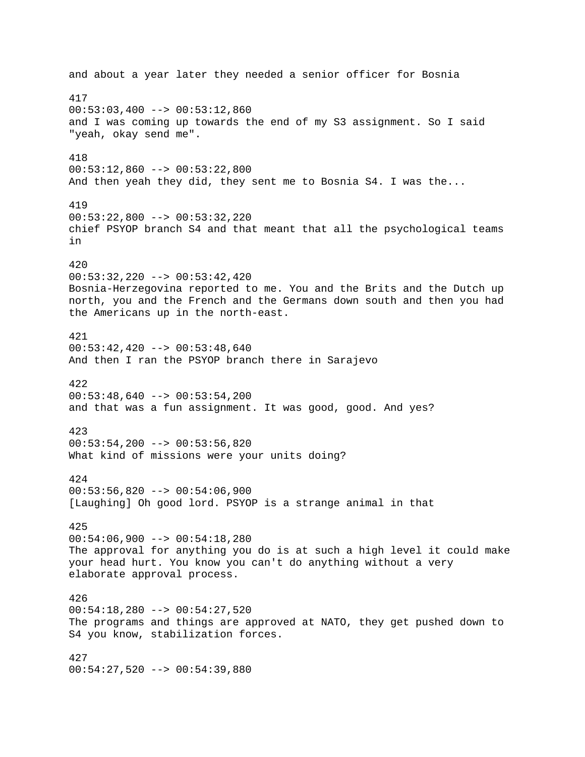and about a year later they needed a senior officer for Bosnia

417
00:53:03,400 --> 00:53:12,860
and I was coming up towards the end of my S3 assignment. So I said "yeah, okay send me".

418
00:53:12,860 --> 00:53:22,800
And then yeah they did, they sent me to Bosnia S4. I was the...

419
00:53:22,800 --> 00:53:32,220
chief PSYOP branch S4 and that meant that all the psychological teams in

420
00:53:32,220 --> 00:53:42,420
Bosnia-Herzegovina reported to me. You and the Brits and the Dutch up north, you and the French and the Germans down south and then you had the Americans up in the north-east.

421
00:53:42,420 --> 00:53:48,640
And then I ran the PSYOP branch there in Sarajevo

422
00:53:48,640 --> 00:53:54,200
and that was a fun assignment. It was good, good. And yes?

423
00:53:54,200 --> 00:53:56,820
What kind of missions were your units doing?

424
00:53:56,820 --> 00:54:06,900
[Laughing] Oh good lord. PSYOP is a strange animal in that

425
00:54:06,900 --> 00:54:18,280
The approval for anything you do is at such a high level it could make your head hurt. You know you can't do anything without a very elaborate approval process.

426
00:54:18,280 --> 00:54:27,520
The programs and things are approved at NATO, they get pushed down to S4 you know, stabilization forces.

427
00:54:27,520 --> 00:54:39,880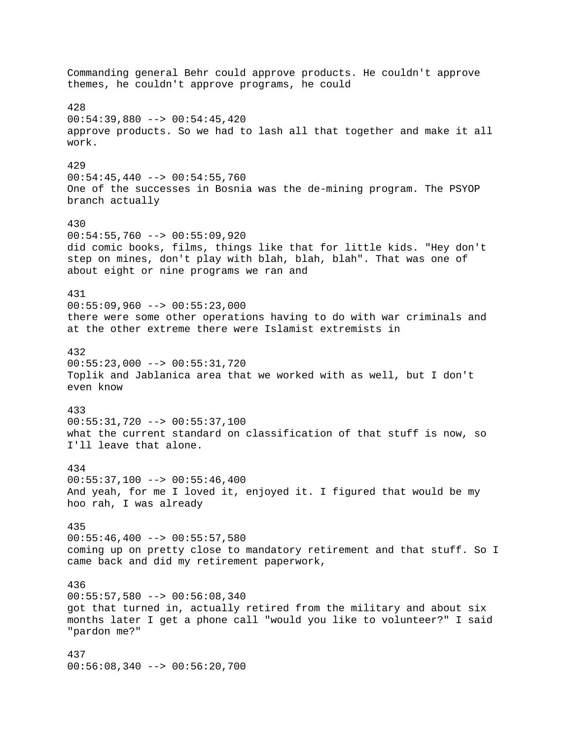Commanding general Behr could approve products. He couldn't approve themes, he couldn't approve programs, he could

428
00:54:39,880 --> 00:54:45,420
approve products. So we had to lash all that together and make it all work.

429
00:54:45,440 --> 00:54:55,760
One of the successes in Bosnia was the de-mining program. The PSYOP branch actually

430
00:54:55,760 --> 00:55:09,920
did comic books, films, things like that for little kids. "Hey don't step on mines, don't play with blah, blah, blah". That was one of about eight or nine programs we ran and

431
00:55:09,960 --> 00:55:23,000
there were some other operations having to do with war criminals and at the other extreme there were Islamist extremists in

432
00:55:23,000 --> 00:55:31,720
Toplik and Jablanica area that we worked with as well, but I don't even know

433
00:55:31,720 --> 00:55:37,100
what the current standard on classification of that stuff is now, so I'll leave that alone.

434
00:55:37,100 --> 00:55:46,400
And yeah, for me I loved it, enjoyed it. I figured that would be my hoo rah, I was already

435
00:55:46,400 --> 00:55:57,580
coming up on pretty close to mandatory retirement and that stuff. So I came back and did my retirement paperwork,

436
00:55:57,580 --> 00:56:08,340
got that turned in, actually retired from the military and about six months later I get a phone call "would you like to volunteer?" I said "pardon me?"

437
00:56:08,340 --> 00:56:20,700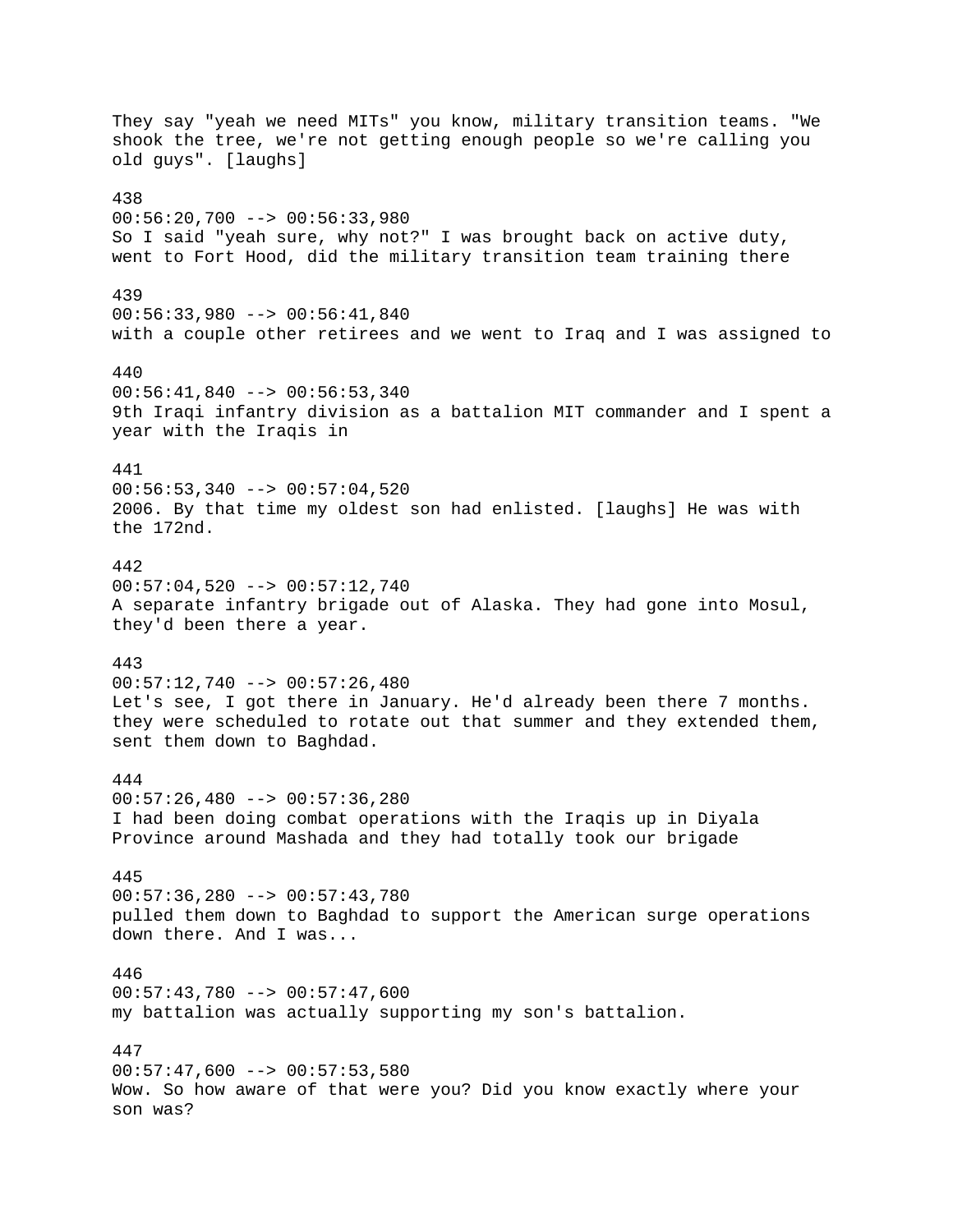They say "yeah we need MITs" you know, military transition teams. "We shook the tree, we're not getting enough people so we're calling you old guys". [laughs]

438
00:56:20,700 --> 00:56:33,980
So I said "yeah sure, why not?" I was brought back on active duty, went to Fort Hood, did the military transition team training there

439
00:56:33,980 --> 00:56:41,840
with a couple other retirees and we went to Iraq and I was assigned to

440
00:56:41,840 --> 00:56:53,340
9th Iraqi infantry division as a battalion MIT commander and I spent a year with the Iraqis in

441
00:56:53,340 --> 00:57:04,520
2006. By that time my oldest son had enlisted. [laughs] He was with the 172nd.

442
00:57:04,520 --> 00:57:12,740
A separate infantry brigade out of Alaska. They had gone into Mosul, they'd been there a year.

443
00:57:12,740 --> 00:57:26,480
Let's see, I got there in January. He'd already been there 7 months. they were scheduled to rotate out that summer and they extended them, sent them down to Baghdad.

444
00:57:26,480 --> 00:57:36,280
I had been doing combat operations with the Iraqis up in Diyala Province around Mashada and they had totally took our brigade

445
00:57:36,280 --> 00:57:43,780
pulled them down to Baghdad to support the American surge operations down there. And I was...

446
00:57:43,780 --> 00:57:47,600
my battalion was actually supporting my son's battalion.

447
00:57:47,600 --> 00:57:53,580
Wow. So how aware of that were you? Did you know exactly where your son was?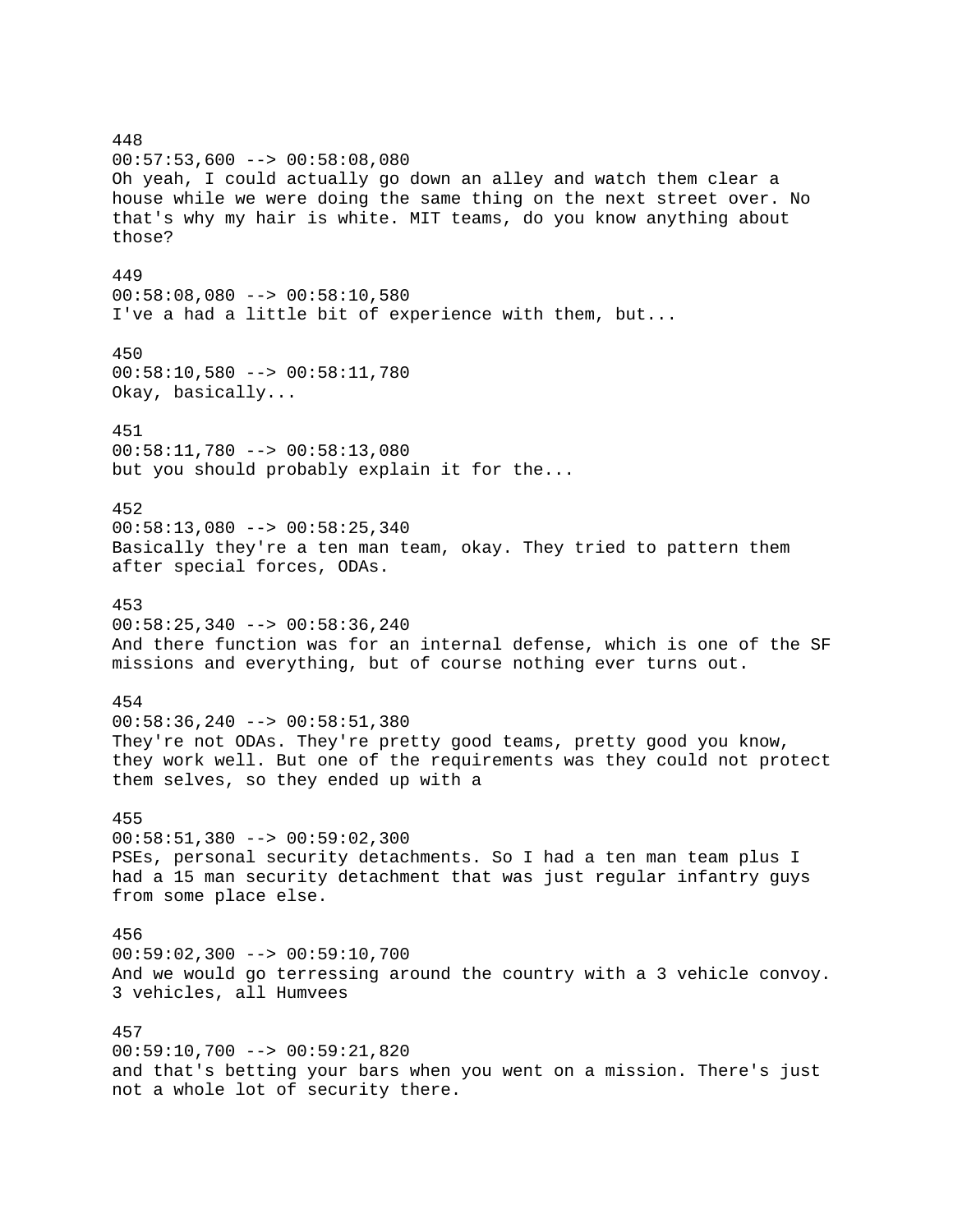448
00:57:53,600 --> 00:58:08,080
Oh yeah, I could actually go down an alley and watch them clear a house while we were doing the same thing on the next street over. No that's why my hair is white. MIT teams, do you know anything about those?

449
00:58:08,080 --> 00:58:10,580
I've a had a little bit of experience with them, but...

450
00:58:10,580 --> 00:58:11,780
Okay, basically...

451
00:58:11,780 --> 00:58:13,080
but you should probably explain it for the...

452
00:58:13,080 --> 00:58:25,340
Basically they're a ten man team, okay. They tried to pattern them after special forces, ODAs.

453
00:58:25,340 --> 00:58:36,240
And there function was for an internal defense, which is one of the SF missions and everything, but of course nothing ever turns out.

454
00:58:36,240 --> 00:58:51,380
They're not ODAs. They're pretty good teams, pretty good you know, they work well. But one of the requirements was they could not protect them selves, so they ended up with a

455
00:58:51,380 --> 00:59:02,300
PSEs, personal security detachments. So I had a ten man team plus I had a 15 man security detachment that was just regular infantry guys from some place else.

456
00:59:02,300 --> 00:59:10,700
And we would go terressing around the country with a 3 vehicle convoy. 3 vehicles, all Humvees

457
00:59:10,700 --> 00:59:21,820
and that's betting your bars when you went on a mission. There's just not a whole lot of security there.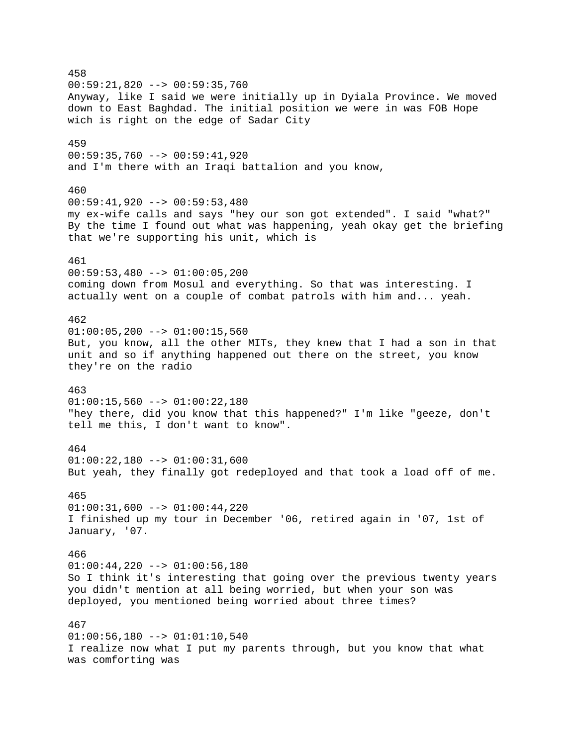458
00:59:21,820 --> 00:59:35,760
Anyway, like I said we were initially up in Dyiala Province. We moved down to East Baghdad. The initial position we were in was FOB Hope wich is right on the edge of Sadar City

459
00:59:35,760 --> 00:59:41,920
and I'm there with an Iraqi battalion and you know,

460
00:59:41,920 --> 00:59:53,480
my ex-wife calls and says "hey our son got extended". I said "what?" By the time I found out what was happening, yeah okay get the briefing that we're supporting his unit, which is

461
00:59:53,480 --> 01:00:05,200
coming down from Mosul and everything. So that was interesting. I actually went on a couple of combat patrols with him and... yeah.

462
01:00:05,200 --> 01:00:15,560
But, you know, all the other MITs, they knew that I had a son in that unit and so if anything happened out there on the street, you know they're on the radio

463
01:00:15,560 --> 01:00:22,180
"hey there, did you know that this happened?" I'm like "geeze, don't tell me this, I don't want to know".

464
01:00:22,180 --> 01:00:31,600
But yeah, they finally got redeployed and that took a load off of me.

465
01:00:31,600 --> 01:00:44,220
I finished up my tour in December '06, retired again in '07, 1st of January, '07.

466
01:00:44,220 --> 01:00:56,180
So I think it's interesting that going over the previous twenty years you didn't mention at all being worried, but when your son was deployed, you mentioned being worried about three times?

467
01:00:56,180 --> 01:01:10,540
I realize now what I put my parents through, but you know that what was comforting was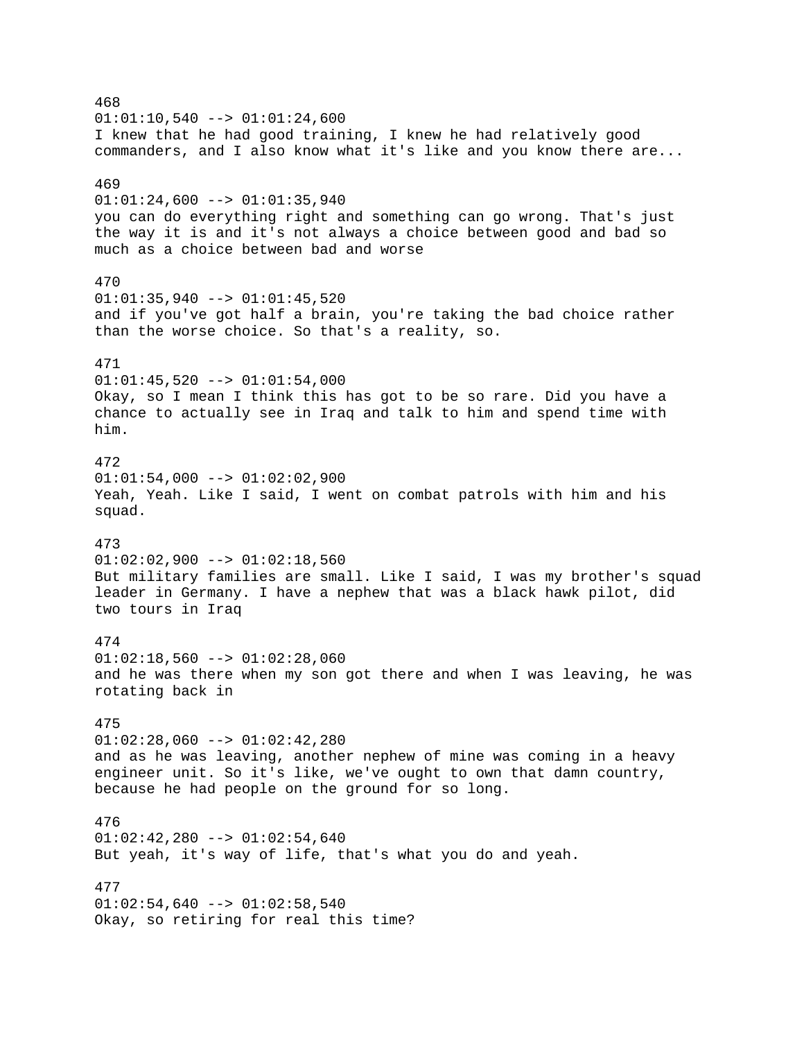468
01:01:10,540 --> 01:01:24,600
I knew that he had good training, I knew he had relatively good commanders, and I also know what it's like and you know there are...

469
01:01:24,600 --> 01:01:35,940
you can do everything right and something can go wrong. That's just the way it is and it's not always a choice between good and bad so much as a choice between bad and worse

470
01:01:35,940 --> 01:01:45,520
and if you've got half a brain, you're taking the bad choice rather than the worse choice. So that's a reality, so.

471
01:01:45,520 --> 01:01:54,000
Okay, so I mean I think this has got to be so rare. Did you have a chance to actually see in Iraq and talk to him and spend time with him.

472
01:01:54,000 --> 01:02:02,900
Yeah, Yeah. Like I said, I went on combat patrols with him and his squad.

473
01:02:02,900 --> 01:02:18,560
But military families are small. Like I said, I was my brother's squad leader in Germany. I have a nephew that was a black hawk pilot, did two tours in Iraq

474
01:02:18,560 --> 01:02:28,060
and he was there when my son got there and when I was leaving, he was rotating back in

475
01:02:28,060 --> 01:02:42,280
and as he was leaving, another nephew of mine was coming in a heavy engineer unit. So it's like, we've ought to own that damn country, because he had people on the ground for so long.

476
01:02:42,280 --> 01:02:54,640
But yeah, it's way of life, that's what you do and yeah.

477
01:02:54,640 --> 01:02:58,540
Okay, so retiring for real this time?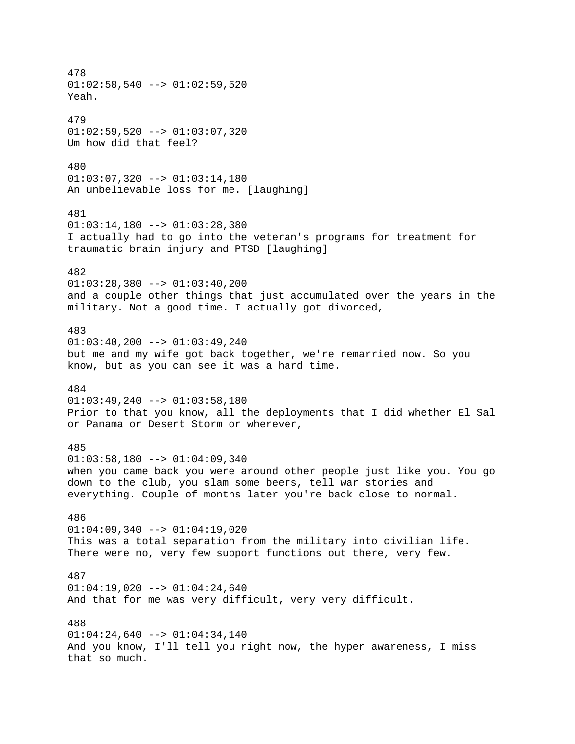478
01:02:58,540 --> 01:02:59,520
Yeah.

479
01:02:59,520 --> 01:03:07,320
Um how did that feel?

480
01:03:07,320 --> 01:03:14,180
An unbelievable loss for me. [laughing]

481
01:03:14,180 --> 01:03:28,380
I actually had to go into the veteran's programs for treatment for traumatic brain injury and PTSD [laughing]

482
01:03:28,380 --> 01:03:40,200
and a couple other things that just accumulated over the years in the military. Not a good time. I actually got divorced,

483
01:03:40,200 --> 01:03:49,240
but me and my wife got back together, we're remarried now. So you know, but as you can see it was a hard time.

484
01:03:49,240 --> 01:03:58,180
Prior to that you know, all the deployments that I did whether El Sal or Panama or Desert Storm or wherever,

485
01:03:58,180 --> 01:04:09,340
when you came back you were around other people just like you. You go down to the club, you slam some beers, tell war stories and everything. Couple of months later you're back close to normal.

486
01:04:09,340 --> 01:04:19,020
This was a total separation from the military into civilian life. There were no, very few support functions out there, very few.

487
01:04:19,020 --> 01:04:24,640
And that for me was very difficult, very very difficult.

488
01:04:24,640 --> 01:04:34,140
And you know, I'll tell you right now, the hyper awareness, I miss that so much.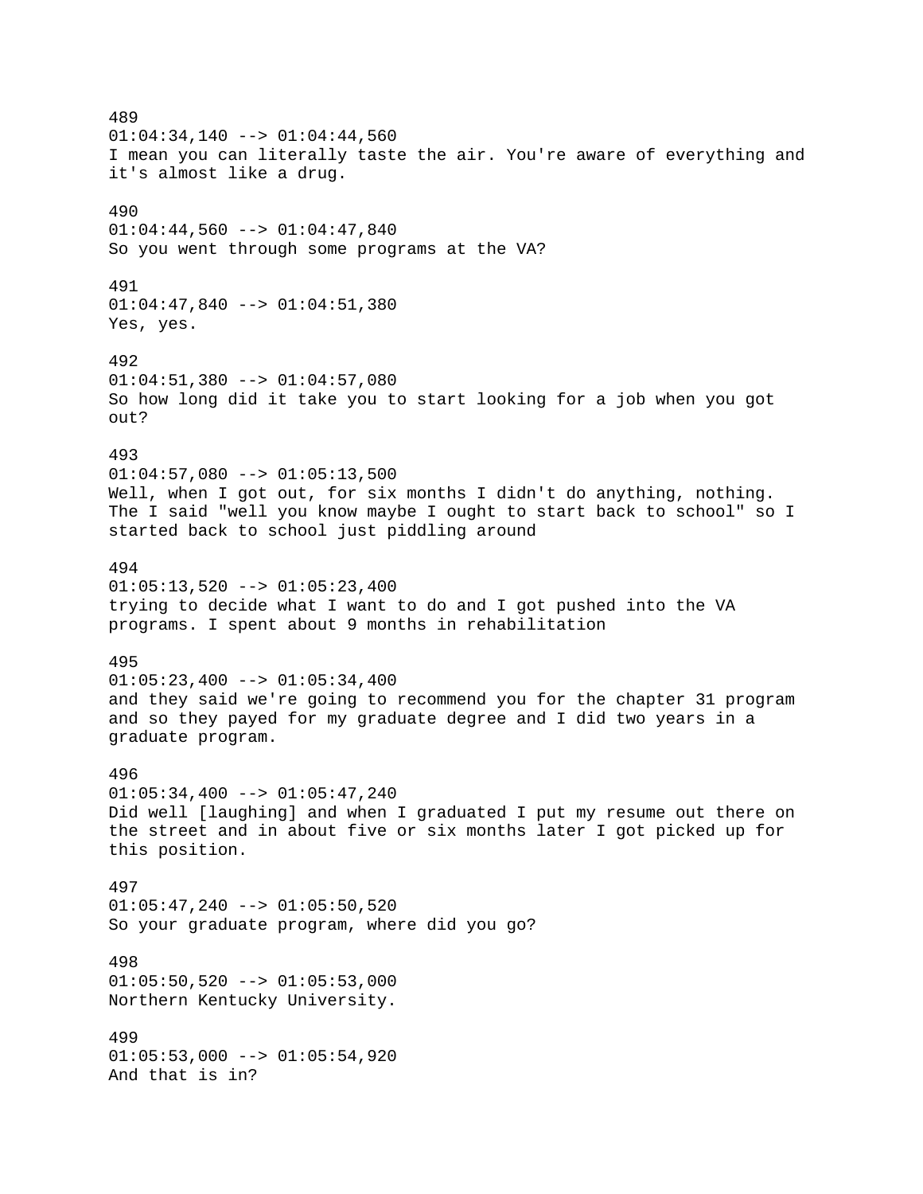489
01:04:34,140 --> 01:04:44,560
I mean you can literally taste the air. You're aware of everything and it's almost like a drug.

490
01:04:44,560 --> 01:04:47,840
So you went through some programs at the VA?

491
01:04:47,840 --> 01:04:51,380
Yes, yes.

492
01:04:51,380 --> 01:04:57,080
So how long did it take you to start looking for a job when you got out?

493
01:04:57,080 --> 01:05:13,500
Well, when I got out, for six months I didn't do anything, nothing. The I said "well you know maybe I ought to start back to school" so I started back to school just piddling around

494
01:05:13,520 --> 01:05:23,400
trying to decide what I want to do and I got pushed into the VA programs. I spent about 9 months in rehabilitation

495
01:05:23,400 --> 01:05:34,400
and they said we're going to recommend you for the chapter 31 program and so they payed for my graduate degree and I did two years in a graduate program.

496
01:05:34,400 --> 01:05:47,240
Did well [laughing] and when I graduated I put my resume out there on the street and in about five or six months later I got picked up for this position.

497
01:05:47,240 --> 01:05:50,520
So your graduate program, where did you go?

498
01:05:50,520 --> 01:05:53,000
Northern Kentucky University.

499
01:05:53,000 --> 01:05:54,920
And that is in?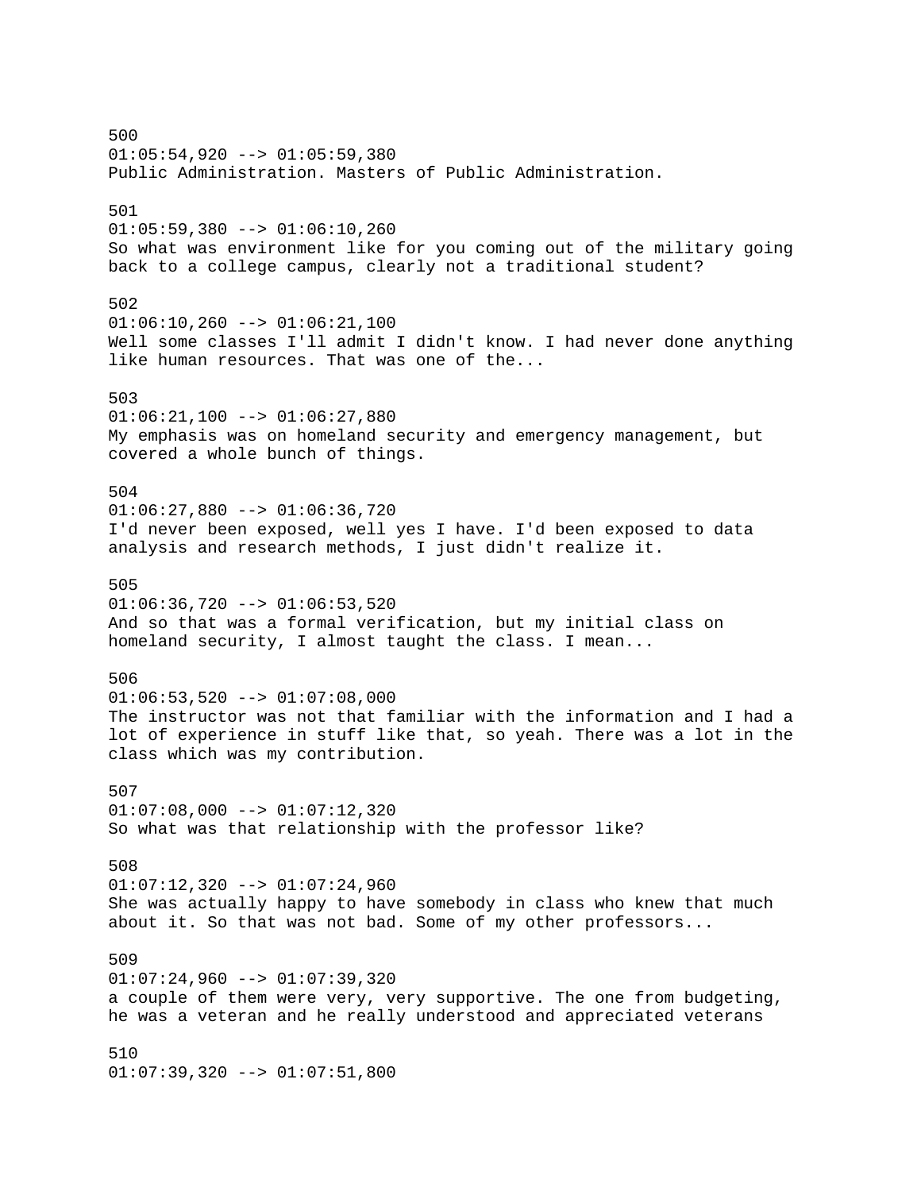500
01:05:54,920 --> 01:05:59,380
Public Administration. Masters of Public Administration.

501
01:05:59,380 --> 01:06:10,260
So what was environment like for you coming out of the military going back to a college campus, clearly not a traditional student?

502
01:06:10,260 --> 01:06:21,100
Well some classes I'll admit I didn't know. I had never done anything like human resources. That was one of the...

503
01:06:21,100 --> 01:06:27,880
My emphasis was on homeland security and emergency management, but covered a whole bunch of things.

504
01:06:27,880 --> 01:06:36,720
I'd never been exposed, well yes I have. I'd been exposed to data analysis and research methods, I just didn't realize it.

505
01:06:36,720 --> 01:06:53,520
And so that was a formal verification, but my initial class on homeland security, I almost taught the class. I mean...

506
01:06:53,520 --> 01:07:08,000
The instructor was not that familiar with the information and I had a lot of experience in stuff like that, so yeah. There was a lot in the class which was my contribution.

507
01:07:08,000 --> 01:07:12,320
So what was that relationship with the professor like?

508
01:07:12,320 --> 01:07:24,960
She was actually happy to have somebody in class who knew that much about it. So that was not bad. Some of my other professors...

509
01:07:24,960 --> 01:07:39,320
a couple of them were very, very supportive. The one from budgeting, he was a veteran and he really understood and appreciated veterans

510
01:07:39,320 --> 01:07:51,800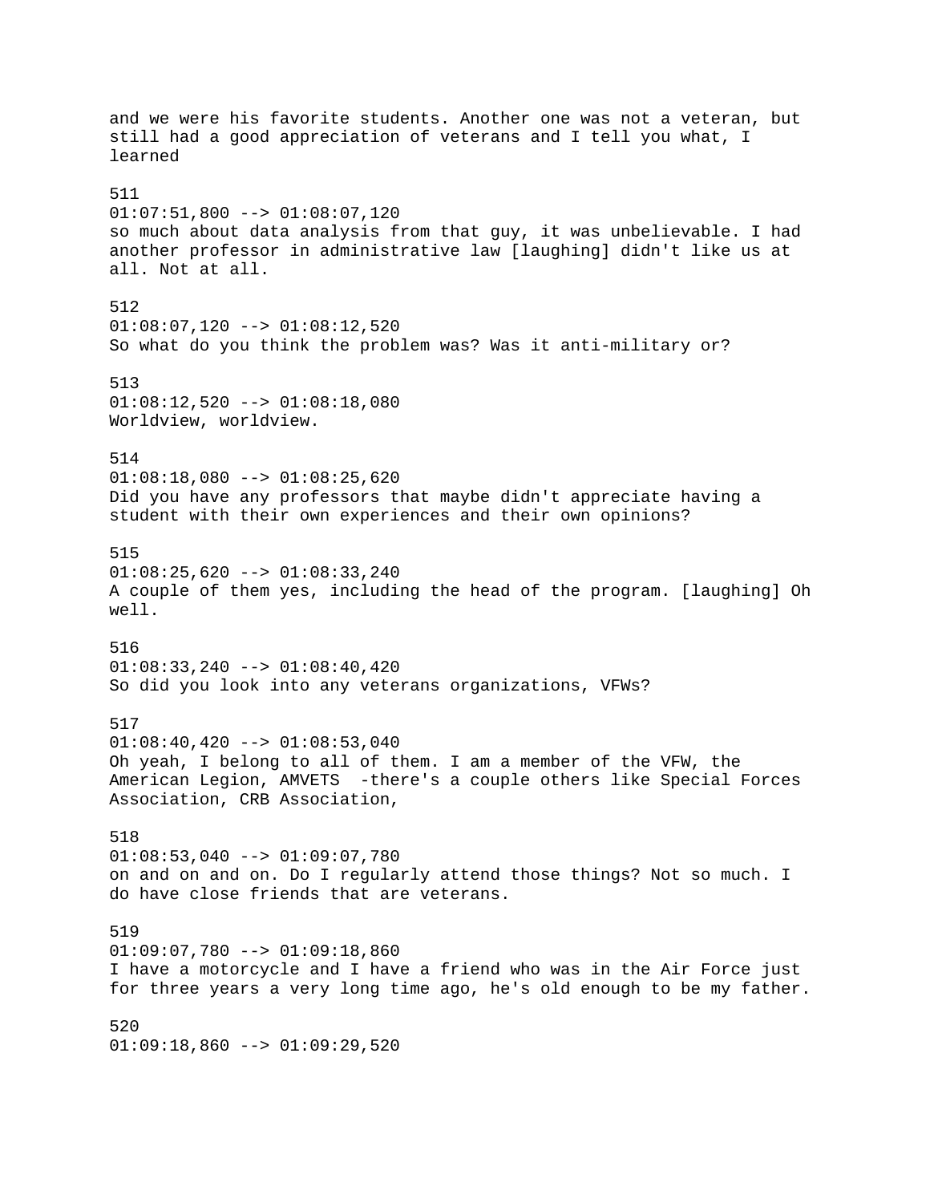and we were his favorite students. Another one was not a veteran, but still had a good appreciation of veterans and I tell you what, I learned

511
01:07:51,800 --> 01:08:07,120
so much about data analysis from that guy, it was unbelievable. I had another professor in administrative law [laughing] didn't like us at all. Not at all.

512
01:08:07,120 --> 01:08:12,520
So what do you think the problem was? Was it anti-military or?

513
01:08:12,520 --> 01:08:18,080
Worldview, worldview.

514
01:08:18,080 --> 01:08:25,620
Did you have any professors that maybe didn't appreciate having a student with their own experiences and their own opinions?

515
01:08:25,620 --> 01:08:33,240
A couple of them yes, including the head of the program. [laughing] Oh well.

516
01:08:33,240 --> 01:08:40,420
So did you look into any veterans organizations, VFWs?

517
01:08:40,420 --> 01:08:53,040
Oh yeah, I belong to all of them. I am a member of the VFW, the American Legion, AMVETS -there's a couple others like Special Forces Association, CRB Association,

518
01:08:53,040 --> 01:09:07,780
on and on and on. Do I regularly attend those things? Not so much. I do have close friends that are veterans.

519
01:09:07,780 --> 01:09:18,860
I have a motorcycle and I have a friend who was in the Air Force just for three years a very long time ago, he's old enough to be my father.

520
01:09:18,860 --> 01:09:29,520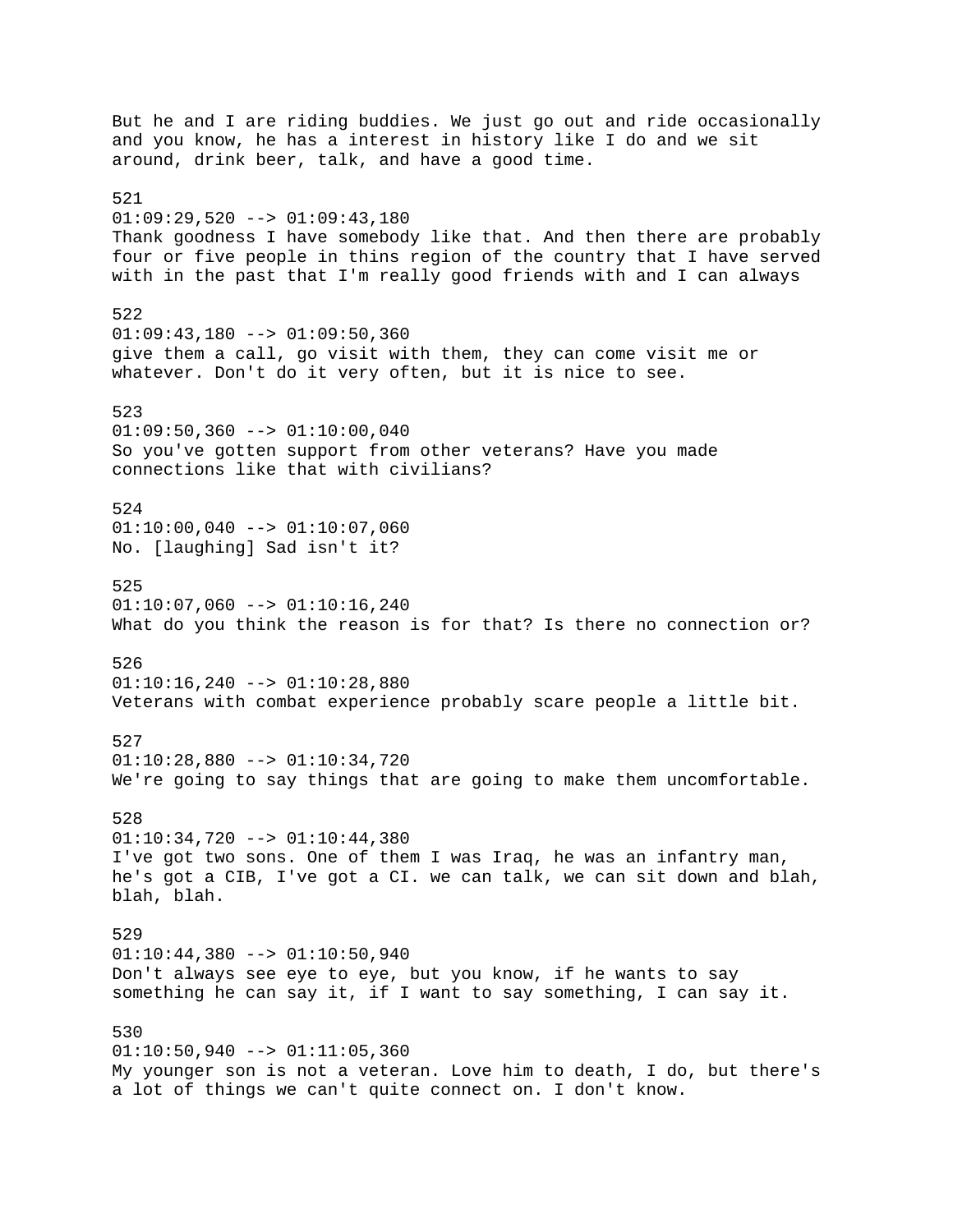But he and I are riding buddies. We just go out and ride occasionally and you know, he has a interest in history like I do and we sit around, drink beer, talk, and have a good time.

521
01:09:29,520 --> 01:09:43,180
Thank goodness I have somebody like that. And then there are probably four or five people in thins region of the country that I have served with in the past that I'm really good friends with and I can always

522
01:09:43,180 --> 01:09:50,360
give them a call, go visit with them, they can come visit me or whatever. Don't do it very often, but it is nice to see.

523
01:09:50,360 --> 01:10:00,040
So you've gotten support from other veterans? Have you made connections like that with civilians?

524
01:10:00,040 --> 01:10:07,060
No. [laughing] Sad isn't it?

525
01:10:07,060 --> 01:10:16,240
What do you think the reason is for that? Is there no connection or?

526
01:10:16,240 --> 01:10:28,880
Veterans with combat experience probably scare people a little bit.

527
01:10:28,880 --> 01:10:34,720
We're going to say things that are going to make them uncomfortable.

528
01:10:34,720 --> 01:10:44,380
I've got two sons. One of them I was Iraq, he was an infantry man, he's got a CIB, I've got a CI. we can talk, we can sit down and blah, blah, blah.

529
01:10:44,380 --> 01:10:50,940
Don't always see eye to eye, but you know, if he wants to say something he can say it, if I want to say something, I can say it.

530
01:10:50,940 --> 01:11:05,360
My younger son is not a veteran. Love him to death, I do, but there's a lot of things we can't quite connect on. I don't know.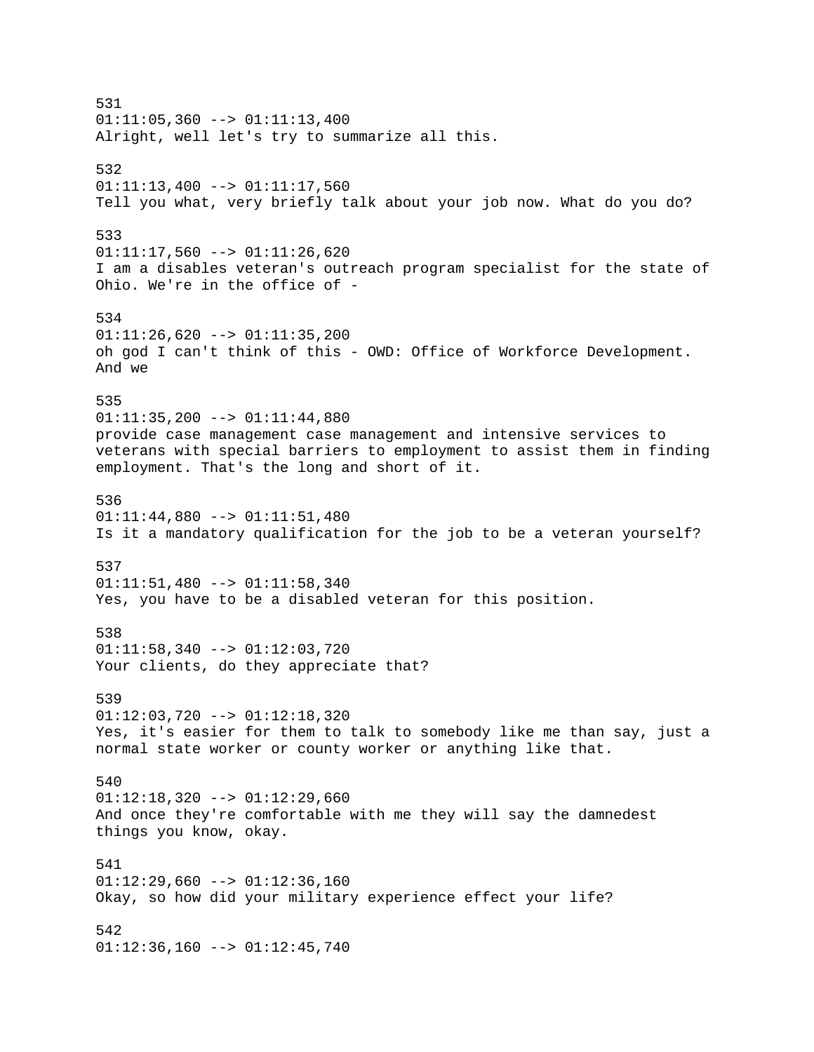531
01:11:05,360 --> 01:11:13,400
Alright, well let's try to summarize all this.

532
01:11:13,400 --> 01:11:17,560
Tell you what, very briefly talk about your job now. What do you do?

533
01:11:17,560 --> 01:11:26,620
I am a disables veteran's outreach program specialist for the state of Ohio. We're in the office of -

534
01:11:26,620 --> 01:11:35,200
oh god I can't think of this - OWD: Office of Workforce Development. And we

535
01:11:35,200 --> 01:11:44,880
provide case management case management and intensive services to veterans with special barriers to employment to assist them in finding employment. That's the long and short of it.

536
01:11:44,880 --> 01:11:51,480
Is it a mandatory qualification for the job to be a veteran yourself?

537
01:11:51,480 --> 01:11:58,340
Yes, you have to be a disabled veteran for this position.

538
01:11:58,340 --> 01:12:03,720
Your clients, do they appreciate that?

539
01:12:03,720 --> 01:12:18,320
Yes, it's easier for them to talk to somebody like me than say, just a normal state worker or county worker or anything like that.

540
01:12:18,320 --> 01:12:29,660
And once they're comfortable with me they will say the damnedest things you know, okay.

541
01:12:29,660 --> 01:12:36,160
Okay, so how did your military experience effect your life?

542
01:12:36,160 --> 01:12:45,740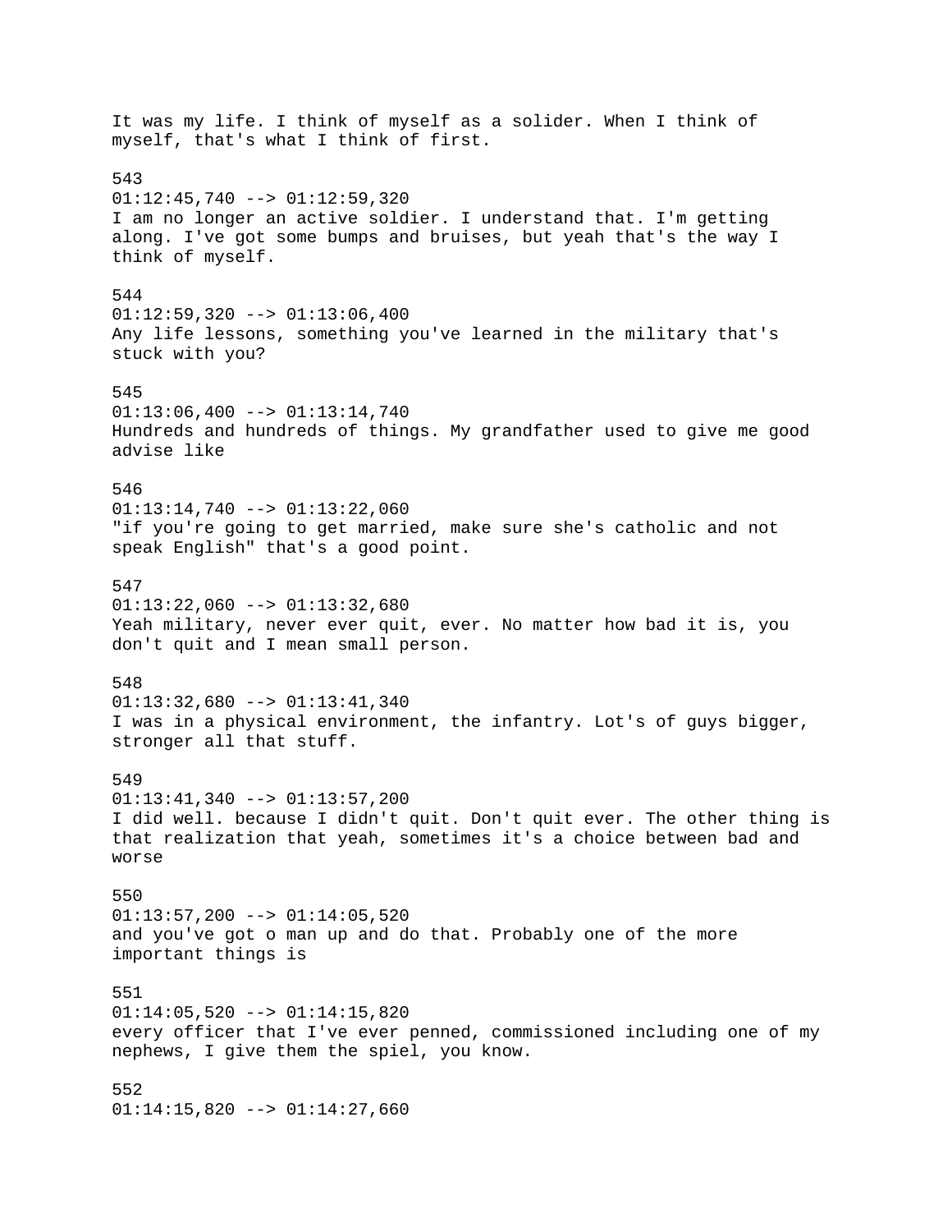It was my life. I think of myself as a solider. When I think of myself, that's what I think of first.

543
01:12:45,740 --> 01:12:59,320
I am no longer an active soldier. I understand that. I'm getting along. I've got some bumps and bruises, but yeah that's the way I think of myself.

544
01:12:59,320 --> 01:13:06,400
Any life lessons, something you've learned in the military that's stuck with you?

545
01:13:06,400 --> 01:13:14,740
Hundreds and hundreds of things. My grandfather used to give me good advise like

546
01:13:14,740 --> 01:13:22,060
"if you're going to get married, make sure she's catholic and not speak English" that's a good point.

547
01:13:22,060 --> 01:13:32,680
Yeah military, never ever quit, ever. No matter how bad it is, you don't quit and I mean small person.

548
01:13:32,680 --> 01:13:41,340
I was in a physical environment, the infantry. Lot's of guys bigger, stronger all that stuff.

549
01:13:41,340 --> 01:13:57,200
I did well. because I didn't quit. Don't quit ever. The other thing is that realization that yeah, sometimes it's a choice between bad and worse

550
01:13:57,200 --> 01:14:05,520
and you've got o man up and do that. Probably one of the more important things is

551
01:14:05,520 --> 01:14:15,820
every officer that I've ever penned, commissioned including one of my nephews, I give them the spiel, you know.

552
01:14:15,820 --> 01:14:27,660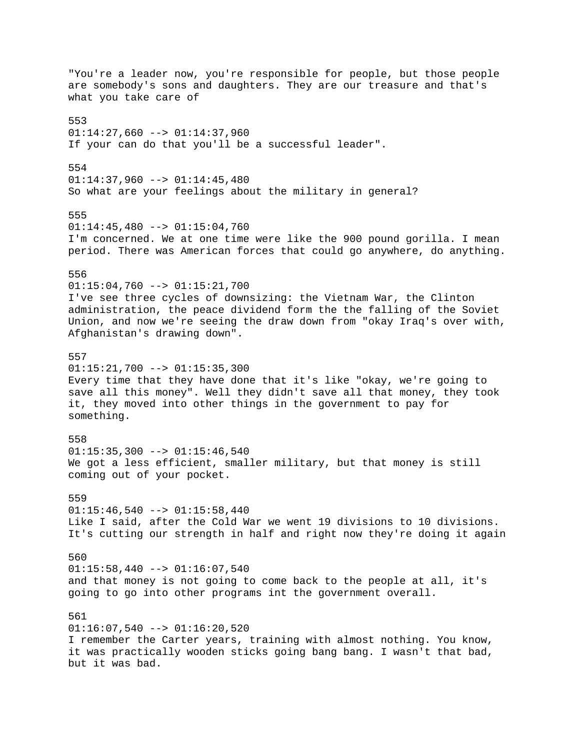"You're a leader now, you're responsible for people, but those people are somebody's sons and daughters. They are our treasure and that's what you take care of

553
01:14:27,660 --> 01:14:37,960
If your can do that you'll be a successful leader".

554
01:14:37,960 --> 01:14:45,480
So what are your feelings about the military in general?

555
01:14:45,480 --> 01:15:04,760
I'm concerned. We at one time were like the 900 pound gorilla. I mean period. There was American forces that could go anywhere, do anything.

556
01:15:04,760 --> 01:15:21,700
I've see three cycles of downsizing: the Vietnam War, the Clinton administration, the peace dividend form the the falling of the Soviet Union, and now we're seeing the draw down from "okay Iraq's over with, Afghanistan's drawing down".

557
01:15:21,700 --> 01:15:35,300
Every time that they have done that it's like "okay, we're going to save all this money". Well they didn't save all that money, they took it, they moved into other things in the government to pay for something.

558
01:15:35,300 --> 01:15:46,540
We got a less efficient, smaller military, but that money is still coming out of your pocket.

559
01:15:46,540 --> 01:15:58,440
Like I said, after the Cold War we went 19 divisions to 10 divisions. It's cutting our strength in half and right now they're doing it again

560
01:15:58,440 --> 01:16:07,540
and that money is not going to come back to the people at all, it's going to go into other programs int the government overall.

561
01:16:07,540 --> 01:16:20,520
I remember the Carter years, training with almost nothing. You know, it was practically wooden sticks going bang bang. I wasn't that bad, but it was bad.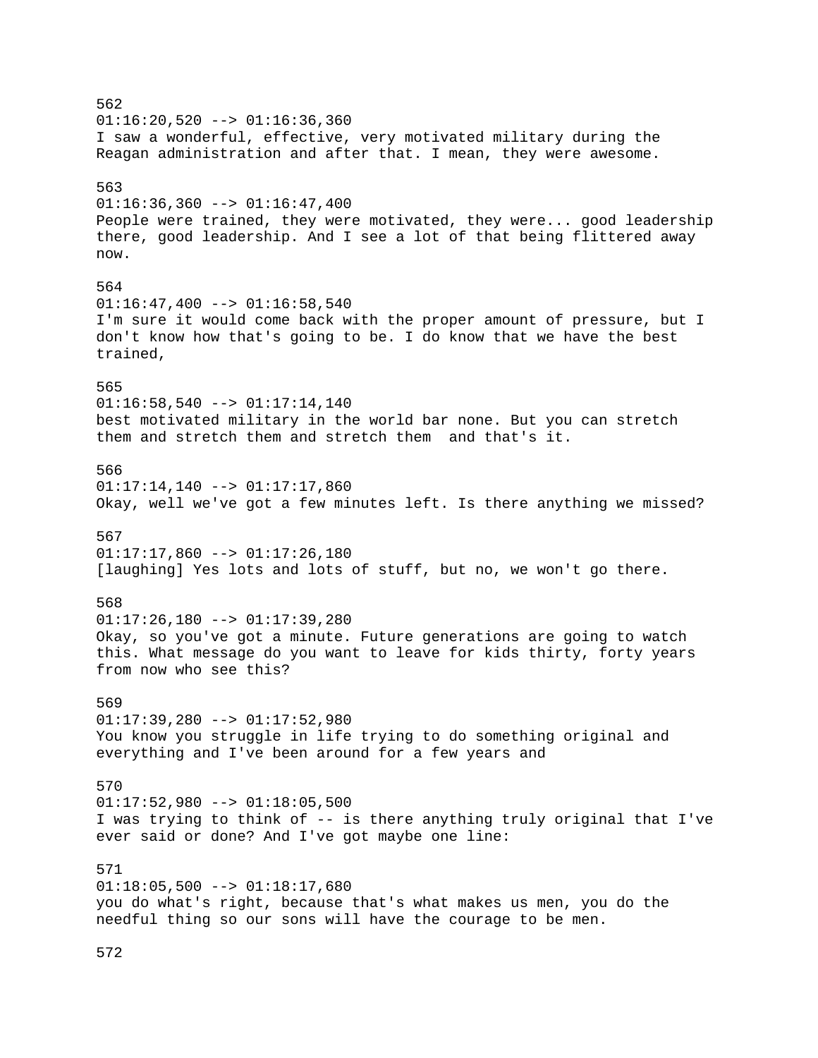562
01:16:20,520 --> 01:16:36,360
I saw a wonderful, effective, very motivated military during the Reagan administration and after that. I mean, they were awesome.

563
01:16:36,360 --> 01:16:47,400
People were trained, they were motivated, they were... good leadership there, good leadership. And I see a lot of that being flittered away now.

564
01:16:47,400 --> 01:16:58,540
I'm sure it would come back with the proper amount of pressure, but I don't know how that's going to be. I do know that we have the best trained,

565
01:16:58,540 --> 01:17:14,140
best motivated military in the world bar none. But you can stretch them and stretch them and stretch them  and that's it.

566
01:17:14,140 --> 01:17:17,860
Okay, well we've got a few minutes left. Is there anything we missed?

567
01:17:17,860 --> 01:17:26,180
[laughing] Yes lots and lots of stuff, but no, we won't go there.

568
01:17:26,180 --> 01:17:39,280
Okay, so you've got a minute. Future generations are going to watch this. What message do you want to leave for kids thirty, forty years from now who see this?

569
01:17:39,280 --> 01:17:52,980
You know you struggle in life trying to do something original and everything and I've been around for a few years and

570
01:17:52,980 --> 01:18:05,500
I was trying to think of -- is there anything truly original that I've ever said or done? And I've got maybe one line:

571
01:18:05,500 --> 01:18:17,680
you do what's right, because that's what makes us men, you do the needful thing so our sons will have the courage to be men.

572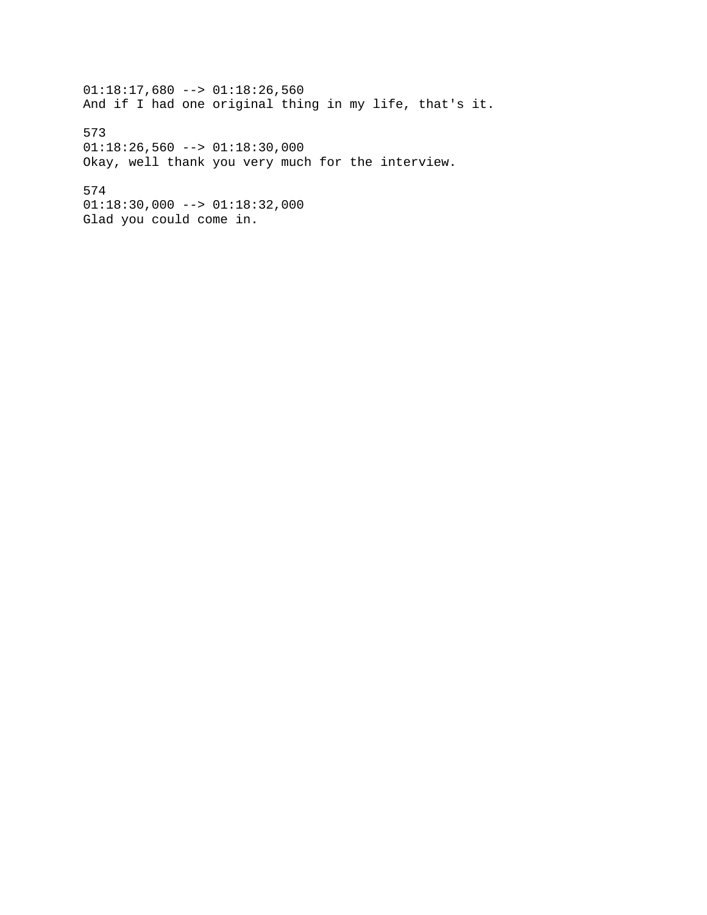01:18:17,680 --> 01:18:26,560
And if I had one original thing in my life, that's it.

573
01:18:26,560 --> 01:18:30,000
Okay, well thank you very much for the interview.

574
01:18:30,000 --> 01:18:32,000
Glad you could come in.